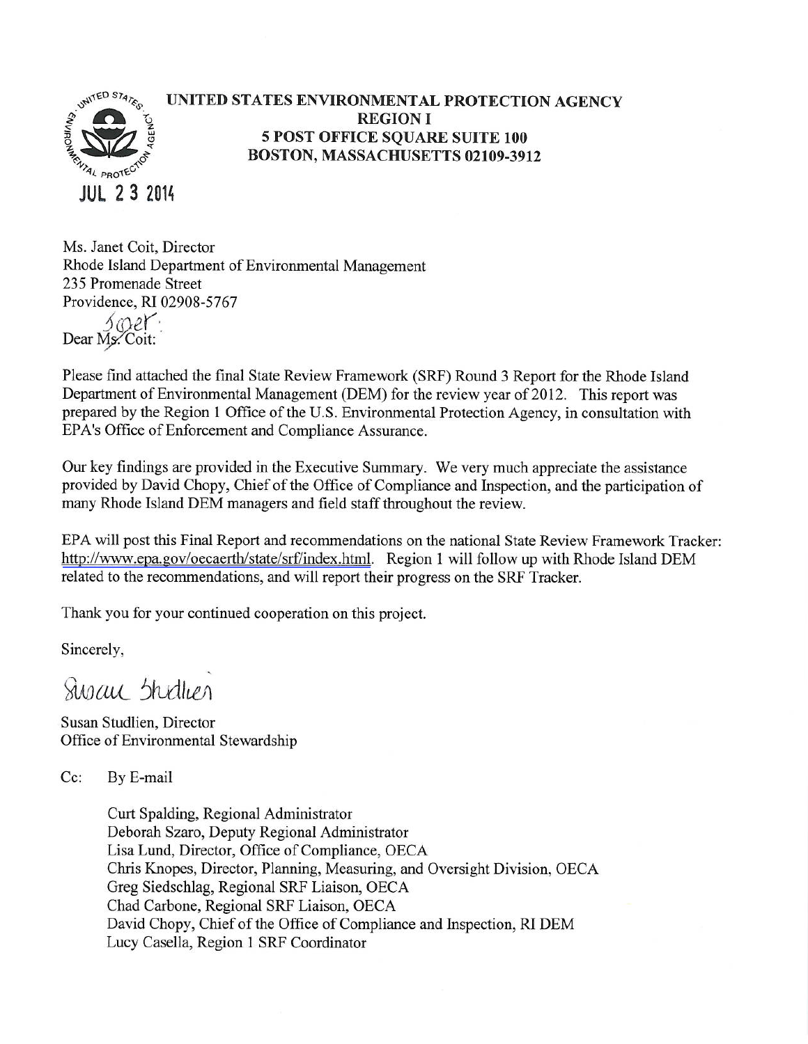**UNITED STATES ENVIRONMENTAL PROTECTION AGENCY**
**REGION I**
**5 POST OFFICE SQUARE SUITE 100**
**BOSTON, MASSACHUSETTS 02109-3912**

JUL 23 2014

Ms. Janet Coit, Director
Rhode Island Department of Environmental Management
235 Promenade Street
Providence, RI 02908-5767

Dear ~~Ms.~~ Janet: Coit:

Please find attached the final State Review Framework (SRF) Round 3 Report for the Rhode Island Department of Environmental Management (DEM) for the review year of 2012. This report was prepared by the Region 1 Office of the U.S. Environmental Protection Agency, in consultation with EPA's Office of Enforcement and Compliance Assurance.

Our key findings are provided in the Executive Summary. We very much appreciate the assistance provided by David Chopy, Chief of the Office of Compliance and Inspection, and the participation of many Rhode Island DEM managers and field staff throughout the review.

EPA will post this Final Report and recommendations on the national State Review Framework Tracker: http://www.epa.gov/oecaerth/state/srf/index.html. Region 1 will follow up with Rhode Island DEM related to the recommendations, and will report their progress on the SRF Tracker.

Thank you for your continued cooperation on this project.

Sincerely,

Susan Studlien

Susan Studlien, Director
Office of Environmental Stewardship

Cc: By E-mail

Curt Spalding, Regional Administrator
Deborah Szaro, Deputy Regional Administrator
Lisa Lund, Director, Office of Compliance, OECA
Chris Knopes, Director, Planning, Measuring, and Oversight Division, OECA
Greg Siedschlag, Regional SRF Liaison, OECA
Chad Carbone, Regional SRF Liaison, OECA
David Chopy, Chief of the Office of Compliance and Inspection, RI DEM
Lucy Casella, Region 1 SRF Coordinator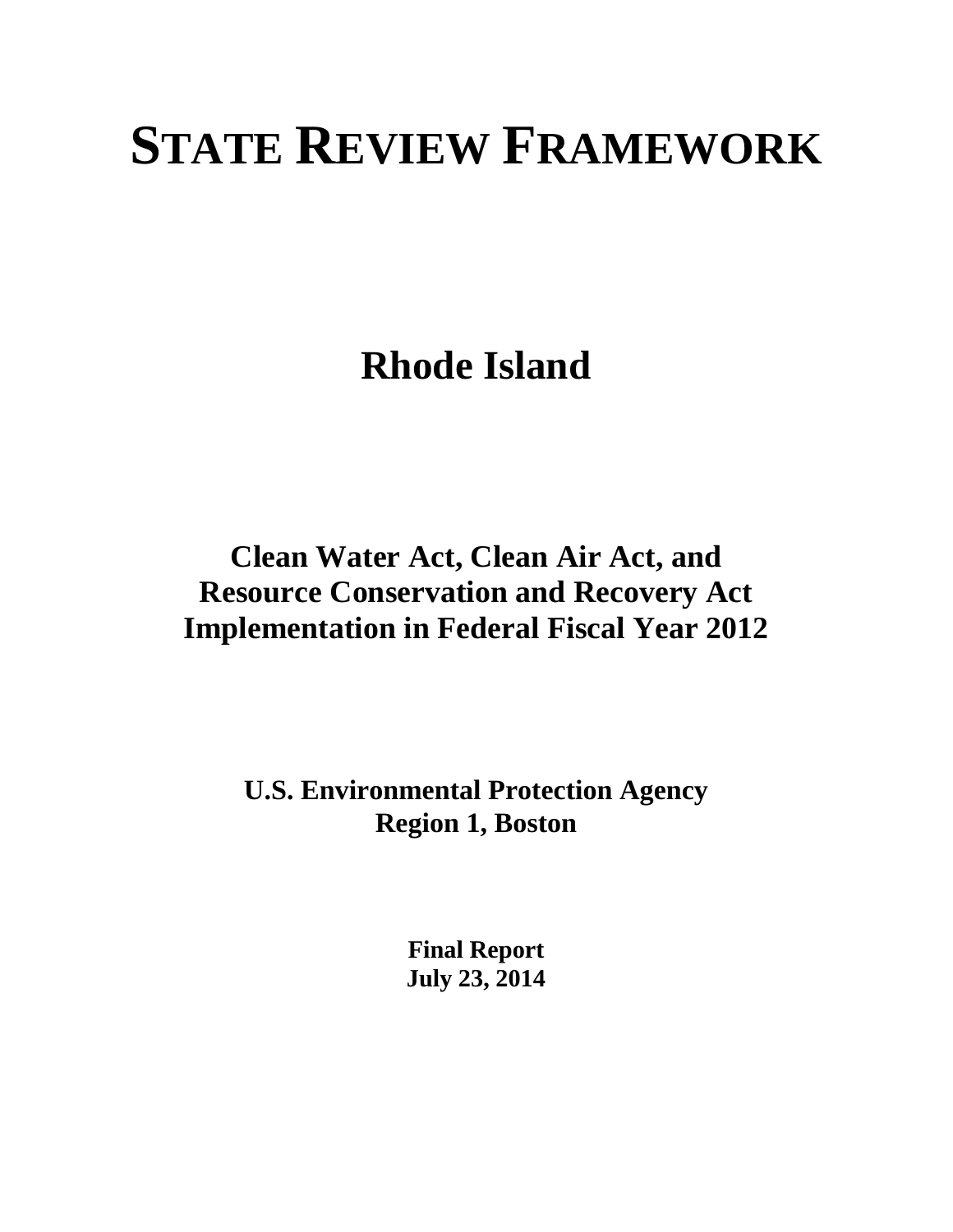# STATE REVIEW FRAMEWORK

## Rhode Island

### Clean Water Act, Clean Air Act, and Resource Conservation and Recovery Act Implementation in Federal Fiscal Year 2012

**U.S. Environmental Protection Agency**
**Region 1, Boston**

**Final Report**
**July 23, 2014**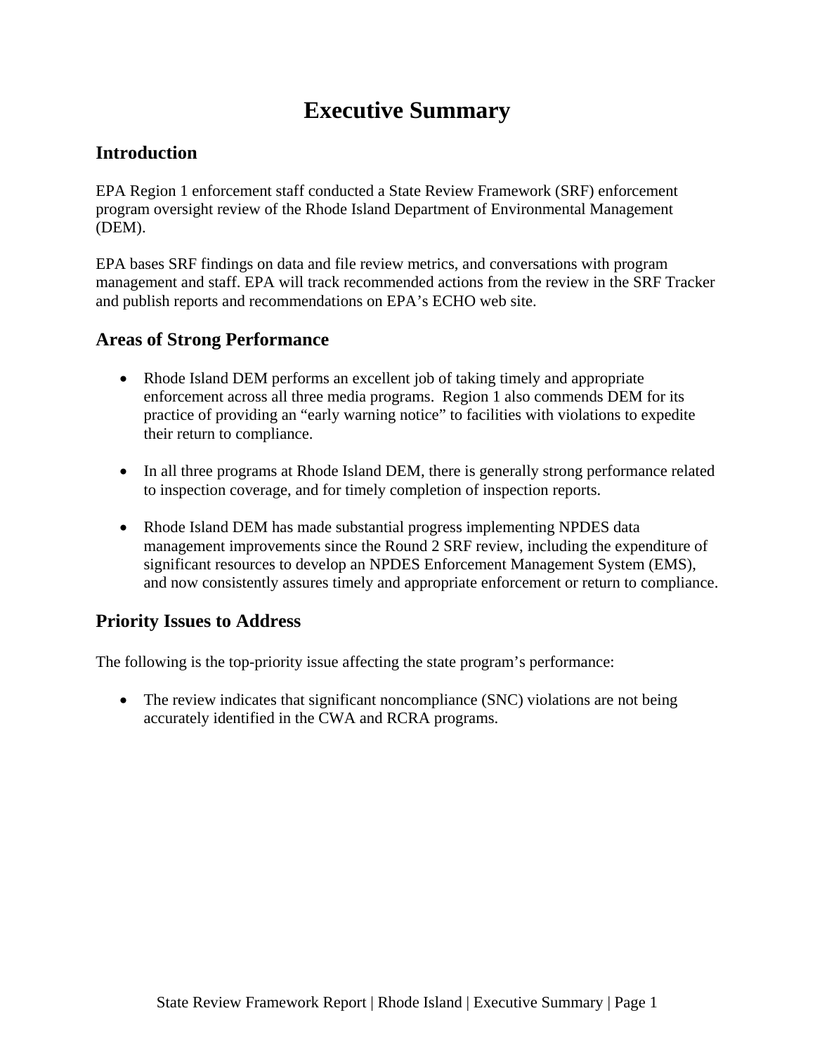# Executive Summary

## Introduction

EPA Region 1 enforcement staff conducted a State Review Framework (SRF) enforcement program oversight review of the Rhode Island Department of Environmental Management (DEM).

EPA bases SRF findings on data and file review metrics, and conversations with program management and staff. EPA will track recommended actions from the review in the SRF Tracker and publish reports and recommendations on EPA's ECHO web site.

## Areas of Strong Performance

- Rhode Island DEM performs an excellent job of taking timely and appropriate enforcement across all three media programs. Region 1 also commends DEM for its practice of providing an "early warning notice" to facilities with violations to expedite their return to compliance.

- In all three programs at Rhode Island DEM, there is generally strong performance related to inspection coverage, and for timely completion of inspection reports.

- Rhode Island DEM has made substantial progress implementing NPDES data management improvements since the Round 2 SRF review, including the expenditure of significant resources to develop an NPDES Enforcement Management System (EMS), and now consistently assures timely and appropriate enforcement or return to compliance.

## Priority Issues to Address

The following is the top-priority issue affecting the state program's performance:

- The review indicates that significant noncompliance (SNC) violations are not being accurately identified in the CWA and RCRA programs.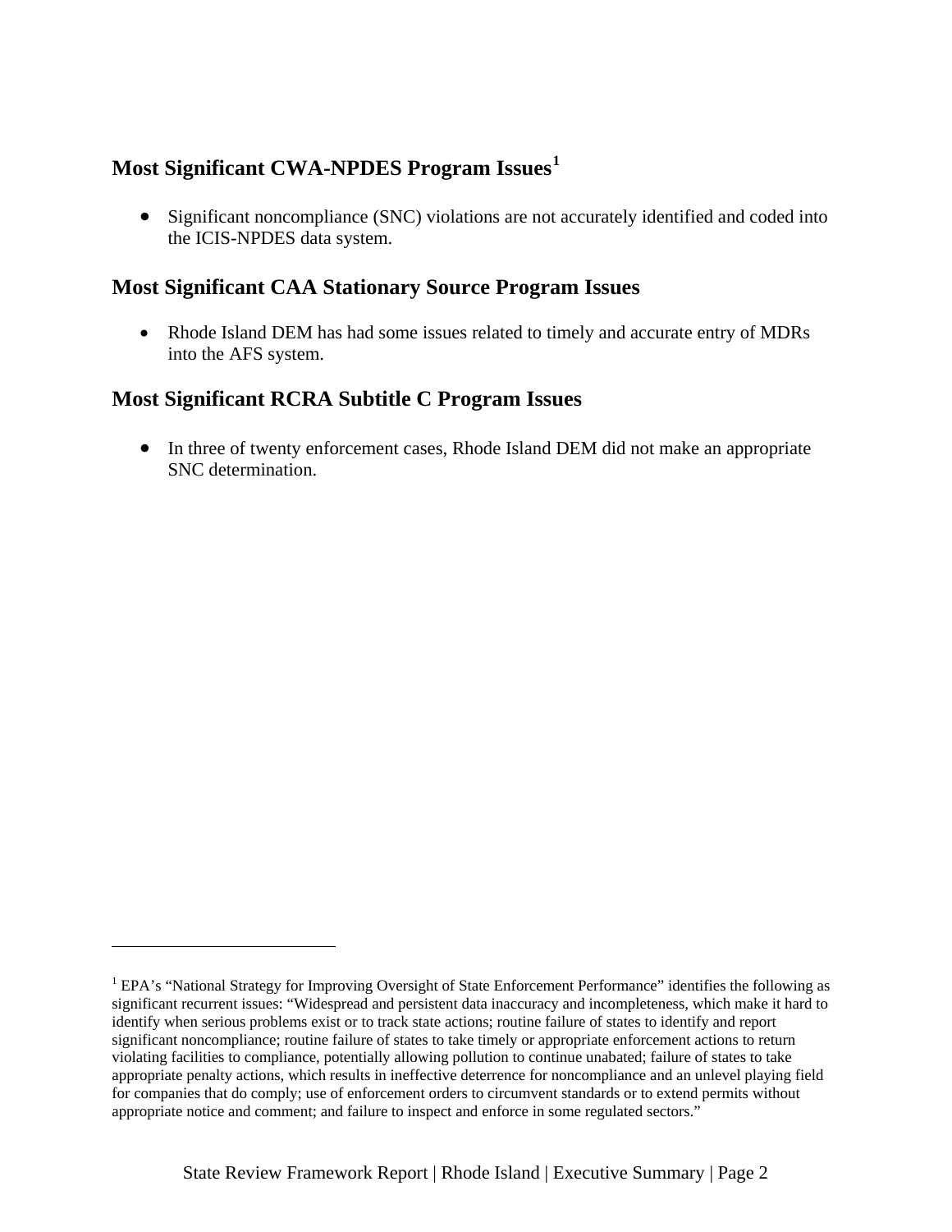## Most Significant CWA-NPDES Program Issues[1]

- Significant noncompliance (SNC) violations are not accurately identified and coded into the ICIS-NPDES data system.

## Most Significant CAA Stationary Source Program Issues

- Rhode Island DEM has had some issues related to timely and accurate entry of MDRs into the AFS system.

## Most Significant RCRA Subtitle C Program Issues

- In three of twenty enforcement cases, Rhode Island DEM did not make an appropriate SNC determination.

---

[1] EPA's "National Strategy for Improving Oversight of State Enforcement Performance" identifies the following as significant recurrent issues: "Widespread and persistent data inaccuracy and incompleteness, which make it hard to identify when serious problems exist or to track state actions; routine failure of states to identify and report significant noncompliance; routine failure of states to take timely or appropriate enforcement actions to return violating facilities to compliance, potentially allowing pollution to continue unabated; failure of states to take appropriate penalty actions, which results in ineffective deterrence for noncompliance and an unlevel playing field for companies that do comply; use of enforcement orders to circumvent standards or to extend permits without appropriate notice and comment; and failure to inspect and enforce in some regulated sectors."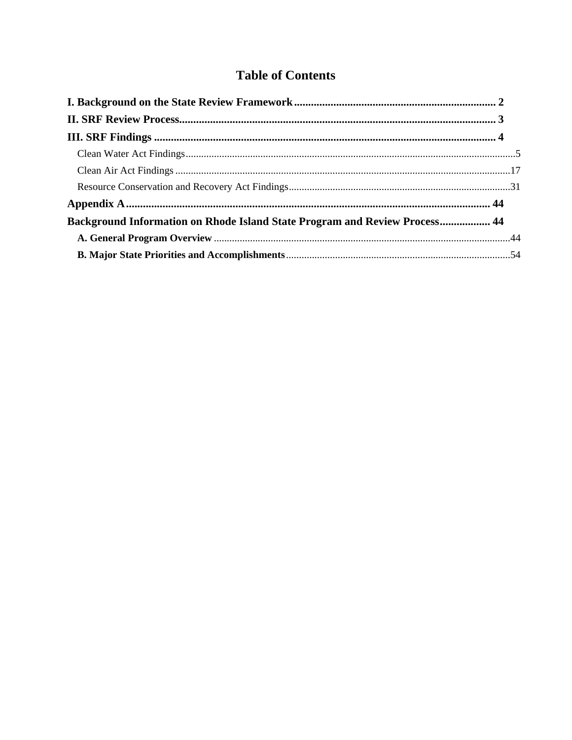# Table of Contents

**I. Background on the State Review Framework** ........................................................................ 2

**II. SRF Review Process** ................................................................................................................ 3

**III. SRF Findings** ......................................................................................................................... 4

- Clean Water Act Findings ............................................................................................................. 5
- Clean Air Act Findings ................................................................................................................. 17
- Resource Conservation and Recovery Act Findings .................................................................... 31

**Appendix A** .................................................................................................................................. 44

**Background Information on Rhode Island State Program and Review Process** ................. 44

- **A. General Program Overview** ................................................................................................. 44
- **B. Major State Priorities and Accomplishments** ...................................................................... 54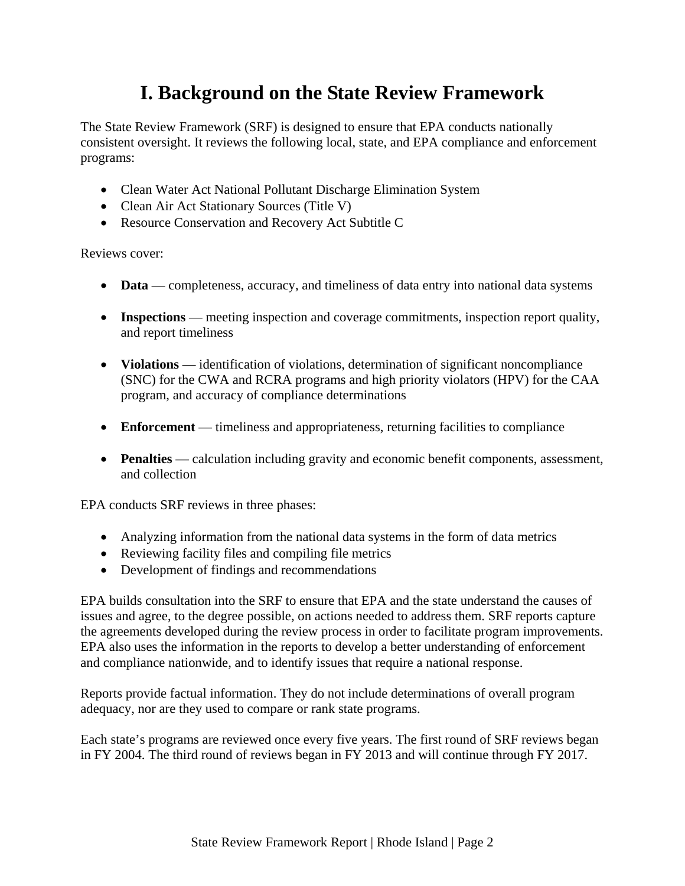# I. Background on the State Review Framework

The State Review Framework (SRF) is designed to ensure that EPA conducts nationally consistent oversight. It reviews the following local, state, and EPA compliance and enforcement programs:

- Clean Water Act National Pollutant Discharge Elimination System
- Clean Air Act Stationary Sources (Title V)
- Resource Conservation and Recovery Act Subtitle C

Reviews cover:

- **Data** — completeness, accuracy, and timeliness of data entry into national data systems
- **Inspections** — meeting inspection and coverage commitments, inspection report quality, and report timeliness
- **Violations** — identification of violations, determination of significant noncompliance (SNC) for the CWA and RCRA programs and high priority violators (HPV) for the CAA program, and accuracy of compliance determinations
- **Enforcement** — timeliness and appropriateness, returning facilities to compliance
- **Penalties** — calculation including gravity and economic benefit components, assessment, and collection

EPA conducts SRF reviews in three phases:

- Analyzing information from the national data systems in the form of data metrics
- Reviewing facility files and compiling file metrics
- Development of findings and recommendations

EPA builds consultation into the SRF to ensure that EPA and the state understand the causes of issues and agree, to the degree possible, on actions needed to address them. SRF reports capture the agreements developed during the review process in order to facilitate program improvements. EPA also uses the information in the reports to develop a better understanding of enforcement and compliance nationwide, and to identify issues that require a national response.

Reports provide factual information. They do not include determinations of overall program adequacy, nor are they used to compare or rank state programs.

Each state's programs are reviewed once every five years. The first round of SRF reviews began in FY 2004. The third round of reviews began in FY 2013 and will continue through FY 2017.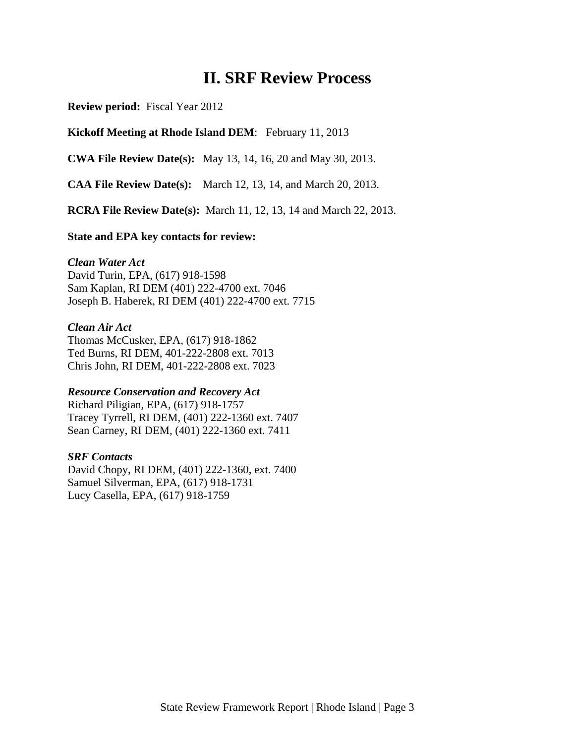# II. SRF Review Process

**Review period:** Fiscal Year 2012

**Kickoff Meeting at Rhode Island DEM**: February 11, 2013

**CWA File Review Date(s):** May 13, 14, 16, 20 and May 30, 2013.

**CAA File Review Date(s):** March 12, 13, 14, and March 20, 2013.

**RCRA File Review Date(s):** March 11, 12, 13, 14 and March 22, 2013.

**State and EPA key contacts for review:**

***Clean Water Act***
David Turin, EPA, (617) 918-1598
Sam Kaplan, RI DEM (401) 222-4700 ext. 7046
Joseph B. Haberek, RI DEM (401) 222-4700 ext. 7715

***Clean Air Act***
Thomas McCusker, EPA, (617) 918-1862
Ted Burns, RI DEM, 401-222-2808 ext. 7013
Chris John, RI DEM, 401-222-2808 ext. 7023

***Resource Conservation and Recovery Act***
Richard Piligian, EPA, (617) 918-1757
Tracey Tyrrell, RI DEM, (401) 222-1360 ext. 7407
Sean Carney, RI DEM, (401) 222-1360 ext. 7411

***SRF Contacts***
David Chopy, RI DEM, (401) 222-1360, ext. 7400
Samuel Silverman, EPA, (617) 918-1731
Lucy Casella, EPA, (617) 918-1759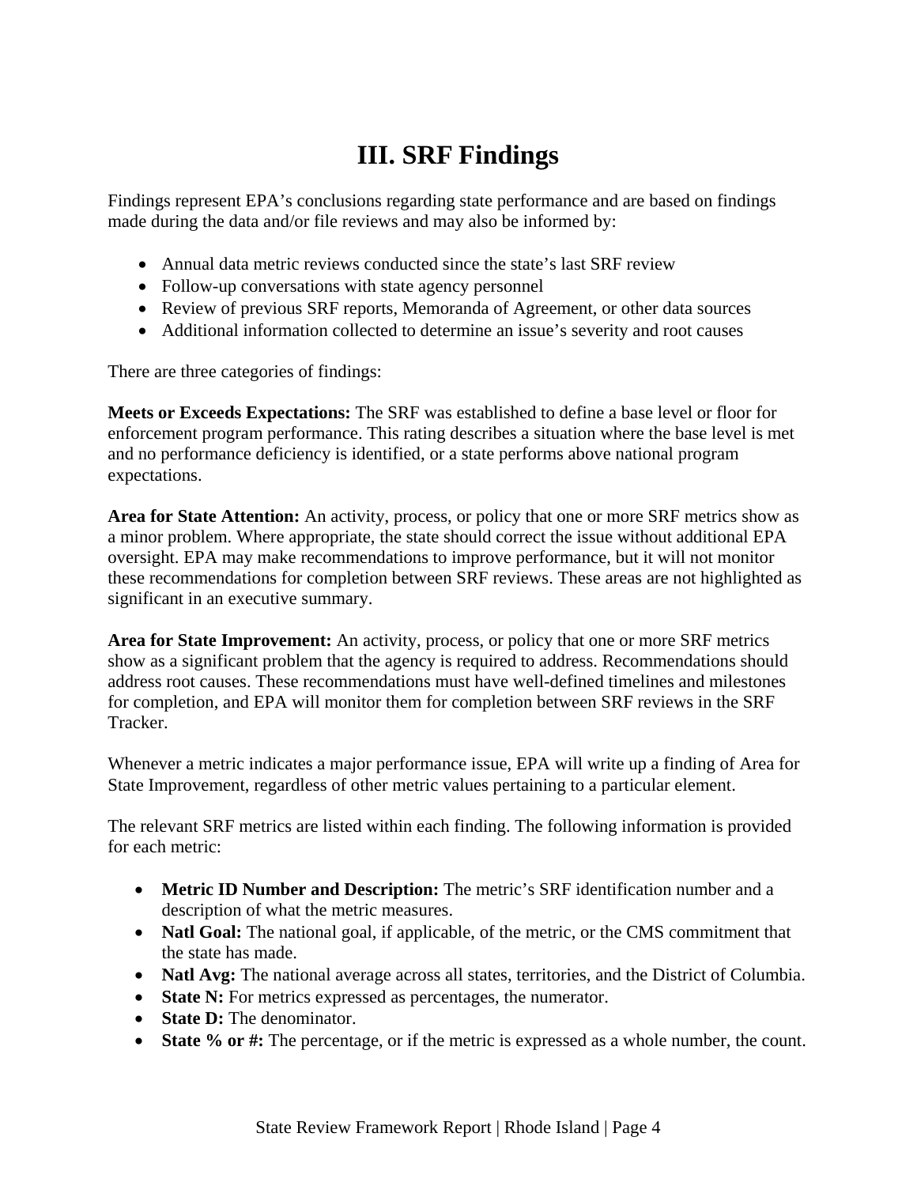# III. SRF Findings

Findings represent EPA's conclusions regarding state performance and are based on findings made during the data and/or file reviews and may also be informed by:

- Annual data metric reviews conducted since the state's last SRF review
- Follow-up conversations with state agency personnel
- Review of previous SRF reports, Memoranda of Agreement, or other data sources
- Additional information collected to determine an issue's severity and root causes

There are three categories of findings:

**Meets or Exceeds Expectations:** The SRF was established to define a base level or floor for enforcement program performance. This rating describes a situation where the base level is met and no performance deficiency is identified, or a state performs above national program expectations.

**Area for State Attention:** An activity, process, or policy that one or more SRF metrics show as a minor problem. Where appropriate, the state should correct the issue without additional EPA oversight. EPA may make recommendations to improve performance, but it will not monitor these recommendations for completion between SRF reviews. These areas are not highlighted as significant in an executive summary.

**Area for State Improvement:** An activity, process, or policy that one or more SRF metrics show as a significant problem that the agency is required to address. Recommendations should address root causes. These recommendations must have well-defined timelines and milestones for completion, and EPA will monitor them for completion between SRF reviews in the SRF Tracker.

Whenever a metric indicates a major performance issue, EPA will write up a finding of Area for State Improvement, regardless of other metric values pertaining to a particular element.

The relevant SRF metrics are listed within each finding. The following information is provided for each metric:

- **Metric ID Number and Description:** The metric's SRF identification number and a description of what the metric measures.
- **Natl Goal:** The national goal, if applicable, of the metric, or the CMS commitment that the state has made.
- **Natl Avg:** The national average across all states, territories, and the District of Columbia.
- **State N:** For metrics expressed as percentages, the numerator.
- **State D:** The denominator.
- **State % or #:** The percentage, or if the metric is expressed as a whole number, the count.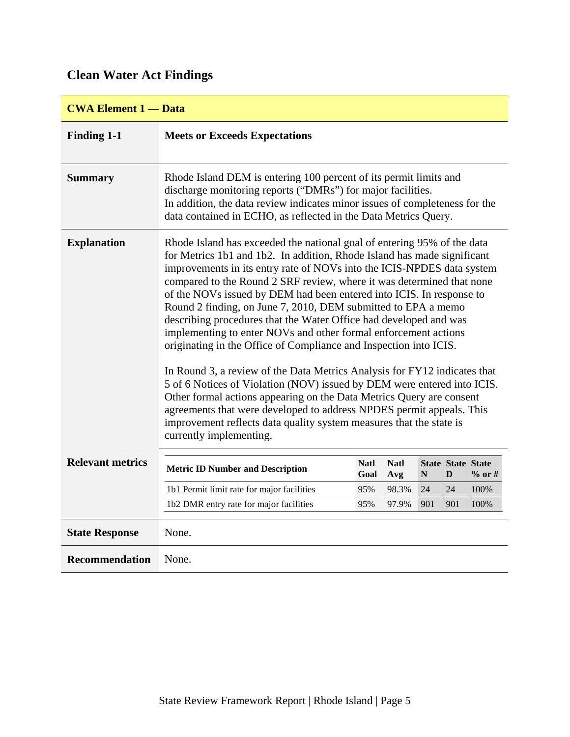## Clean Water Act Findings

| **CWA Element 1 — Data** | |
|---|---|
| **Finding 1-1** | **Meets or Exceeds Expectations** |
| **Summary** | Rhode Island DEM is entering 100 percent of its permit limits and discharge monitoring reports ("DMRs") for major facilities. In addition, the data review indicates minor issues of completeness for the data contained in ECHO, as reflected in the Data Metrics Query. |
| **Explanation** | Rhode Island has exceeded the national goal of entering 95% of the data for Metrics 1b1 and 1b2. In addition, Rhode Island has made significant improvements in its entry rate of NOVs into the ICIS-NPDES data system compared to the Round 2 SRF review, where it was determined that none of the NOVs issued by DEM had been entered into ICIS. In response to Round 2 finding, on June 7, 2010, DEM submitted to EPA a memo describing procedures that the Water Office had developed and was implementing to enter NOVs and other formal enforcement actions originating in the Office of Compliance and Inspection into ICIS.<br><br>In Round 3, a review of the Data Metrics Analysis for FY12 indicates that 5 of 6 Notices of Violation (NOV) issued by DEM were entered into ICIS. Other formal actions appearing on the Data Metrics Query are consent agreements that were developed to address NPDES permit appeals. This improvement reflects data quality system measures that the state is currently implementing. |
| **Relevant metrics** | (see table below) |
| **State Response** | None. |
| **Recommendation** | None. |

**Relevant metrics**

| Metric ID Number and Description | Natl Goal | Natl Avg | State N | State D | State % or # |
|---|---|---|---|---|---|
| 1b1 Permit limit rate for major facilities | 95% | 98.3% | 24 | 24 | 100% |
| 1b2 DMR entry rate for major facilities | 95% | 97.9% | 901 | 901 | 100% |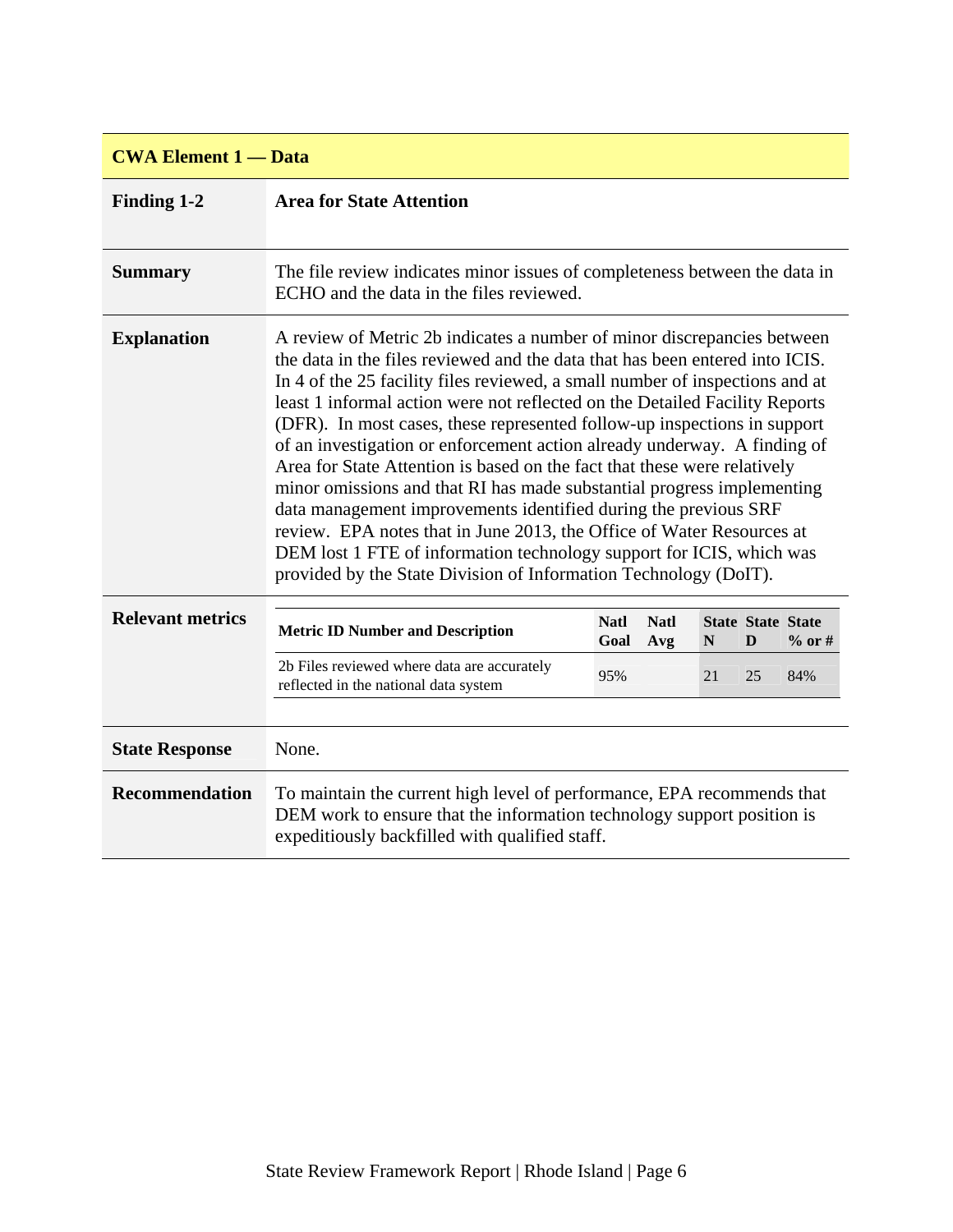## CWA Element 1 — Data

| | |
|---|---|
| **Finding 1-2** | **Area for State Attention** |
| **Summary** | The file review indicates minor issues of completeness between the data in ECHO and the data in the files reviewed. |
| **Explanation** | A review of Metric 2b indicates a number of minor discrepancies between the data in the files reviewed and the data that has been entered into ICIS. In 4 of the 25 facility files reviewed, a small number of inspections and at least 1 informal action were not reflected on the Detailed Facility Reports (DFR). In most cases, these represented follow-up inspections in support of an investigation or enforcement action already underway. A finding of Area for State Attention is based on the fact that these were relatively minor omissions and that RI has made substantial progress implementing data management improvements identified during the previous SRF review. EPA notes that in June 2013, the Office of Water Resources at DEM lost 1 FTE of information technology support for ICIS, which was provided by the State Division of Information Technology (DoIT). |

**Relevant metrics**

| Metric ID Number and Description | Natl Goal | Natl Avg | State N | State D | State % or # |
|---|---|---|---|---|---|
| 2b Files reviewed where data are accurately reflected in the national data system | 95% | | 21 | 25 | 84% |

| | |
|---|---|
| **State Response** | None. |
| **Recommendation** | To maintain the current high level of performance, EPA recommends that DEM work to ensure that the information technology support position is expeditiously backfilled with qualified staff. |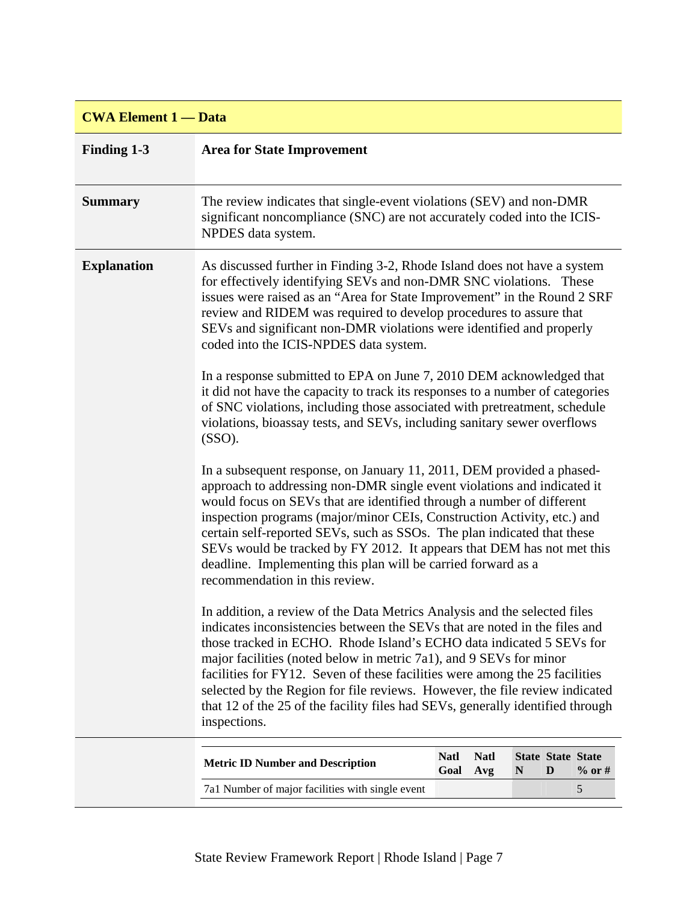| CWA Element 1 — Data | |
|---|---|
| **Finding 1-3** | **Area for State Improvement** |
| **Summary** | The review indicates that single-event violations (SEV) and non-DMR significant noncompliance (SNC) are not accurately coded into the ICIS-NPDES data system. |
| **Explanation** | As discussed further in Finding 3-2, Rhode Island does not have a system for effectively identifying SEVs and non-DMR SNC violations. These issues were raised as an "Area for State Improvement" in the Round 2 SRF review and RIDEM was required to develop procedures to assure that SEVs and significant non-DMR violations were identified and properly coded into the ICIS-NPDES data system.<br><br>In a response submitted to EPA on June 7, 2010 DEM acknowledged that it did not have the capacity to track its responses to a number of categories of SNC violations, including those associated with pretreatment, schedule violations, bioassay tests, and SEVs, including sanitary sewer overflows (SSO).<br><br>In a subsequent response, on January 11, 2011, DEM provided a phased-approach to addressing non-DMR single event violations and indicated it would focus on SEVs that are identified through a number of different inspection programs (major/minor CEIs, Construction Activity, etc.) and certain self-reported SEVs, such as SSOs. The plan indicated that these SEVs would be tracked by FY 2012. It appears that DEM has not met this deadline. Implementing this plan will be carried forward as a recommendation in this review.<br><br>In addition, a review of the Data Metrics Analysis and the selected files indicates inconsistencies between the SEVs that are noted in the files and those tracked in ECHO. Rhode Island's ECHO data indicated 5 SEVs for major facilities (noted below in metric 7a1), and 9 SEVs for minor facilities for FY12. Seven of these facilities were among the 25 facilities selected by the Region for file reviews. However, the file review indicated that 12 of the 25 of the facility files had SEVs, generally identified through inspections. |

| Metric ID Number and Description | Natl Goal | Natl Avg | State N | State D | State % or # |
|---|---|---|---|---|---|
| 7a1 Number of major facilities with single event | | | | | 5 |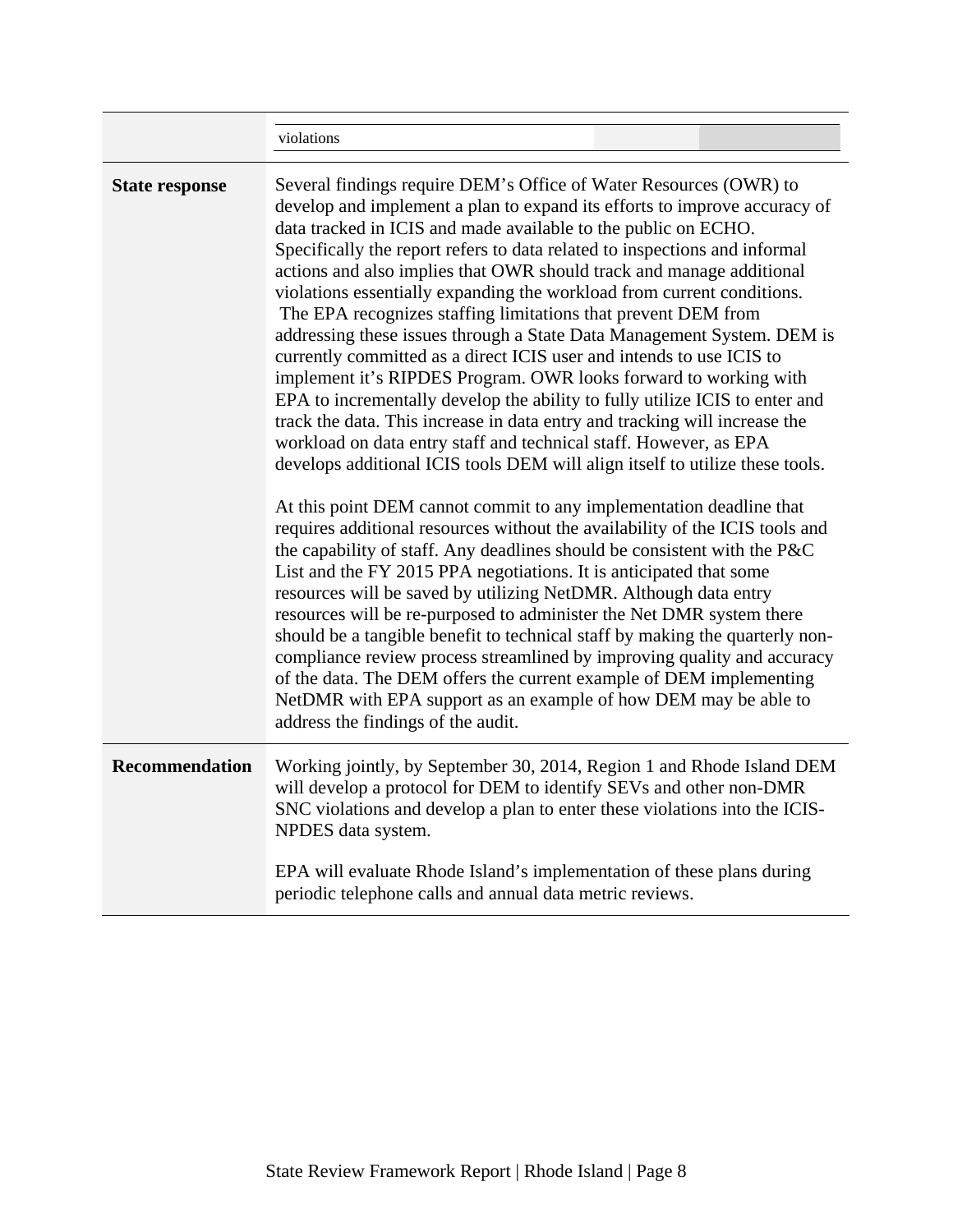| | violations | | |
|---|---|---|---|

| | |
|---|---|
| **State response** | Several findings require DEM's Office of Water Resources (OWR) to develop and implement a plan to expand its efforts to improve accuracy of data tracked in ICIS and made available to the public on ECHO. Specifically the report refers to data related to inspections and informal actions and also implies that OWR should track and manage additional violations essentially expanding the workload from current conditions. The EPA recognizes staffing limitations that prevent DEM from addressing these issues through a State Data Management System. DEM is currently committed as a direct ICIS user and intends to use ICIS to implement it's RIPDES Program. OWR looks forward to working with EPA to incrementally develop the ability to fully utilize ICIS to enter and track the data. This increase in data entry and tracking will increase the workload on data entry staff and technical staff. However, as EPA develops additional ICIS tools DEM will align itself to utilize these tools.<br><br>At this point DEM cannot commit to any implementation deadline that requires additional resources without the availability of the ICIS tools and the capability of staff. Any deadlines should be consistent with the P&C List and the FY 2015 PPA negotiations. It is anticipated that some resources will be saved by utilizing NetDMR. Although data entry resources will be re-purposed to administer the Net DMR system there should be a tangible benefit to technical staff by making the quarterly non-compliance review process streamlined by improving quality and accuracy of the data. The DEM offers the current example of DEM implementing NetDMR with EPA support as an example of how DEM may be able to address the findings of the audit. |
| **Recommendation** | Working jointly, by September 30, 2014, Region 1 and Rhode Island DEM will develop a protocol for DEM to identify SEVs and other non-DMR SNC violations and develop a plan to enter these violations into the ICIS-NPDES data system.<br><br>EPA will evaluate Rhode Island's implementation of these plans during periodic telephone calls and annual data metric reviews. |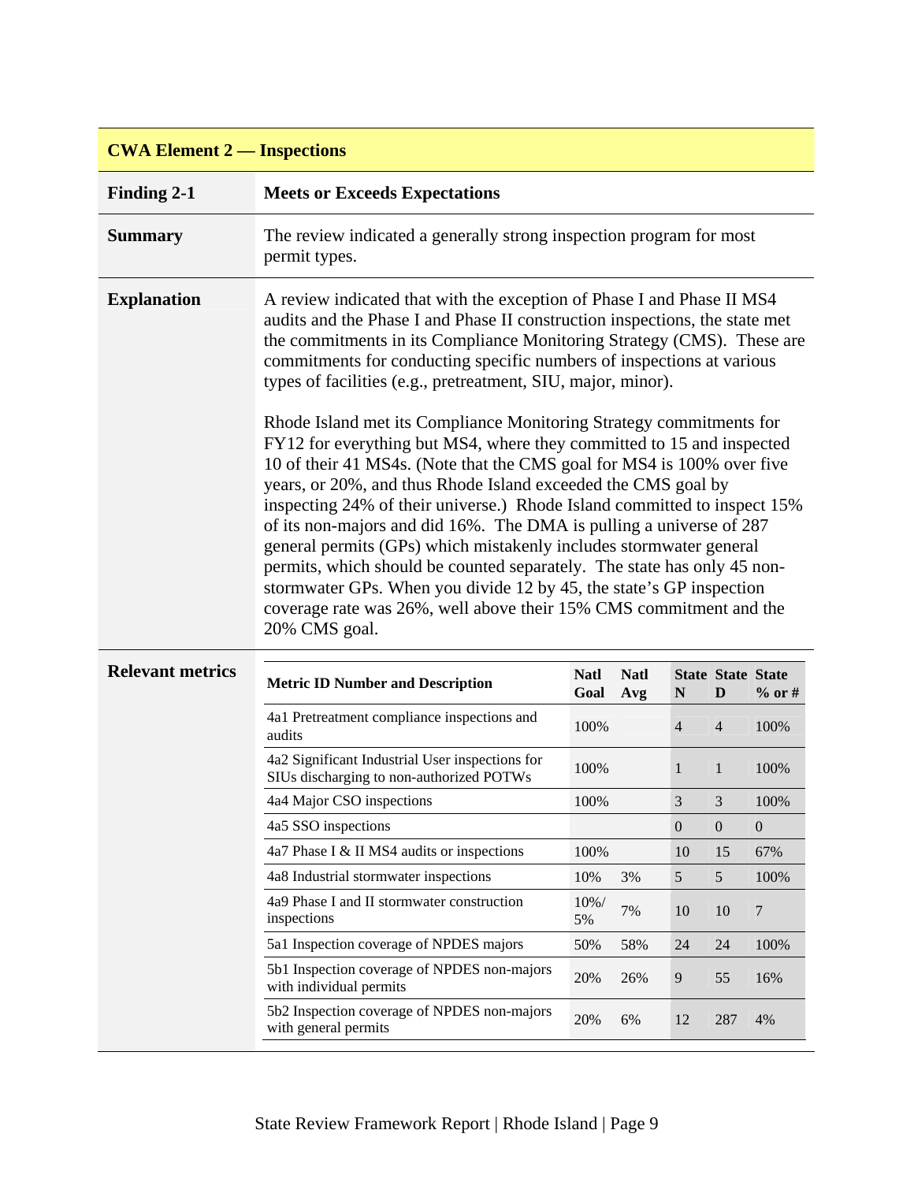## CWA Element 2 — Inspections

| | |
|---|---|
| **Finding 2-1** | **Meets or Exceeds Expectations** |
| **Summary** | The review indicated a generally strong inspection program for most permit types. |

**Explanation**

A review indicated that with the exception of Phase I and Phase II MS4 audits and the Phase I and Phase II construction inspections, the state met the commitments in its Compliance Monitoring Strategy (CMS). These are commitments for conducting specific numbers of inspections at various types of facilities (e.g., pretreatment, SIU, major, minor).

Rhode Island met its Compliance Monitoring Strategy commitments for FY12 for everything but MS4, where they committed to 15 and inspected 10 of their 41 MS4s. (Note that the CMS goal for MS4 is 100% over five years, or 20%, and thus Rhode Island exceeded the CMS goal by inspecting 24% of their universe.) Rhode Island committed to inspect 15% of its non-majors and did 16%. The DMA is pulling a universe of 287 general permits (GPs) which mistakenly includes stormwater general permits, which should be counted separately. The state has only 45 non-stormwater GPs. When you divide 12 by 45, the state's GP inspection coverage rate was 26%, well above their 15% CMS commitment and the 20% CMS goal.

**Relevant metrics**

| Metric ID Number and Description | Natl Goal | Natl Avg | State N | State D | State % or # |
|---|---|---|---|---|---|
| 4a1 Pretreatment compliance inspections and audits | 100% | | 4 | 4 | 100% |
| 4a2 Significant Industrial User inspections for SIUs discharging to non-authorized POTWs | 100% | | 1 | 1 | 100% |
| 4a4 Major CSO inspections | 100% | | 3 | 3 | 100% |
| 4a5 SSO inspections | | | 0 | 0 | 0 |
| 4a7 Phase I & II MS4 audits or inspections | 100% | | 10 | 15 | 67% |
| 4a8 Industrial stormwater inspections | 10% | 3% | 5 | 5 | 100% |
| 4a9 Phase I and II stormwater construction inspections | 10%/ 5% | 7% | 10 | 10 | 7 |
| 5a1 Inspection coverage of NPDES majors | 50% | 58% | 24 | 24 | 100% |
| 5b1 Inspection coverage of NPDES non-majors with individual permits | 20% | 26% | 9 | 55 | 16% |
| 5b2 Inspection coverage of NPDES non-majors with general permits | 20% | 6% | 12 | 287 | 4% |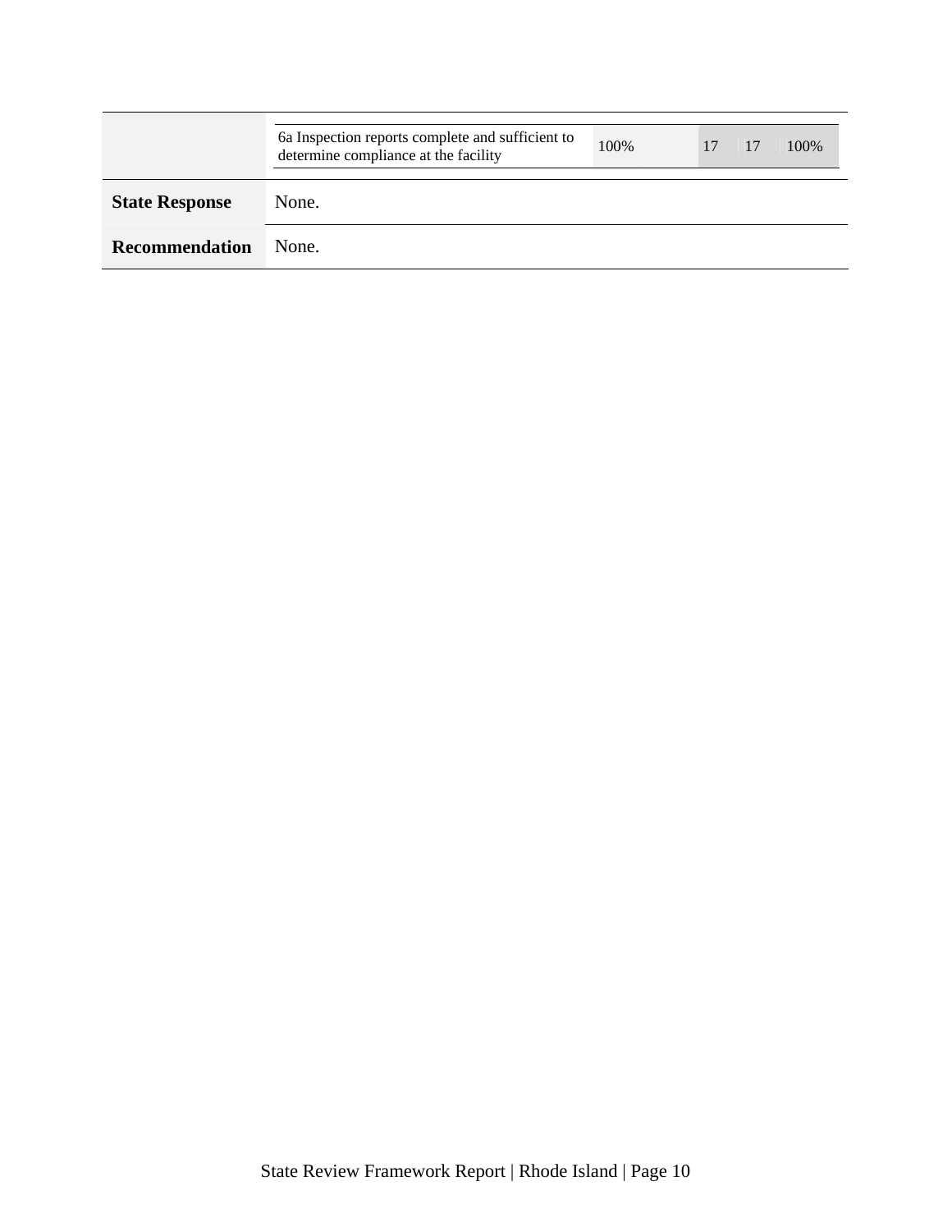| | | | | | |
|---|---|---|---|---|---|
| | 6a Inspection reports complete and sufficient to determine compliance at the facility | 100% | 17 | 17 | 100% |
| **State Response** | None. | | | | |
| **Recommendation** | None. | | | | |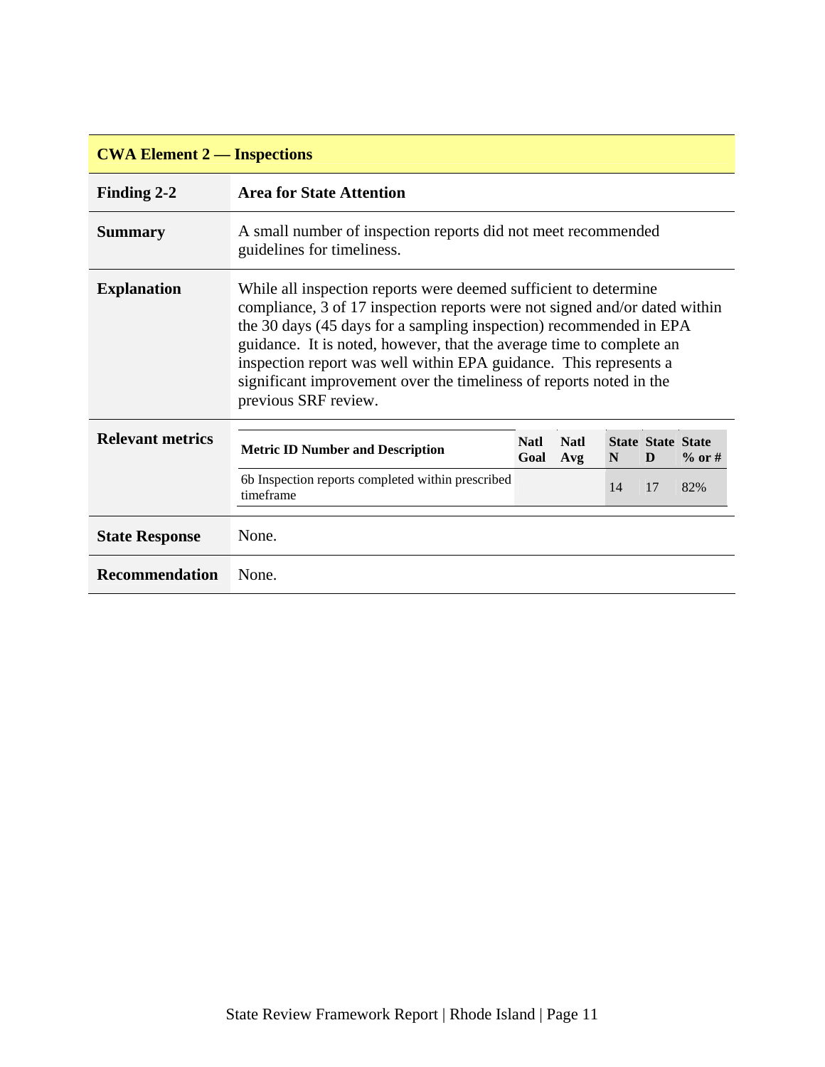| CWA Element 2 — Inspections | |
|---|---|
| **Finding 2-2** | **Area for State Attention** |
| **Summary** | A small number of inspection reports did not meet recommended guidelines for timeliness. |
| **Explanation** | While all inspection reports were deemed sufficient to determine compliance, 3 of 17 inspection reports were not signed and/or dated within the 30 days (45 days for a sampling inspection) recommended in EPA guidance. It is noted, however, that the average time to complete an inspection report was well within EPA guidance. This represents a significant improvement over the timeliness of reports noted in the previous SRF review. |
| **Relevant metrics** | See table below |
| **State Response** | None. |
| **Recommendation** | None. |

**Relevant metrics**

| Metric ID Number and Description | Natl Goal | Natl Avg | State N | State D | State % or # |
|---|---|---|---|---|---|
| 6b Inspection reports completed within prescribed timeframe | | | 14 | 17 | 82% |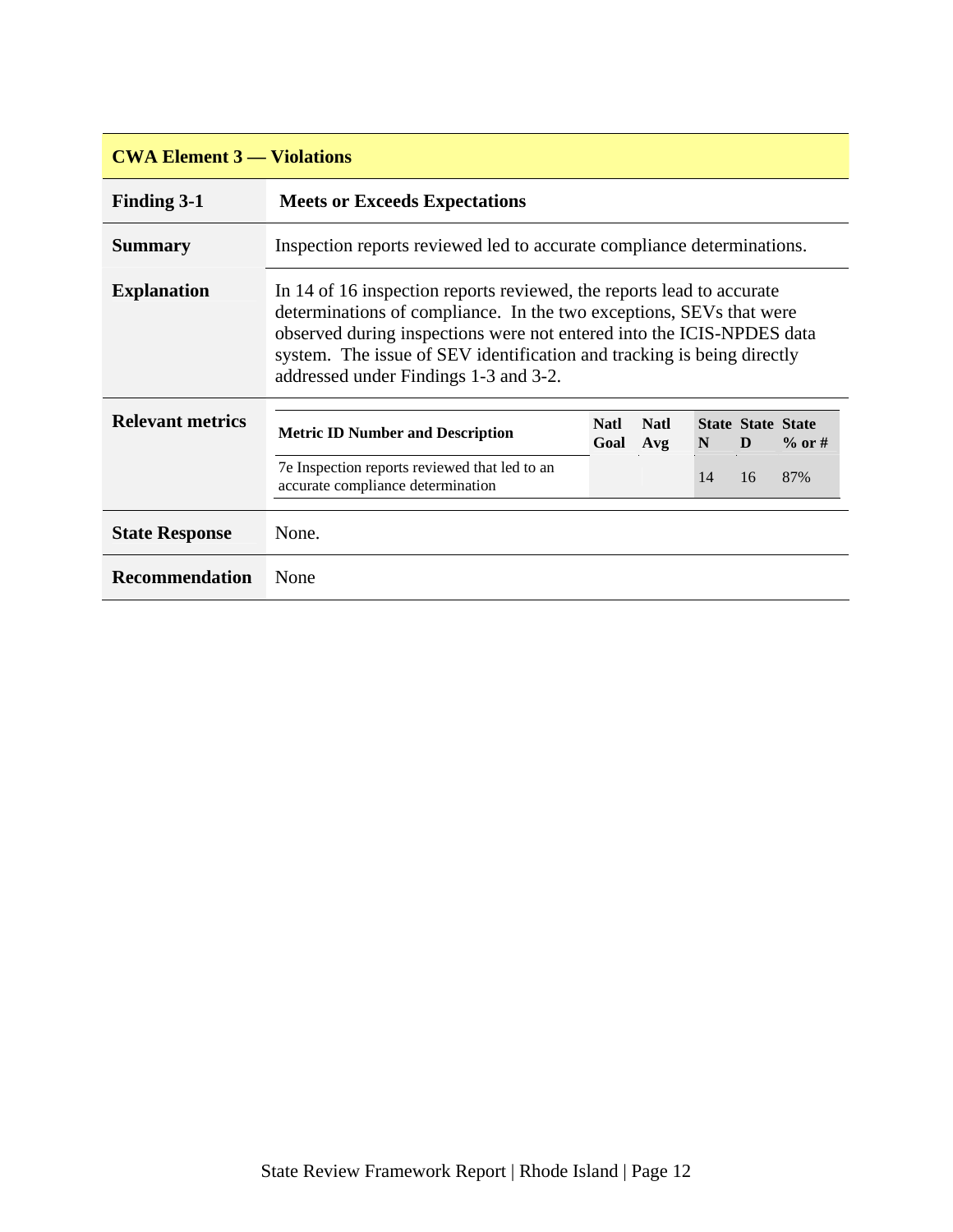## CWA Element 3 — Violations

| | |
|---|---|
| **Finding 3-1** | **Meets or Exceeds Expectations** |
| **Summary** | Inspection reports reviewed led to accurate compliance determinations. |
| **Explanation** | In 14 of 16 inspection reports reviewed, the reports lead to accurate determinations of compliance. In the two exceptions, SEVs that were observed during inspections were not entered into the ICIS-NPDES data system. The issue of SEV identification and tracking is being directly addressed under Findings 1-3 and 3-2. |
| **Relevant metrics** | (see table below) |
| **State Response** | None. |
| **Recommendation** | None |

**Relevant metrics**

| Metric ID Number and Description | Natl Goal | Natl Avg | State N | State D | State % or # |
|---|---|---|---|---|---|
| 7e Inspection reports reviewed that led to an accurate compliance determination | | | 14 | 16 | 87% |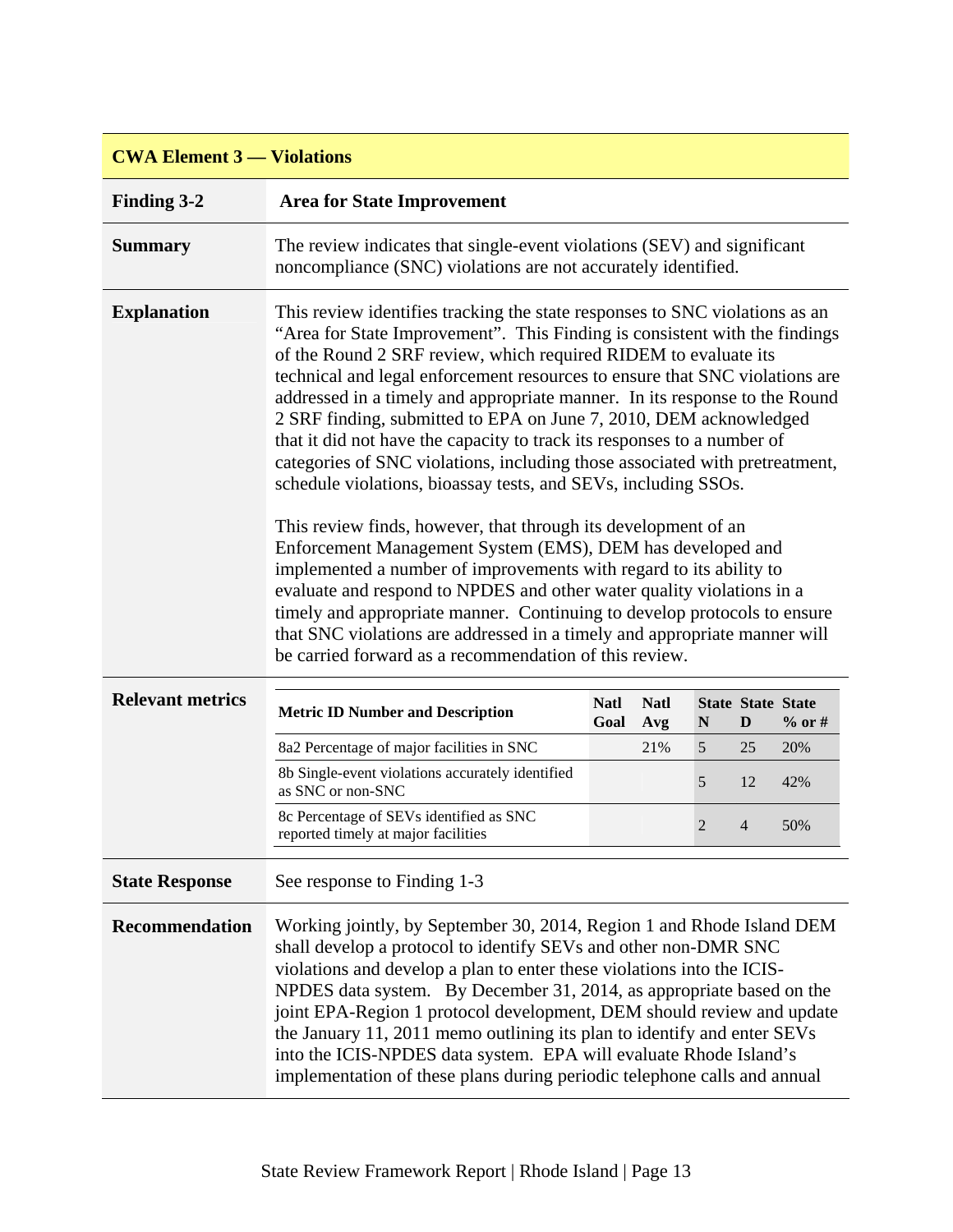| CWA Element 3 — Violations | |
|---|---|
| **Finding 3-2** | **Area for State Improvement** |
| **Summary** | The review indicates that single-event violations (SEV) and significant noncompliance (SNC) violations are not accurately identified. |
| **Explanation** | This review identifies tracking the state responses to SNC violations as an "Area for State Improvement". This Finding is consistent with the findings of the Round 2 SRF review, which required RIDEM to evaluate its technical and legal enforcement resources to ensure that SNC violations are addressed in a timely and appropriate manner. In its response to the Round 2 SRF finding, submitted to EPA on June 7, 2010, DEM acknowledged that it did not have the capacity to track its responses to a number of categories of SNC violations, including those associated with pretreatment, schedule violations, bioassay tests, and SEVs, including SSOs.<br><br>This review finds, however, that through its development of an Enforcement Management System (EMS), DEM has developed and implemented a number of improvements with regard to its ability to evaluate and respond to NPDES and other water quality violations in a timely and appropriate manner. Continuing to develop protocols to ensure that SNC violations are addressed in a timely and appropriate manner will be carried forward as a recommendation of this review. |
| **Relevant metrics** | (see table below) |
| **State Response** | See response to Finding 1-3 |
| **Recommendation** | Working jointly, by September 30, 2014, Region 1 and Rhode Island DEM shall develop a protocol to identify SEVs and other non-DMR SNC violations and develop a plan to enter these violations into the ICIS-NPDES data system. By December 31, 2014, as appropriate based on the joint EPA-Region 1 protocol development, DEM should review and update the January 11, 2011 memo outlining its plan to identify and enter SEVs into the ICIS-NPDES data system. EPA will evaluate Rhode Island's implementation of these plans during periodic telephone calls and annual |

**Relevant metrics**

| Metric ID Number and Description | Natl Goal | Natl Avg | State N | State D | State % or # |
|---|---|---|---|---|---|
| 8a2 Percentage of major facilities in SNC | | 21% | 5 | 25 | 20% |
| 8b Single-event violations accurately identified as SNC or non-SNC | | | 5 | 12 | 42% |
| 8c Percentage of SEVs identified as SNC reported timely at major facilities | | | 2 | 4 | 50% |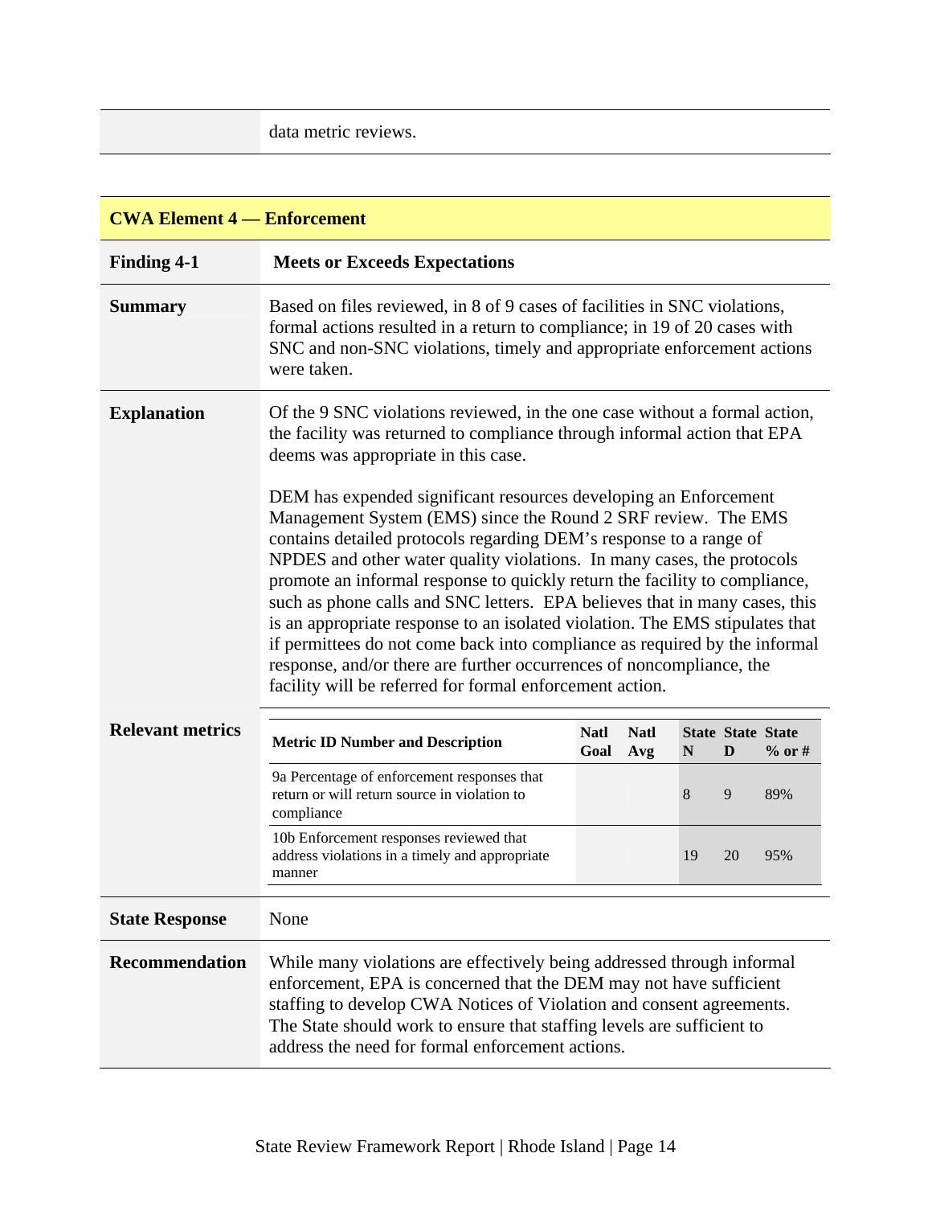| | data metric reviews. |
|---|---|

| CWA Element 4 — Enforcement | |
|---|---|
| **Finding 4-1** | **Meets or Exceeds Expectations** |
| **Summary** | Based on files reviewed, in 8 of 9 cases of facilities in SNC violations, formal actions resulted in a return to compliance; in 19 of 20 cases with SNC and non-SNC violations, timely and appropriate enforcement actions were taken. |
| **Explanation** | Of the 9 SNC violations reviewed, in the one case without a formal action, the facility was returned to compliance through informal action that EPA deems was appropriate in this case.<br><br>DEM has expended significant resources developing an Enforcement Management System (EMS) since the Round 2 SRF review. The EMS contains detailed protocols regarding DEM's response to a range of NPDES and other water quality violations. In many cases, the protocols promote an informal response to quickly return the facility to compliance, such as phone calls and SNC letters. EPA believes that in many cases, this is an appropriate response to an isolated violation. The EMS stipulates that if permittees do not come back into compliance as required by the informal response, and/or there are further occurrences of noncompliance, the facility will be referred for formal enforcement action. |
| **Relevant metrics** | (see table below) |
| **State Response** | None |
| **Recommendation** | While many violations are effectively being addressed through informal enforcement, EPA is concerned that the DEM may not have sufficient staffing to develop CWA Notices of Violation and consent agreements. The State should work to ensure that staffing levels are sufficient to address the need for formal enforcement actions. |

**Relevant metrics:**

| Metric ID Number and Description | Natl Goal | Natl Avg | State N | State D | State % or # |
|---|---|---|---|---|---|
| 9a Percentage of enforcement responses that return or will return source in violation to compliance | | | 8 | 9 | 89% |
| 10b Enforcement responses reviewed that address violations in a timely and appropriate manner | | | 19 | 20 | 95% |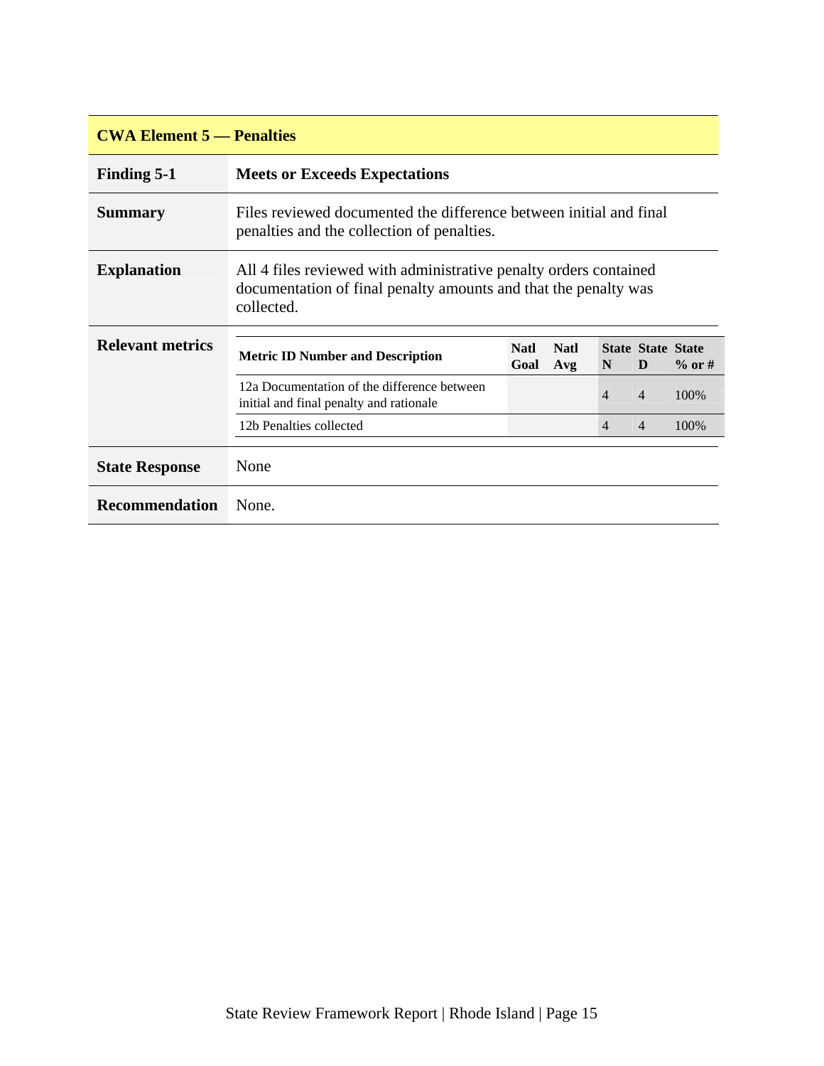## CWA Element 5 — Penalties

| | |
|---|---|
| **Finding 5-1** | **Meets or Exceeds Expectations** |
| **Summary** | Files reviewed documented the difference between initial and final penalties and the collection of penalties. |
| **Explanation** | All 4 files reviewed with administrative penalty orders contained documentation of final penalty amounts and that the penalty was collected. |

**Relevant metrics**

| Metric ID Number and Description | Natl Goal | Natl Avg | State N | State D | State % or # |
|---|---|---|---|---|---|
| 12a Documentation of the difference between initial and final penalty and rationale | | | 4 | 4 | 100% |
| 12b Penalties collected | | | 4 | 4 | 100% |

| | |
|---|---|
| **State Response** | None |
| **Recommendation** | None. |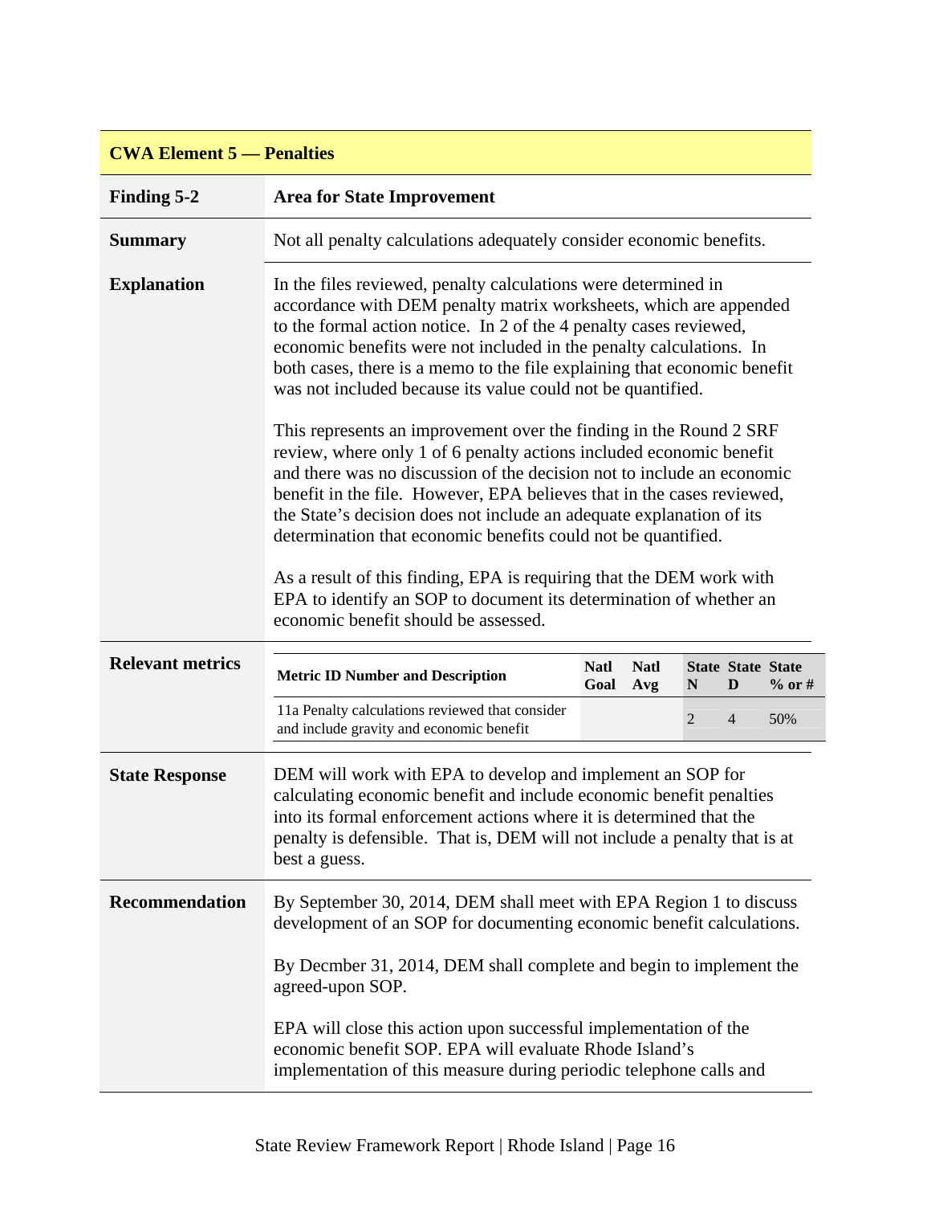## CWA Element 5 — Penalties

| | |
|---|---|
| **Finding 5-2** | **Area for State Improvement** |
| **Summary** | Not all penalty calculations adequately consider economic benefits. |
| **Explanation** | In the files reviewed, penalty calculations were determined in accordance with DEM penalty matrix worksheets, which are appended to the formal action notice. In 2 of the 4 penalty cases reviewed, economic benefits were not included in the penalty calculations. In both cases, there is a memo to the file explaining that economic benefit was not included because its value could not be quantified.<br><br>This represents an improvement over the finding in the Round 2 SRF review, where only 1 of 6 penalty actions included economic benefit and there was no discussion of the decision not to include an economic benefit in the file. However, EPA believes that in the cases reviewed, the State's decision does not include an adequate explanation of its determination that economic benefits could not be quantified.<br><br>As a result of this finding, EPA is requiring that the DEM work with EPA to identify an SOP to document its determination of whether an economic benefit should be assessed. |
| **Relevant metrics** | (see table below) |
| **State Response** | DEM will work with EPA to develop and implement an SOP for calculating economic benefit and include economic benefit penalties into its formal enforcement actions where it is determined that the penalty is defensible. That is, DEM will not include a penalty that is at best a guess. |
| **Recommendation** | By September 30, 2014, DEM shall meet with EPA Region 1 to discuss development of an SOP for documenting economic benefit calculations.<br><br>By Decmber 31, 2014, DEM shall complete and begin to implement the agreed-upon SOP.<br><br>EPA will close this action upon successful implementation of the economic benefit SOP. EPA will evaluate Rhode Island's implementation of this measure during periodic telephone calls and |

**Relevant metrics:**

| Metric ID Number and Description | Natl Goal | Natl Avg | State N | State D | State % or # |
|---|---|---|---|---|---|
| 11a Penalty calculations reviewed that consider and include gravity and economic benefit | | | 2 | 4 | 50% |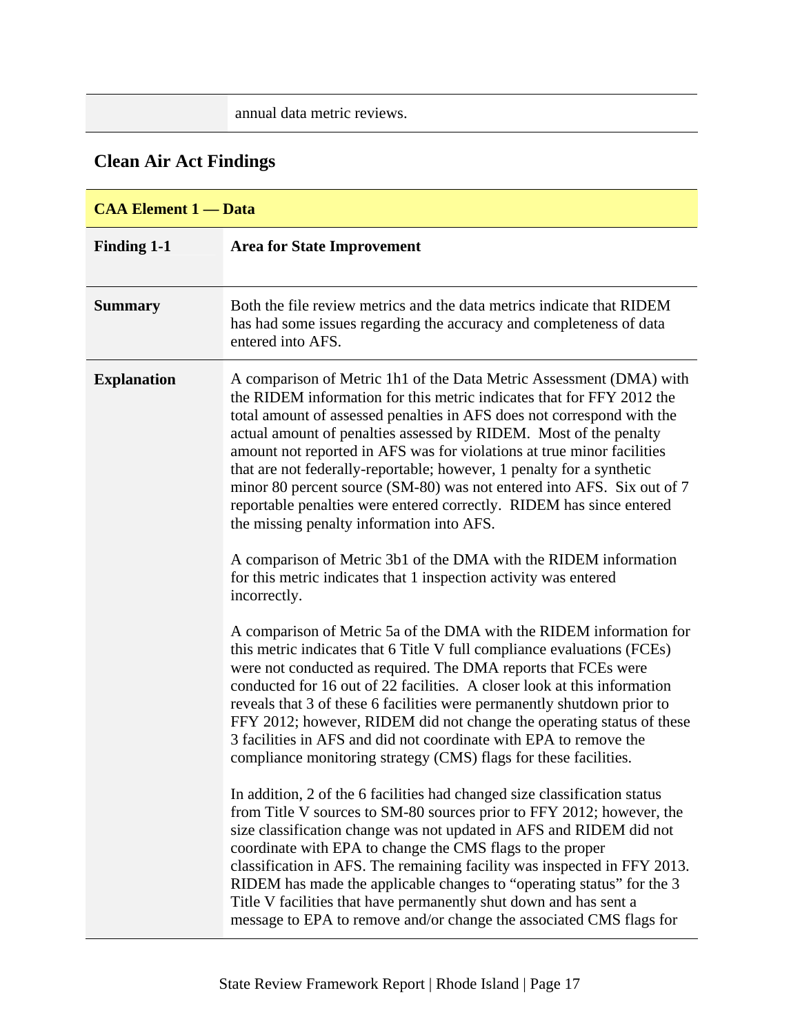| | annual data metric reviews. |
|---|---|

## Clean Air Act Findings

| **CAA Element 1 — Data** | |
|---|---|
| **Finding 1-1** | **Area for State Improvement** |
| **Summary** | Both the file review metrics and the data metrics indicate that RIDEM has had some issues regarding the accuracy and completeness of data entered into AFS. |
| **Explanation** | A comparison of Metric 1h1 of the Data Metric Assessment (DMA) with the RIDEM information for this metric indicates that for FFY 2012 the total amount of assessed penalties in AFS does not correspond with the actual amount of penalties assessed by RIDEM. Most of the penalty amount not reported in AFS was for violations at true minor facilities that are not federally-reportable; however, 1 penalty for a synthetic minor 80 percent source (SM-80) was not entered into AFS. Six out of 7 reportable penalties were entered correctly. RIDEM has since entered the missing penalty information into AFS.<br><br>A comparison of Metric 3b1 of the DMA with the RIDEM information for this metric indicates that 1 inspection activity was entered incorrectly.<br><br>A comparison of Metric 5a of the DMA with the RIDEM information for this metric indicates that 6 Title V full compliance evaluations (FCEs) were not conducted as required. The DMA reports that FCEs were conducted for 16 out of 22 facilities. A closer look at this information reveals that 3 of these 6 facilities were permanently shutdown prior to FFY 2012; however, RIDEM did not change the operating status of these 3 facilities in AFS and did not coordinate with EPA to remove the compliance monitoring strategy (CMS) flags for these facilities.<br><br>In addition, 2 of the 6 facilities had changed size classification status from Title V sources to SM-80 sources prior to FFY 2012; however, the size classification change was not updated in AFS and RIDEM did not coordinate with EPA to change the CMS flags to the proper classification in AFS. The remaining facility was inspected in FFY 2013. RIDEM has made the applicable changes to "operating status" for the 3 Title V facilities that have permanently shut down and has sent a message to EPA to remove and/or change the associated CMS flags for |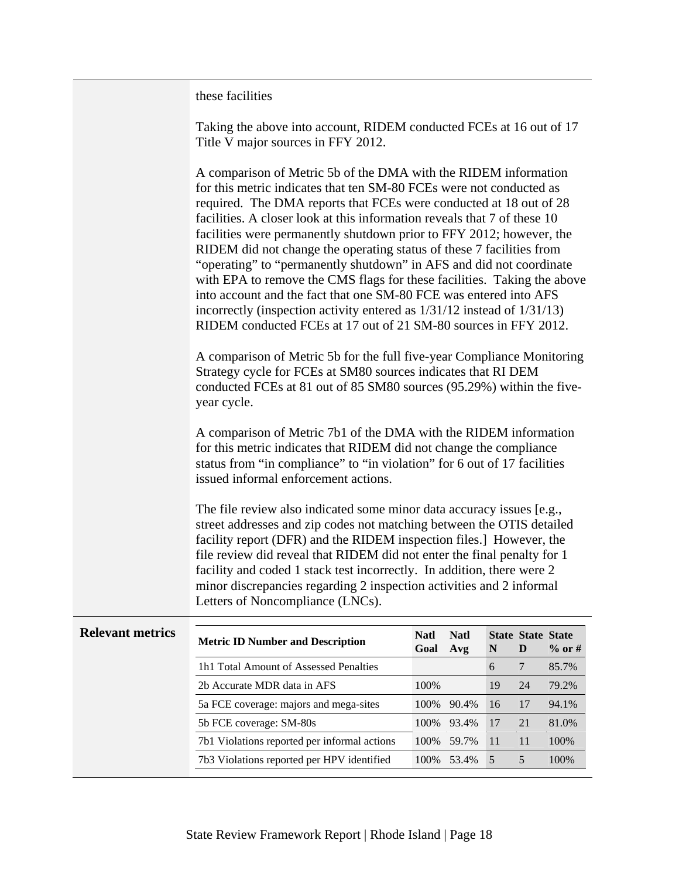these facilities

Taking the above into account, RIDEM conducted FCEs at 16 out of 17 Title V major sources in FFY 2012.

A comparison of Metric 5b of the DMA with the RIDEM information for this metric indicates that ten SM-80 FCEs were not conducted as required. The DMA reports that FCEs were conducted at 18 out of 28 facilities. A closer look at this information reveals that 7 of these 10 facilities were permanently shutdown prior to FFY 2012; however, the RIDEM did not change the operating status of these 7 facilities from "operating" to "permanently shutdown" in AFS and did not coordinate with EPA to remove the CMS flags for these facilities. Taking the above into account and the fact that one SM-80 FCE was entered into AFS incorrectly (inspection activity entered as 1/31/12 instead of 1/31/13) RIDEM conducted FCEs at 17 out of 21 SM-80 sources in FFY 2012.

A comparison of Metric 5b for the full five-year Compliance Monitoring Strategy cycle for FCEs at SM80 sources indicates that RI DEM conducted FCEs at 81 out of 85 SM80 sources (95.29%) within the five-year cycle.

A comparison of Metric 7b1 of the DMA with the RIDEM information for this metric indicates that RIDEM did not change the compliance status from "in compliance" to "in violation" for 6 out of 17 facilities issued informal enforcement actions.

The file review also indicated some minor data accuracy issues [e.g., street addresses and zip codes not matching between the OTIS detailed facility report (DFR) and the RIDEM inspection files.] However, the file review did reveal that RIDEM did not enter the final penalty for 1 facility and coded 1 stack test incorrectly. In addition, there were 2 minor discrepancies regarding 2 inspection activities and 2 informal Letters of Noncompliance (LNCs).

**Relevant metrics**

| Metric ID Number and Description | Natl Goal | Natl Avg | State N | State D | State % or # |
|---|---|---|---|---|---|
| 1h1 Total Amount of Assessed Penalties | | | 6 | 7 | 85.7% |
| 2b Accurate MDR data in AFS | 100% | | 19 | 24 | 79.2% |
| 5a FCE coverage: majors and mega-sites | 100% | 90.4% | 16 | 17 | 94.1% |
| 5b FCE coverage: SM-80s | 100% | 93.4% | 17 | 21 | 81.0% |
| 7b1 Violations reported per informal actions | 100% | 59.7% | 11 | 11 | 100% |
| 7b3 Violations reported per HPV identified | 100% | 53.4% | 5 | 5 | 100% |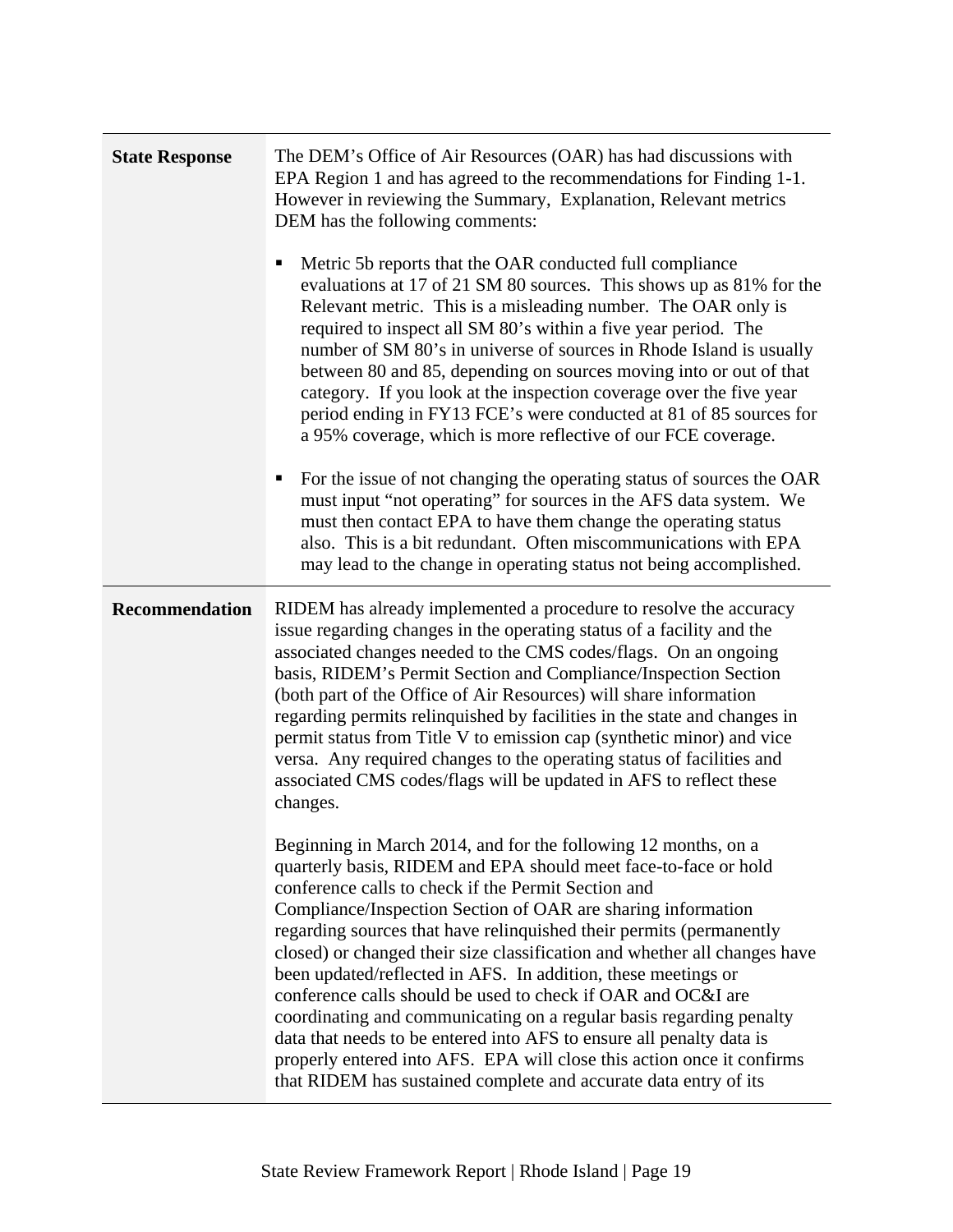| | |
|---|---|
| **State Response** | The DEM's Office of Air Resources (OAR) has had discussions with EPA Region 1 and has agreed to the recommendations for Finding 1-1. However in reviewing the Summary, Explanation, Relevant metrics DEM has the following comments:<br><br>▪ Metric 5b reports that the OAR conducted full compliance evaluations at 17 of 21 SM 80 sources. This shows up as 81% for the Relevant metric. This is a misleading number. The OAR only is required to inspect all SM 80's within a five year period. The number of SM 80's in universe of sources in Rhode Island is usually between 80 and 85, depending on sources moving into or out of that category. If you look at the inspection coverage over the five year period ending in FY13 FCE's were conducted at 81 of 85 sources for a 95% coverage, which is more reflective of our FCE coverage.<br><br>▪ For the issue of not changing the operating status of sources the OAR must input "not operating" for sources in the AFS data system. We must then contact EPA to have them change the operating status also. This is a bit redundant. Often miscommunications with EPA may lead to the change in operating status not being accomplished. |
| **Recommendation** | RIDEM has already implemented a procedure to resolve the accuracy issue regarding changes in the operating status of a facility and the associated changes needed to the CMS codes/flags. On an ongoing basis, RIDEM's Permit Section and Compliance/Inspection Section (both part of the Office of Air Resources) will share information regarding permits relinquished by facilities in the state and changes in permit status from Title V to emission cap (synthetic minor) and vice versa. Any required changes to the operating status of facilities and associated CMS codes/flags will be updated in AFS to reflect these changes.<br><br>Beginning in March 2014, and for the following 12 months, on a quarterly basis, RIDEM and EPA should meet face-to-face or hold conference calls to check if the Permit Section and Compliance/Inspection Section of OAR are sharing information regarding sources that have relinquished their permits (permanently closed) or changed their size classification and whether all changes have been updated/reflected in AFS. In addition, these meetings or conference calls should be used to check if OAR and OC&I are coordinating and communicating on a regular basis regarding penalty data that needs to be entered into AFS to ensure all penalty data is properly entered into AFS. EPA will close this action once it confirms that RIDEM has sustained complete and accurate data entry of its |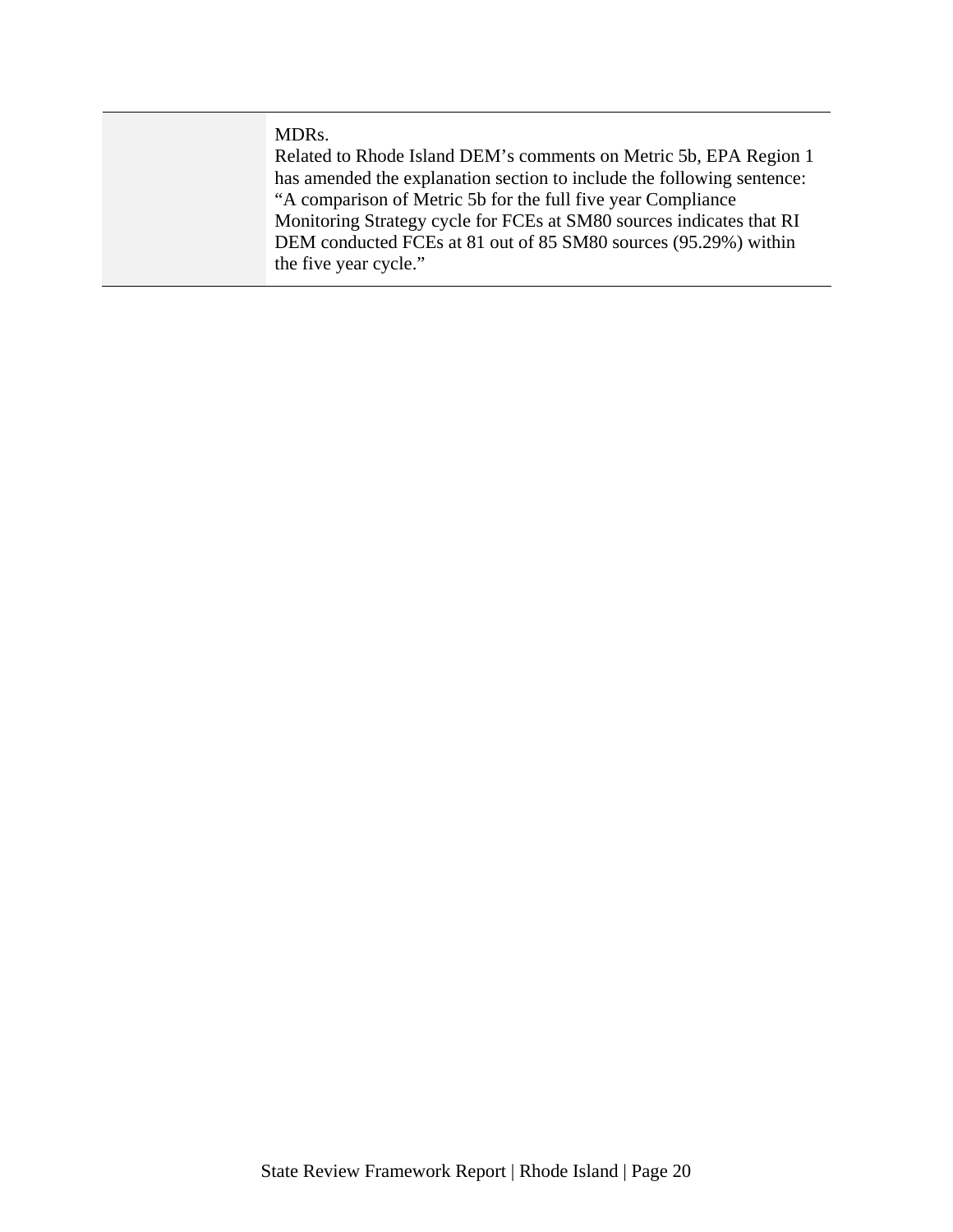| | |
|---|---|
| | MDRs.<br>Related to Rhode Island DEM’s comments on Metric 5b, EPA Region 1 has amended the explanation section to include the following sentence: “A comparison of Metric 5b for the full five year Compliance Monitoring Strategy cycle for FCEs at SM80 sources indicates that RI DEM conducted FCEs at 81 out of 85 SM80 sources (95.29%) within the five year cycle.” |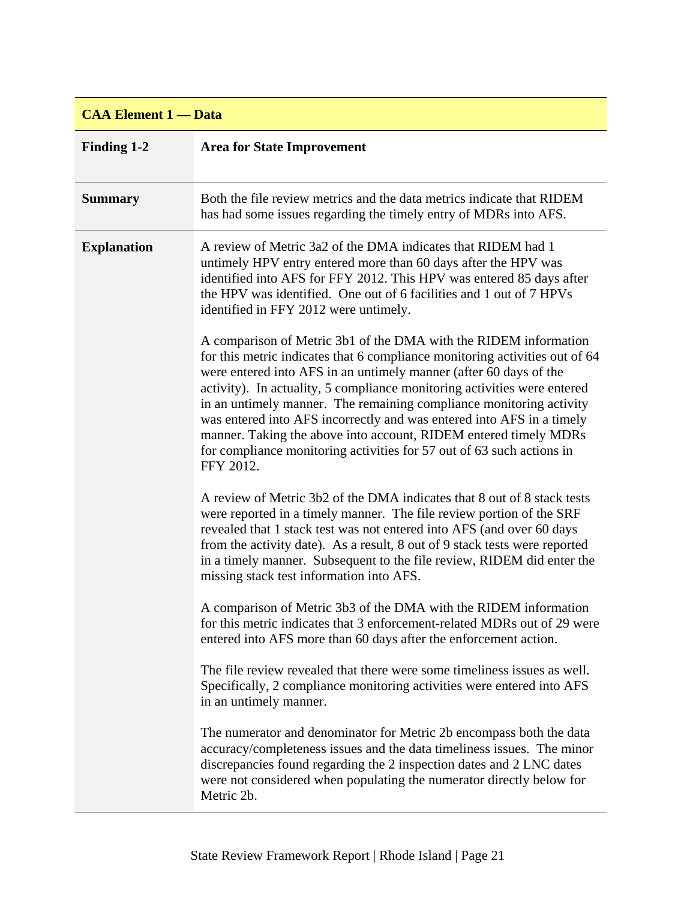| CAA Element 1 — Data | |
|---|---|
| **Finding 1-2** | **Area for State Improvement** |
| **Summary** | Both the file review metrics and the data metrics indicate that RIDEM has had some issues regarding the timely entry of MDRs into AFS. |
| **Explanation** | A review of Metric 3a2 of the DMA indicates that RIDEM had 1 untimely HPV entry entered more than 60 days after the HPV was identified into AFS for FFY 2012. This HPV was entered 85 days after the HPV was identified. One out of 6 facilities and 1 out of 7 HPVs identified in FFY 2012 were untimely.<br><br>A comparison of Metric 3b1 of the DMA with the RIDEM information for this metric indicates that 6 compliance monitoring activities out of 64 were entered into AFS in an untimely manner (after 60 days of the activity). In actuality, 5 compliance monitoring activities were entered in an untimely manner. The remaining compliance monitoring activity was entered into AFS incorrectly and was entered into AFS in a timely manner. Taking the above into account, RIDEM entered timely MDRs for compliance monitoring activities for 57 out of 63 such actions in FFY 2012.<br><br>A review of Metric 3b2 of the DMA indicates that 8 out of 8 stack tests were reported in a timely manner. The file review portion of the SRF revealed that 1 stack test was not entered into AFS (and over 60 days from the activity date). As a result, 8 out of 9 stack tests were reported in a timely manner. Subsequent to the file review, RIDEM did enter the missing stack test information into AFS.<br><br>A comparison of Metric 3b3 of the DMA with the RIDEM information for this metric indicates that 3 enforcement-related MDRs out of 29 were entered into AFS more than 60 days after the enforcement action.<br><br>The file review revealed that there were some timeliness issues as well. Specifically, 2 compliance monitoring activities were entered into AFS in an untimely manner.<br><br>The numerator and denominator for Metric 2b encompass both the data accuracy/completeness issues and the data timeliness issues. The minor discrepancies found regarding the 2 inspection dates and 2 LNC dates were not considered when populating the numerator directly below for Metric 2b. |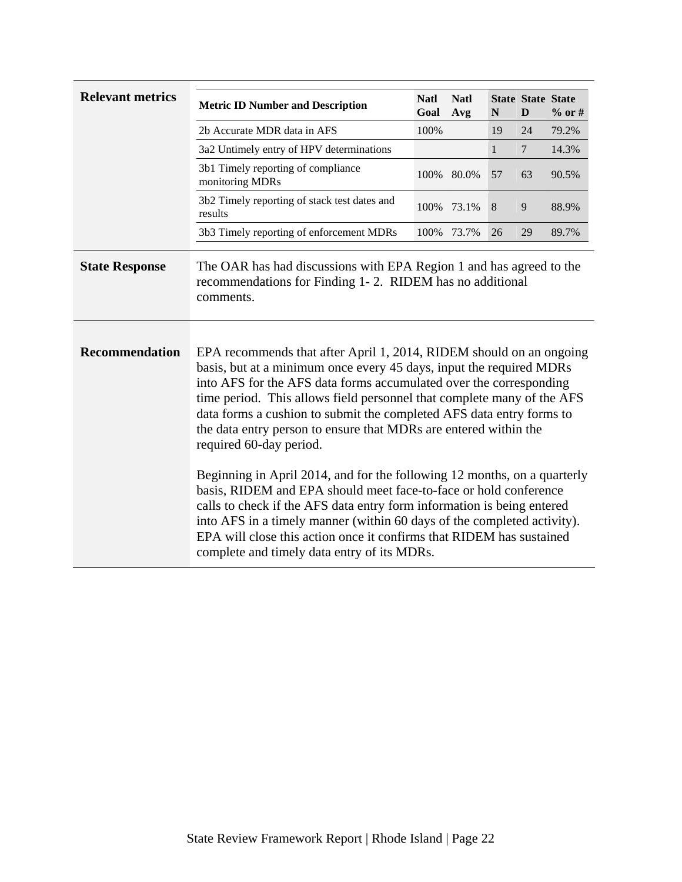**Relevant metrics**

| Metric ID Number and Description | Natl Goal | Natl Avg | State N | State D | State % or # |
|---|---|---|---|---|---|
| 2b Accurate MDR data in AFS | 100% | | 19 | 24 | 79.2% |
| 3a2 Untimely entry of HPV determinations | | | 1 | 7 | 14.3% |
| 3b1 Timely reporting of compliance monitoring MDRs | 100% | 80.0% | 57 | 63 | 90.5% |
| 3b2 Timely reporting of stack test dates and results | 100% | 73.1% | 8 | 9 | 88.9% |
| 3b3 Timely reporting of enforcement MDRs | 100% | 73.7% | 26 | 29 | 89.7% |

**State Response**

The OAR has had discussions with EPA Region 1 and has agreed to the recommendations for Finding 1- 2. RIDEM has no additional comments.

**Recommendation**

EPA recommends that after April 1, 2014, RIDEM should on an ongoing basis, but at a minimum once every 45 days, input the required MDRs into AFS for the AFS data forms accumulated over the corresponding time period. This allows field personnel that complete many of the AFS data forms a cushion to submit the completed AFS data entry forms to the data entry person to ensure that MDRs are entered within the required 60-day period.

Beginning in April 2014, and for the following 12 months, on a quarterly basis, RIDEM and EPA should meet face-to-face or hold conference calls to check if the AFS data entry form information is being entered into AFS in a timely manner (within 60 days of the completed activity). EPA will close this action once it confirms that RIDEM has sustained complete and timely data entry of its MDRs.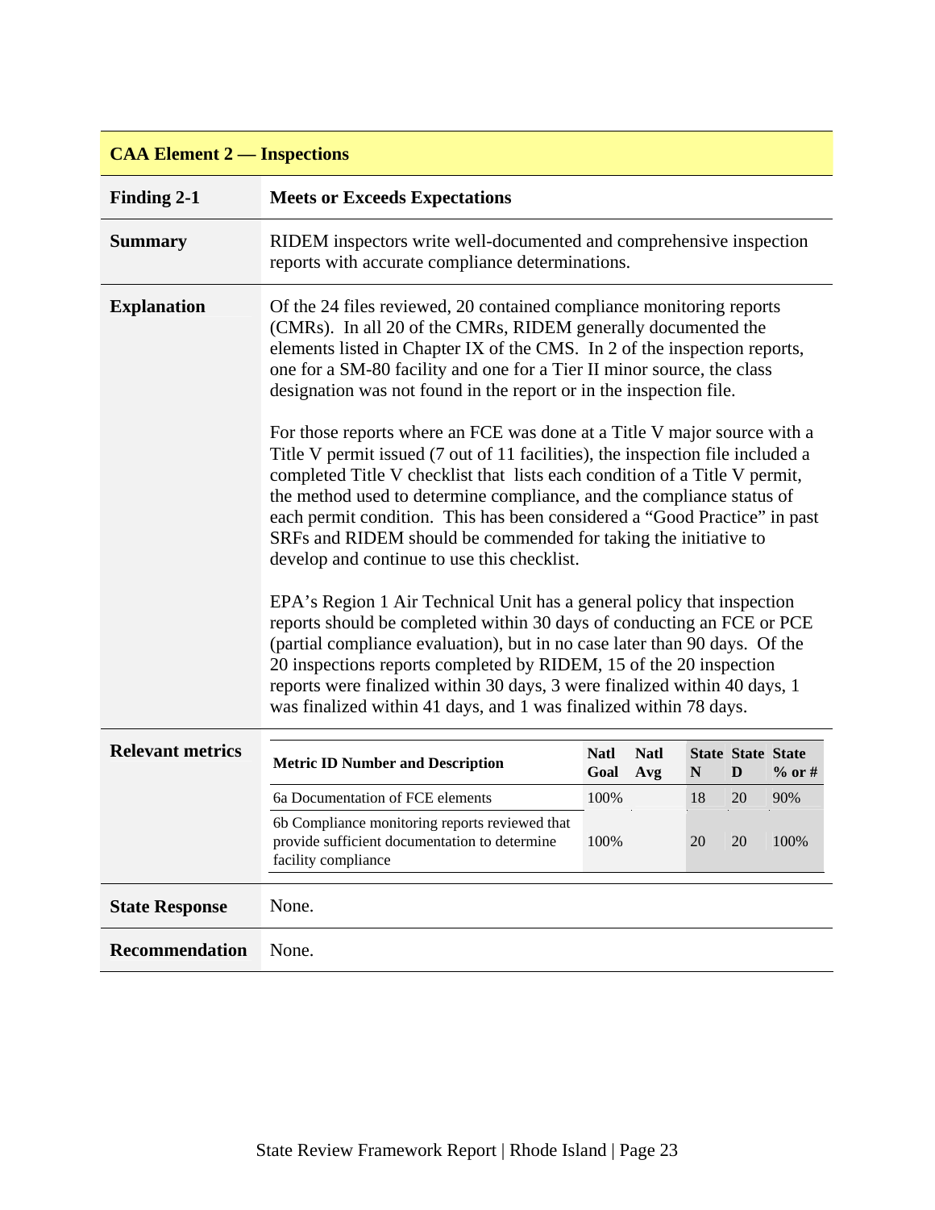## CAA Element 2 — Inspections

| **Finding 2-1** | **Meets or Exceeds Expectations** |
|---|---|
| **Summary** | RIDEM inspectors write well-documented and comprehensive inspection reports with accurate compliance determinations. |
| **Explanation** | Of the 24 files reviewed, 20 contained compliance monitoring reports (CMRs). In all 20 of the CMRs, RIDEM generally documented the elements listed in Chapter IX of the CMS. In 2 of the inspection reports, one for a SM-80 facility and one for a Tier II minor source, the class designation was not found in the report or in the inspection file.<br><br>For those reports where an FCE was done at a Title V major source with a Title V permit issued (7 out of 11 facilities), the inspection file included a completed Title V checklist that lists each condition of a Title V permit, the method used to determine compliance, and the compliance status of each permit condition. This has been considered a "Good Practice" in past SRFs and RIDEM should be commended for taking the initiative to develop and continue to use this checklist.<br><br>EPA's Region 1 Air Technical Unit has a general policy that inspection reports should be completed within 30 days of conducting an FCE or PCE (partial compliance evaluation), but in no case later than 90 days. Of the 20 inspections reports completed by RIDEM, 15 of the 20 inspection reports were finalized within 30 days, 3 were finalized within 40 days, 1 was finalized within 41 days, and 1 was finalized within 78 days. |

**Relevant metrics**

| Metric ID Number and Description | Natl Goal | Natl Avg | State N | State D | State % or # |
|---|---|---|---|---|---|
| 6a Documentation of FCE elements | 100% | | 18 | 20 | 90% |
| 6b Compliance monitoring reports reviewed that provide sufficient documentation to determine facility compliance | 100% | | 20 | 20 | 100% |

| **State Response** | None. |
|---|---|
| **Recommendation** | None. |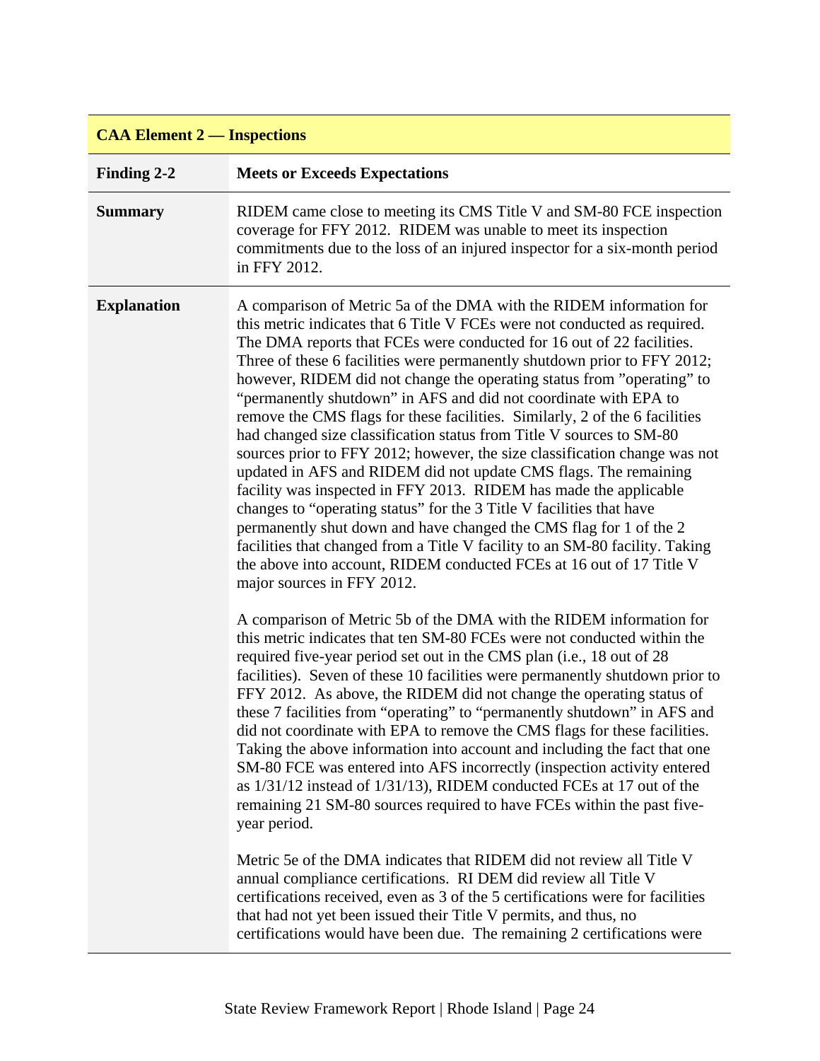| CAA Element 2 — Inspections | |
|---|---|
| **Finding 2-2** | **Meets or Exceeds Expectations** |
| **Summary** | RIDEM came close to meeting its CMS Title V and SM-80 FCE inspection coverage for FFY 2012. RIDEM was unable to meet its inspection commitments due to the loss of an injured inspector for a six-month period in FFY 2012. |
| **Explanation** | A comparison of Metric 5a of the DMA with the RIDEM information for this metric indicates that 6 Title V FCEs were not conducted as required. The DMA reports that FCEs were conducted for 16 out of 22 facilities. Three of these 6 facilities were permanently shutdown prior to FFY 2012; however, RIDEM did not change the operating status from "operating" to "permanently shutdown" in AFS and did not coordinate with EPA to remove the CMS flags for these facilities. Similarly, 2 of the 6 facilities had changed size classification status from Title V sources to SM-80 sources prior to FFY 2012; however, the size classification change was not updated in AFS and RIDEM did not update CMS flags. The remaining facility was inspected in FFY 2013. RIDEM has made the applicable changes to "operating status" for the 3 Title V facilities that have permanently shut down and have changed the CMS flag for 1 of the 2 facilities that changed from a Title V facility to an SM-80 facility. Taking the above into account, RIDEM conducted FCEs at 16 out of 17 Title V major sources in FFY 2012.<br><br>A comparison of Metric 5b of the DMA with the RIDEM information for this metric indicates that ten SM-80 FCEs were not conducted within the required five-year period set out in the CMS plan (i.e., 18 out of 28 facilities). Seven of these 10 facilities were permanently shutdown prior to FFY 2012. As above, the RIDEM did not change the operating status of these 7 facilities from "operating" to "permanently shutdown" in AFS and did not coordinate with EPA to remove the CMS flags for these facilities. Taking the above information into account and including the fact that one SM-80 FCE was entered into AFS incorrectly (inspection activity entered as 1/31/12 instead of 1/31/13), RIDEM conducted FCEs at 17 out of the remaining 21 SM-80 sources required to have FCEs within the past five-year period.<br><br>Metric 5e of the DMA indicates that RIDEM did not review all Title V annual compliance certifications. RI DEM did review all Title V certifications received, even as 3 of the 5 certifications were for facilities that had not yet been issued their Title V permits, and thus, no certifications would have been due. The remaining 2 certifications were |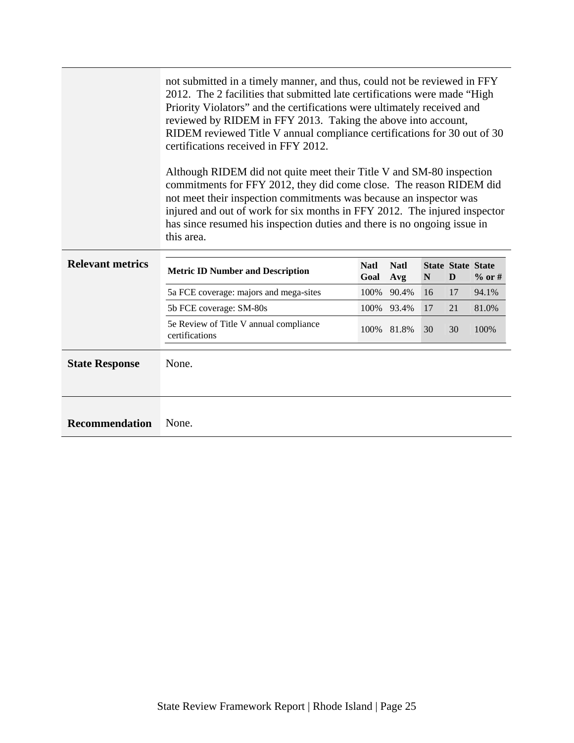| | |
|---|---|
| | not submitted in a timely manner, and thus, could not be reviewed in FFY 2012. The 2 facilities that submitted late certifications were made "High Priority Violators" and the certifications were ultimately received and reviewed by RIDEM in FFY 2013. Taking the above into account, RIDEM reviewed Title V annual compliance certifications for 30 out of 30 certifications received in FFY 2012.<br><br>Although RIDEM did not quite meet their Title V and SM-80 inspection commitments for FFY 2012, they did come close. The reason RIDEM did not meet their inspection commitments was because an inspector was injured and out of work for six months in FFY 2012. The injured inspector has since resumed his inspection duties and there is no ongoing issue in this area. |

**Relevant metrics**

| Metric ID Number and Description | Natl Goal | Natl Avg | State N | State D | State % or # |
|---|---|---|---|---|---|
| 5a FCE coverage: majors and mega-sites | 100% | 90.4% | 16 | 17 | 94.1% |
| 5b FCE coverage: SM-80s | 100% | 93.4% | 17 | 21 | 81.0% |
| 5e Review of Title V annual compliance certifications | 100% | 81.8% | 30 | 30 | 100% |

**State Response** None.

**Recommendation** None.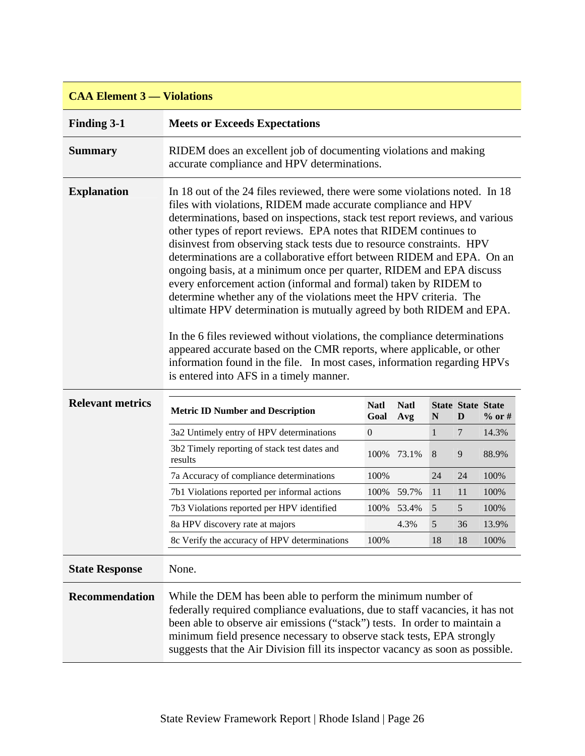## CAA Element 3 — Violations

| | |
|---|---|
| **Finding 3-1** | **Meets or Exceeds Expectations** |
| **Summary** | RIDEM does an excellent job of documenting violations and making accurate compliance and HPV determinations. |
| **Explanation** | In 18 out of the 24 files reviewed, there were some violations noted. In 18 files with violations, RIDEM made accurate compliance and HPV determinations, based on inspections, stack test report reviews, and various other types of report reviews. EPA notes that RIDEM continues to disinvest from observing stack tests due to resource constraints. HPV determinations are a collaborative effort between RIDEM and EPA. On an ongoing basis, at a minimum once per quarter, RIDEM and EPA discuss every enforcement action (informal and formal) taken by RIDEM to determine whether any of the violations meet the HPV criteria. The ultimate HPV determination is mutually agreed by both RIDEM and EPA.<br><br>In the 6 files reviewed without violations, the compliance determinations appeared accurate based on the CMR reports, where applicable, or other information found in the file. In most cases, information regarding HPVs is entered into AFS in a timely manner. |

**Relevant metrics**

| Metric ID Number and Description | Natl Goal | Natl Avg | State N | State D | State % or # |
|---|---|---|---|---|---|
| 3a2 Untimely entry of HPV determinations | 0 | | 1 | 7 | 14.3% |
| 3b2 Timely reporting of stack test dates and results | 100% | 73.1% | 8 | 9 | 88.9% |
| 7a Accuracy of compliance determinations | 100% | | 24 | 24 | 100% |
| 7b1 Violations reported per informal actions | 100% | 59.7% | 11 | 11 | 100% |
| 7b3 Violations reported per HPV identified | 100% | 53.4% | 5 | 5 | 100% |
| 8a HPV discovery rate at majors | | 4.3% | 5 | 36 | 13.9% |
| 8c Verify the accuracy of HPV determinations | 100% | | 18 | 18 | 100% |

| | |
|---|---|
| **State Response** | None. |
| **Recommendation** | While the DEM has been able to perform the minimum number of federally required compliance evaluations, due to staff vacancies, it has not been able to observe air emissions ("stack") tests. In order to maintain a minimum field presence necessary to observe stack tests, EPA strongly suggests that the Air Division fill its inspector vacancy as soon as possible. |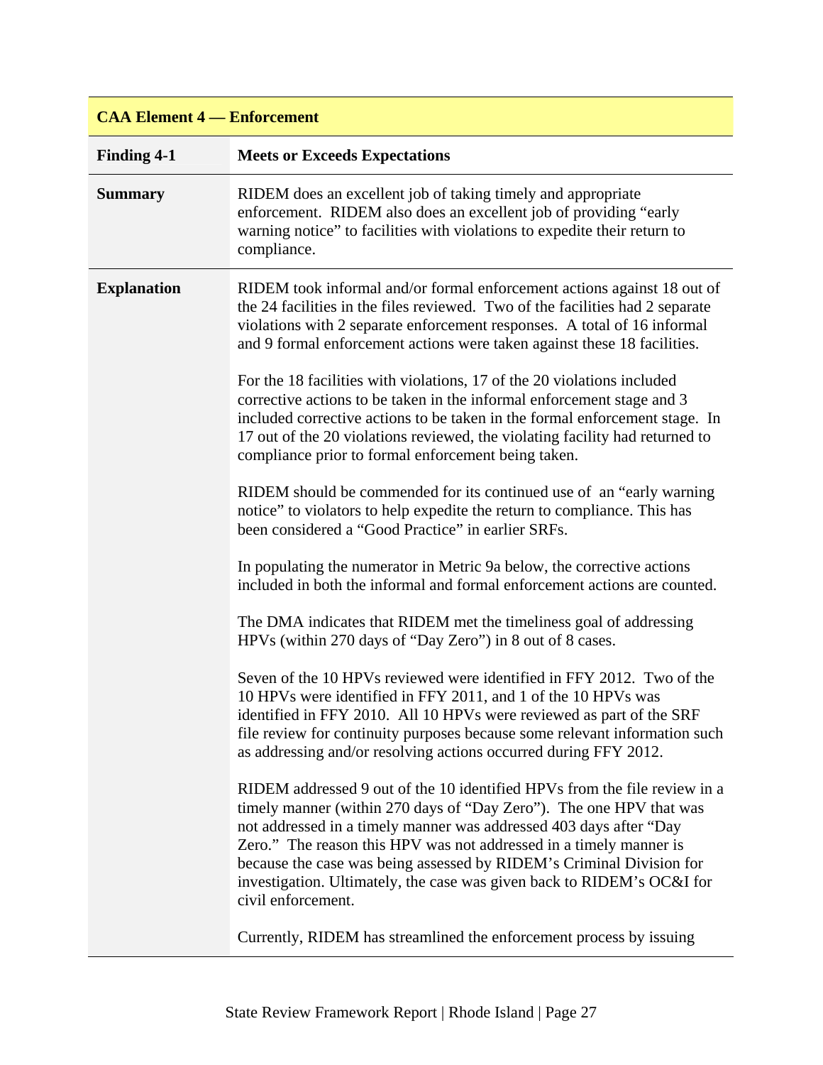| CAA Element 4 — Enforcement | |
|---|---|
| **Finding 4-1** | **Meets or Exceeds Expectations** |
| **Summary** | RIDEM does an excellent job of taking timely and appropriate enforcement. RIDEM also does an excellent job of providing "early warning notice" to facilities with violations to expedite their return to compliance. |
| **Explanation** | RIDEM took informal and/or formal enforcement actions against 18 out of the 24 facilities in the files reviewed. Two of the facilities had 2 separate violations with 2 separate enforcement responses. A total of 16 informal and 9 formal enforcement actions were taken against these 18 facilities.<br><br>For the 18 facilities with violations, 17 of the 20 violations included corrective actions to be taken in the informal enforcement stage and 3 included corrective actions to be taken in the formal enforcement stage. In 17 out of the 20 violations reviewed, the violating facility had returned to compliance prior to formal enforcement being taken.<br><br>RIDEM should be commended for its continued use of an "early warning notice" to violators to help expedite the return to compliance. This has been considered a "Good Practice" in earlier SRFs.<br><br>In populating the numerator in Metric 9a below, the corrective actions included in both the informal and formal enforcement actions are counted.<br><br>The DMA indicates that RIDEM met the timeliness goal of addressing HPVs (within 270 days of "Day Zero") in 8 out of 8 cases.<br><br>Seven of the 10 HPVs reviewed were identified in FFY 2012. Two of the 10 HPVs were identified in FFY 2011, and 1 of the 10 HPVs was identified in FFY 2010. All 10 HPVs were reviewed as part of the SRF file review for continuity purposes because some relevant information such as addressing and/or resolving actions occurred during FFY 2012.<br><br>RIDEM addressed 9 out of the 10 identified HPVs from the file review in a timely manner (within 270 days of "Day Zero"). The one HPV that was not addressed in a timely manner was addressed 403 days after "Day Zero." The reason this HPV was not addressed in a timely manner is because the case was being assessed by RIDEM's Criminal Division for investigation. Ultimately, the case was given back to RIDEM's OC&I for civil enforcement.<br><br>Currently, RIDEM has streamlined the enforcement process by issuing |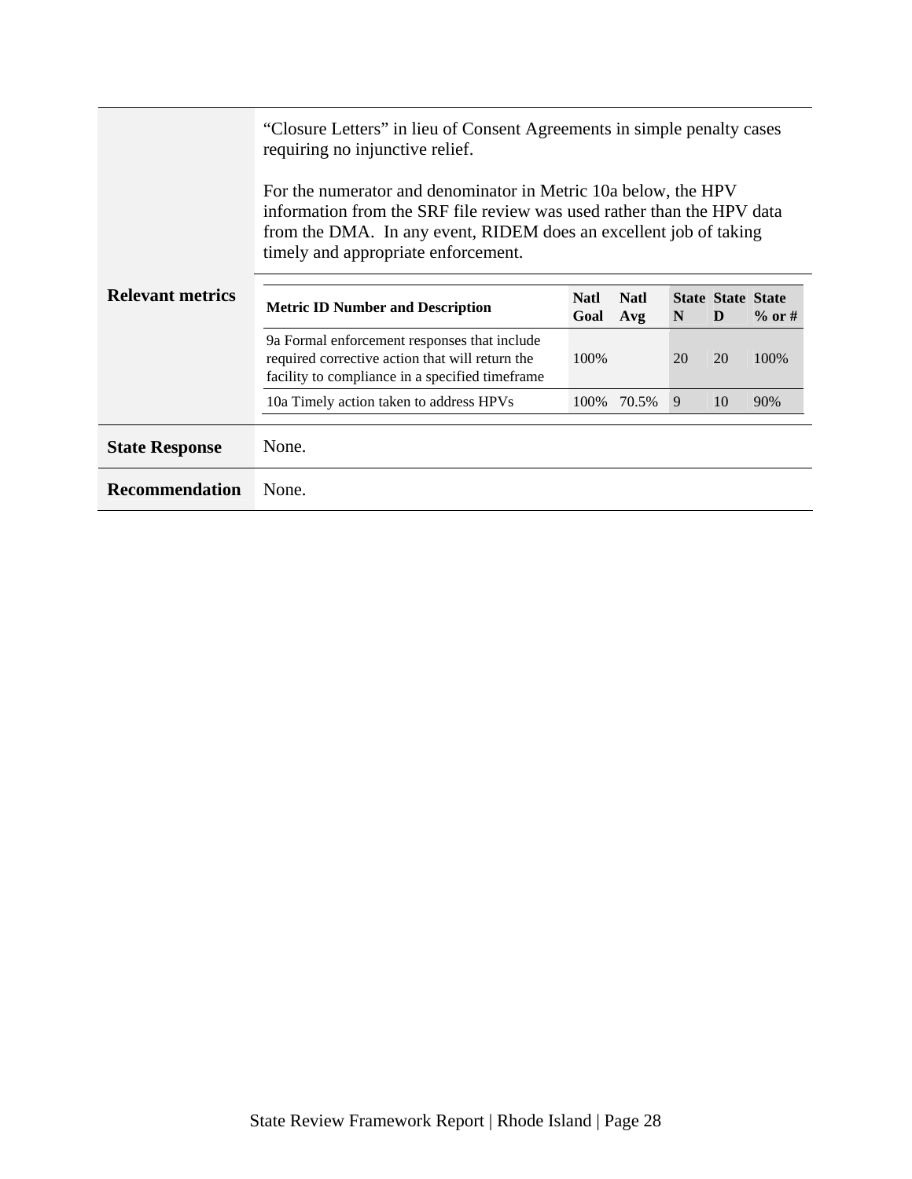“Closure Letters” in lieu of Consent Agreements in simple penalty cases requiring no injunctive relief.

For the numerator and denominator in Metric 10a below, the HPV information from the SRF file review was used rather than the HPV data from the DMA. In any event, RIDEM does an excellent job of taking timely and appropriate enforcement.

**Relevant metrics**

| Metric ID Number and Description | Natl Goal | Natl Avg | State N | State D | State % or # |
|---|---|---|---|---|---|
| 9a Formal enforcement responses that include required corrective action that will return the facility to compliance in a specified timeframe | 100% | | 20 | 20 | 100% |
| 10a Timely action taken to address HPVs | 100% | 70.5% | 9 | 10 | 90% |

**State Response** None.

**Recommendation** None.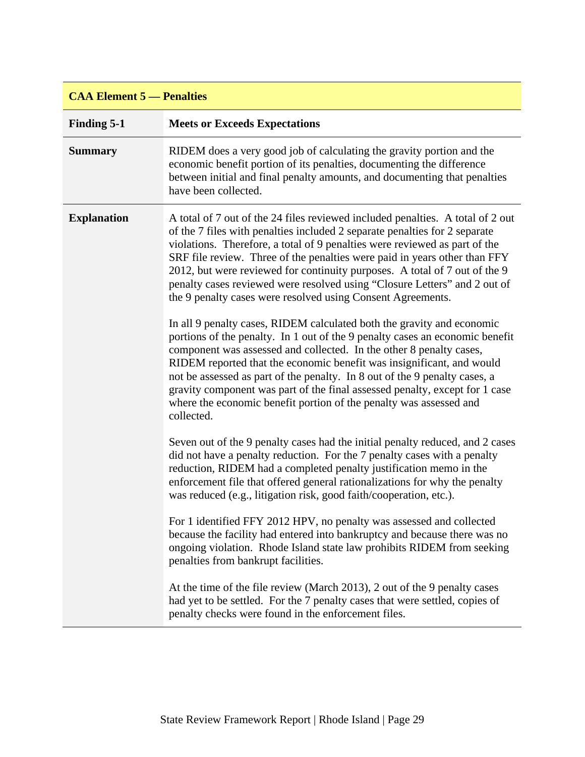| CAA Element 5 — Penalties | |
|---|---|
| **Finding 5-1** | **Meets or Exceeds Expectations** |
| **Summary** | RIDEM does a very good job of calculating the gravity portion and the economic benefit portion of its penalties, documenting the difference between initial and final penalty amounts, and documenting that penalties have been collected. |
| **Explanation** | A total of 7 out of the 24 files reviewed included penalties. A total of 2 out of the 7 files with penalties included 2 separate penalties for 2 separate violations. Therefore, a total of 9 penalties were reviewed as part of the SRF file review. Three of the penalties were paid in years other than FFY 2012, but were reviewed for continuity purposes. A total of 7 out of the 9 penalty cases reviewed were resolved using "Closure Letters" and 2 out of the 9 penalty cases were resolved using Consent Agreements.<br><br>In all 9 penalty cases, RIDEM calculated both the gravity and economic portions of the penalty. In 1 out of the 9 penalty cases an economic benefit component was assessed and collected. In the other 8 penalty cases, RIDEM reported that the economic benefit was insignificant, and would not be assessed as part of the penalty. In 8 out of the 9 penalty cases, a gravity component was part of the final assessed penalty, except for 1 case where the economic benefit portion of the penalty was assessed and collected.<br><br>Seven out of the 9 penalty cases had the initial penalty reduced, and 2 cases did not have a penalty reduction. For the 7 penalty cases with a penalty reduction, RIDEM had a completed penalty justification memo in the enforcement file that offered general rationalizations for why the penalty was reduced (e.g., litigation risk, good faith/cooperation, etc.).<br><br>For 1 identified FFY 2012 HPV, no penalty was assessed and collected because the facility had entered into bankruptcy and because there was no ongoing violation. Rhode Island state law prohibits RIDEM from seeking penalties from bankrupt facilities.<br><br>At the time of the file review (March 2013), 2 out of the 9 penalty cases had yet to be settled. For the 7 penalty cases that were settled, copies of penalty checks were found in the enforcement files. |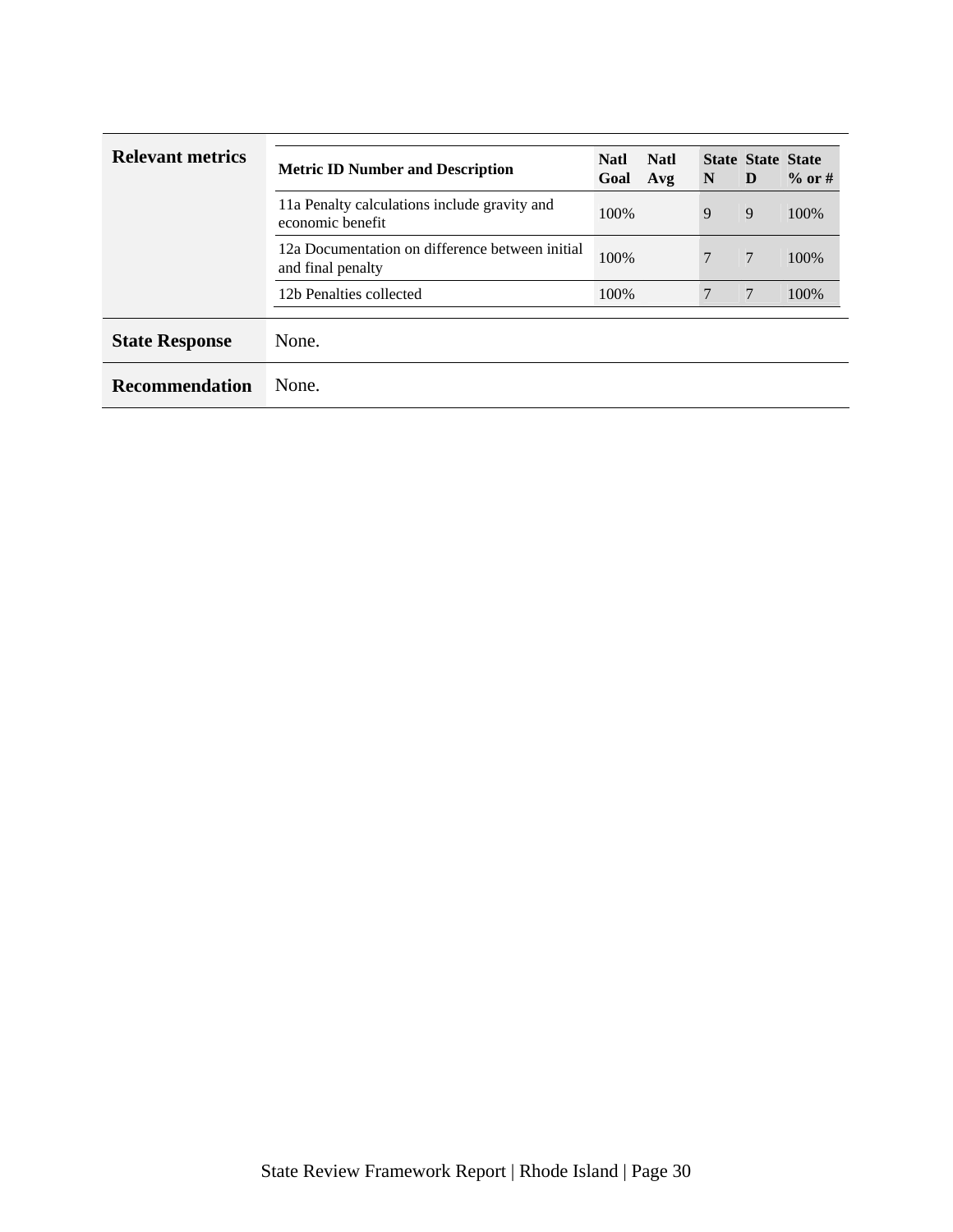**Relevant metrics**

| Metric ID Number and Description | Natl Goal | Natl Avg | State N | State D | State % or # |
|---|---|---|---|---|---|
| 11a Penalty calculations include gravity and economic benefit | 100% | | 9 | 9 | 100% |
| 12a Documentation on difference between initial and final penalty | 100% | | 7 | 7 | 100% |
| 12b Penalties collected | 100% | | 7 | 7 | 100% |

**State Response** None.

**Recommendation** None.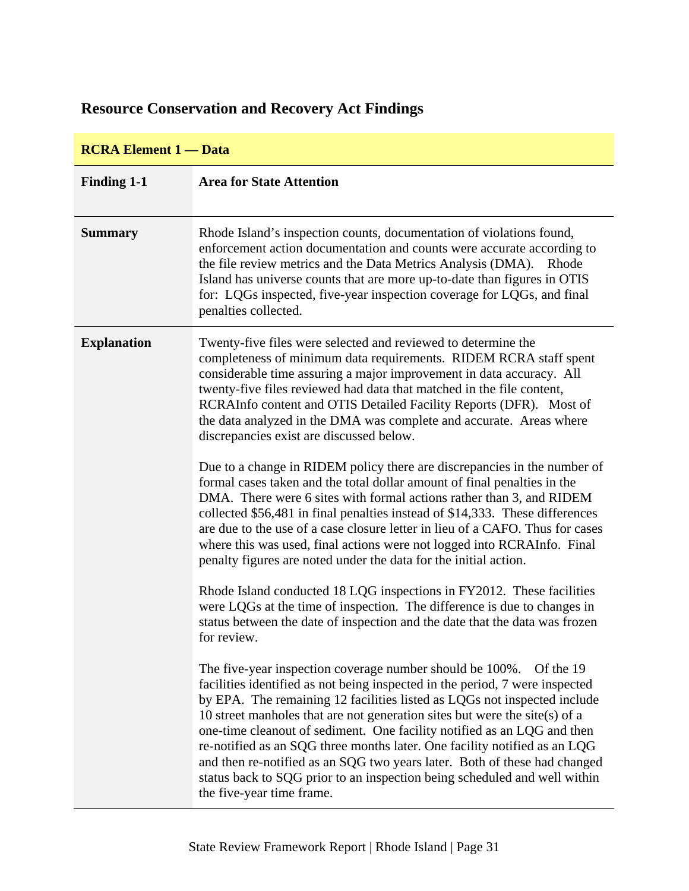## Resource Conservation and Recovery Act Findings

| RCRA Element 1 — Data | |
|---|---|
| **Finding 1-1** | **Area for State Attention** |
| **Summary** | Rhode Island's inspection counts, documentation of violations found, enforcement action documentation and counts were accurate according to the file review metrics and the Data Metrics Analysis (DMA). Rhode Island has universe counts that are more up-to-date than figures in OTIS for: LQGs inspected, five-year inspection coverage for LQGs, and final penalties collected. |
| **Explanation** | Twenty-five files were selected and reviewed to determine the completeness of minimum data requirements. RIDEM RCRA staff spent considerable time assuring a major improvement in data accuracy. All twenty-five files reviewed had data that matched in the file content, RCRAInfo content and OTIS Detailed Facility Reports (DFR). Most of the data analyzed in the DMA was complete and accurate. Areas where discrepancies exist are discussed below.<br><br>Due to a change in RIDEM policy there are discrepancies in the number of formal cases taken and the total dollar amount of final penalties in the DMA. There were 6 sites with formal actions rather than 3, and RIDEM collected $56,481 in final penalties instead of $14,333. These differences are due to the use of a case closure letter in lieu of a CAFO. Thus for cases where this was used, final actions were not logged into RCRAInfo. Final penalty figures are noted under the data for the initial action.<br><br>Rhode Island conducted 18 LQG inspections in FY2012. These facilities were LQGs at the time of inspection. The difference is due to changes in status between the date of inspection and the date that the data was frozen for review.<br><br>The five-year inspection coverage number should be 100%. Of the 19 facilities identified as not being inspected in the period, 7 were inspected by EPA. The remaining 12 facilities listed as LQGs not inspected include 10 street manholes that are not generation sites but were the site(s) of a one-time cleanout of sediment. One facility notified as an LQG and then re-notified as an SQG three months later. One facility notified as an LQG and then re-notified as an SQG two years later. Both of these had changed status back to SQG prior to an inspection being scheduled and well within the five-year time frame. |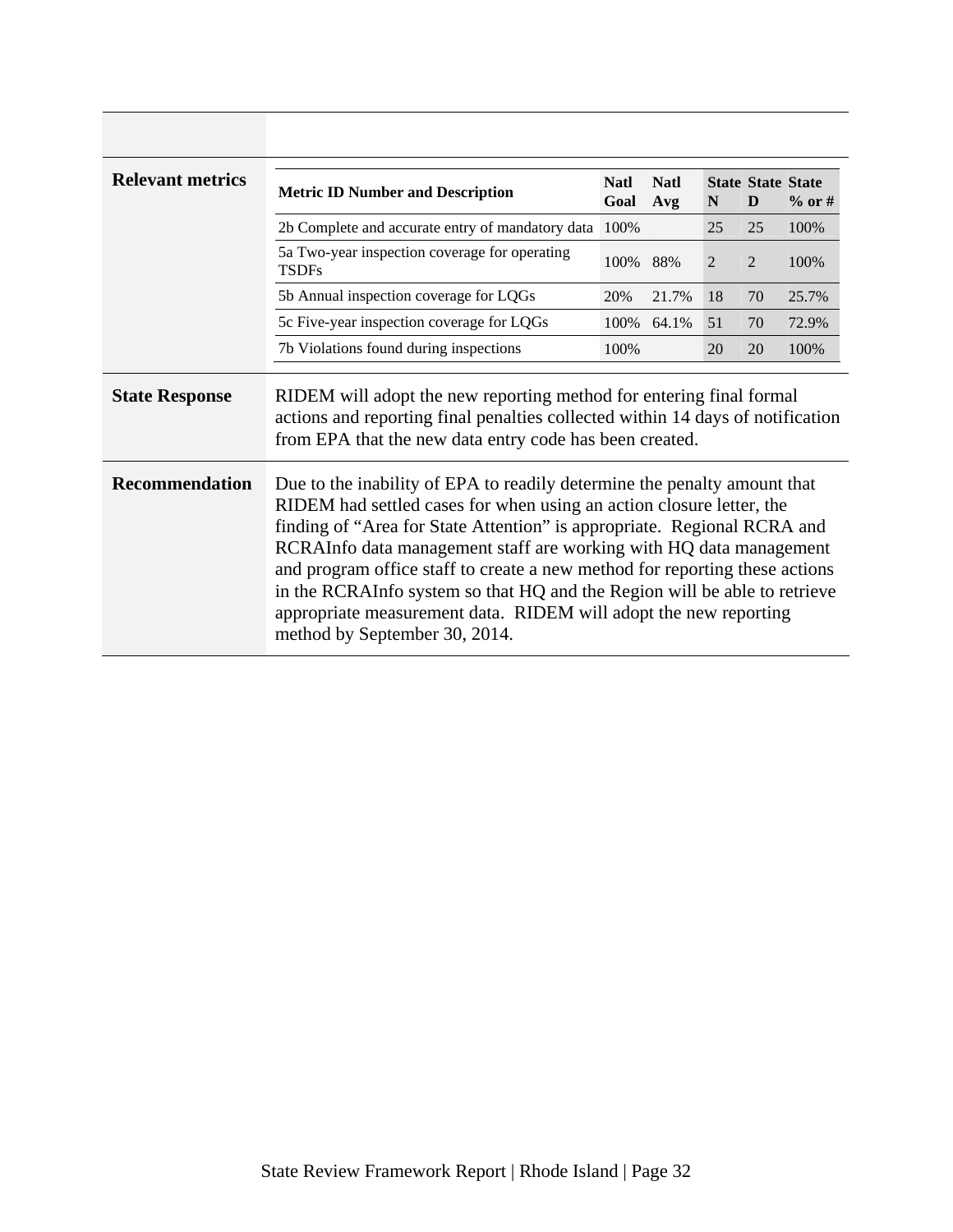| | |
|---|---|
| **Relevant metrics** | (see table below) |

| Metric ID Number and Description | Natl Goal | Natl Avg | State N | State D | State % or # |
|---|---|---|---|---|---|
| 2b Complete and accurate entry of mandatory data | 100% | | 25 | 25 | 100% |
| 5a Two-year inspection coverage for operating TSDFs | 100% | 88% | 2 | 2 | 100% |
| 5b Annual inspection coverage for LQGs | 20% | 21.7% | 18 | 70 | 25.7% |
| 5c Five-year inspection coverage for LQGs | 100% | 64.1% | 51 | 70 | 72.9% |
| 7b Violations found during inspections | 100% | | 20 | 20 | 100% |

| | |
|---|---|
| **State Response** | RIDEM will adopt the new reporting method for entering final formal actions and reporting final penalties collected within 14 days of notification from EPA that the new data entry code has been created. |
| **Recommendation** | Due to the inability of EPA to readily determine the penalty amount that RIDEM had settled cases for when using an action closure letter, the finding of "Area for State Attention" is appropriate. Regional RCRA and RCRAInfo data management staff are working with HQ data management and program office staff to create a new method for reporting these actions in the RCRAInfo system so that HQ and the Region will be able to retrieve appropriate measurement data. RIDEM will adopt the new reporting method by September 30, 2014. |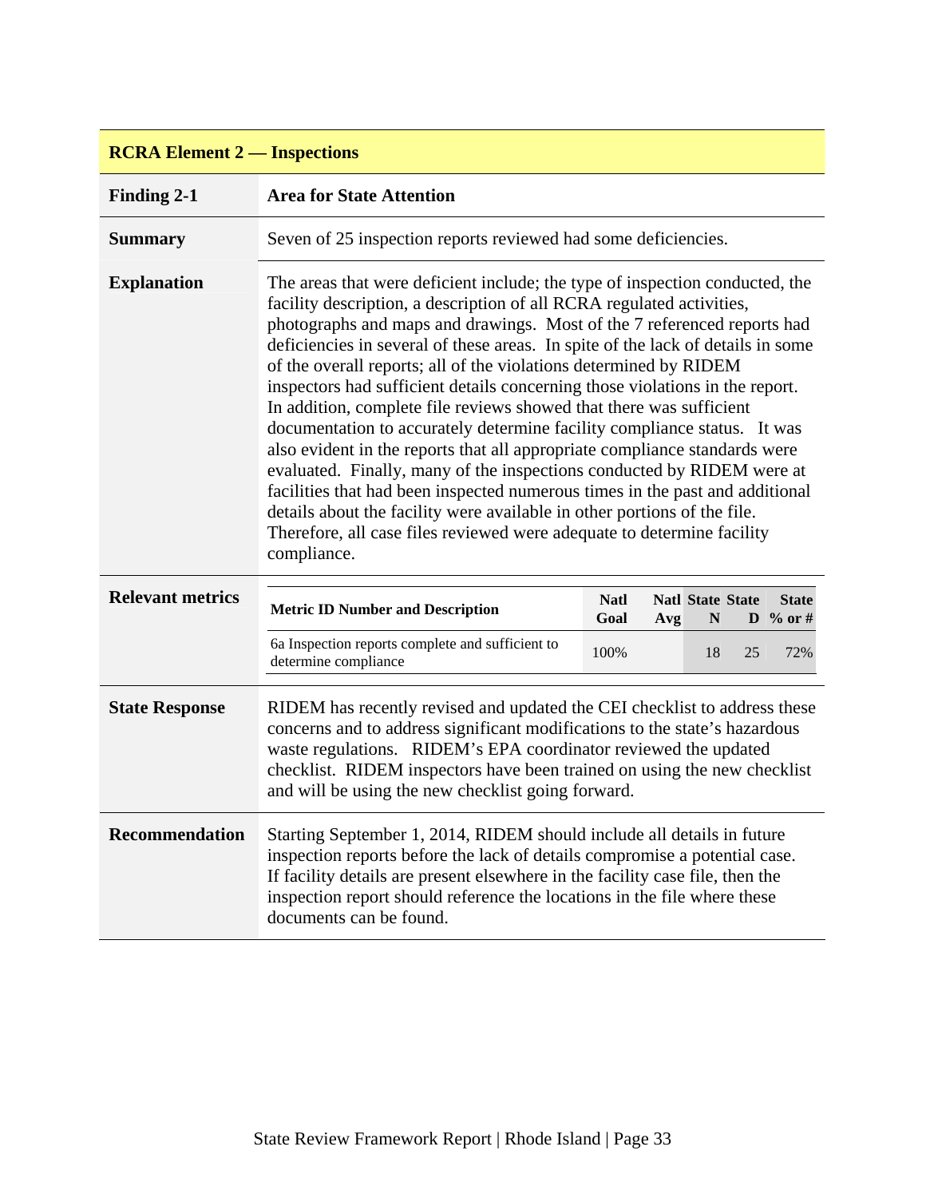## RCRA Element 2 — Inspections

| | |
|---|---|
| **Finding 2-1** | **Area for State Attention** |
| **Summary** | Seven of 25 inspection reports reviewed had some deficiencies. |
| **Explanation** | The areas that were deficient include; the type of inspection conducted, the facility description, a description of all RCRA regulated activities, photographs and maps and drawings. Most of the 7 referenced reports had deficiencies in several of these areas. In spite of the lack of details in some of the overall reports; all of the violations determined by RIDEM inspectors had sufficient details concerning those violations in the report. In addition, complete file reviews showed that there was sufficient documentation to accurately determine facility compliance status. It was also evident in the reports that all appropriate compliance standards were evaluated. Finally, many of the inspections conducted by RIDEM were at facilities that had been inspected numerous times in the past and additional details about the facility were available in other portions of the file. Therefore, all case files reviewed were adequate to determine facility compliance. |

**Relevant metrics**

| Metric ID Number and Description | Natl Goal | Natl Avg | State N | State D | State % or # |
|---|---|---|---|---|---|
| 6a Inspection reports complete and sufficient to determine compliance | 100% | | 18 | 25 | 72% |

| | |
|---|---|
| **State Response** | RIDEM has recently revised and updated the CEI checklist to address these concerns and to address significant modifications to the state's hazardous waste regulations. RIDEM's EPA coordinator reviewed the updated checklist. RIDEM inspectors have been trained on using the new checklist and will be using the new checklist going forward. |
| **Recommendation** | Starting September 1, 2014, RIDEM should include all details in future inspection reports before the lack of details compromise a potential case. If facility details are present elsewhere in the facility case file, then the inspection report should reference the locations in the file where these documents can be found. |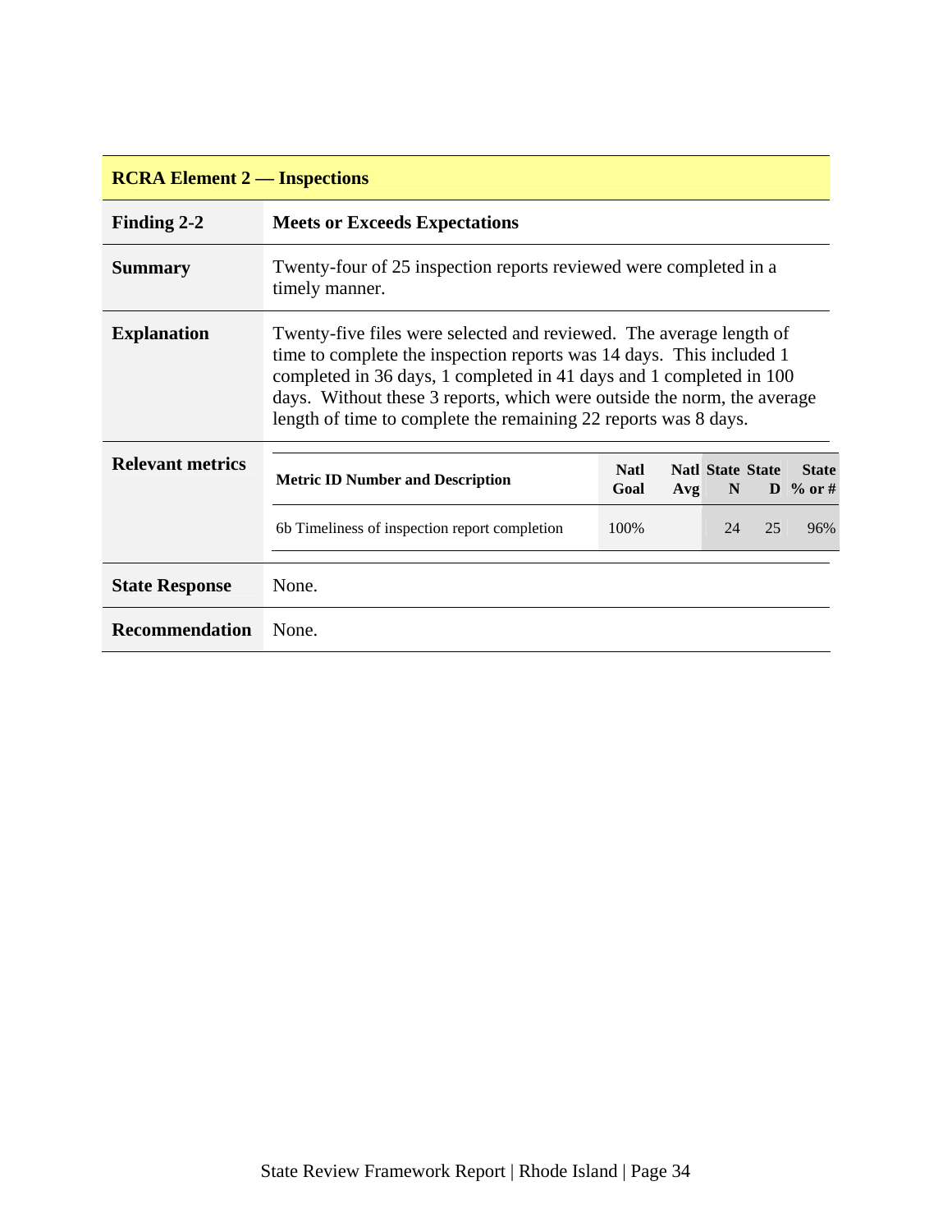| RCRA Element 2 — Inspections | |
|---|---|
| **Finding 2-2** | **Meets or Exceeds Expectations** |
| **Summary** | Twenty-four of 25 inspection reports reviewed were completed in a timely manner. |
| **Explanation** | Twenty-five files were selected and reviewed. The average length of time to complete the inspection reports was 14 days. This included 1 completed in 36 days, 1 completed in 41 days and 1 completed in 100 days. Without these 3 reports, which were outside the norm, the average length of time to complete the remaining 22 reports was 8 days. |
| **Relevant metrics** | See table below |
| **State Response** | None. |
| **Recommendation** | None. |

**Relevant metrics**

| Metric ID Number and Description | Natl Goal | Natl Avg | State N | State D | State % or # |
|---|---|---|---|---|---|
| 6b Timeliness of inspection report completion | 100% | | 24 | 25 | 96% |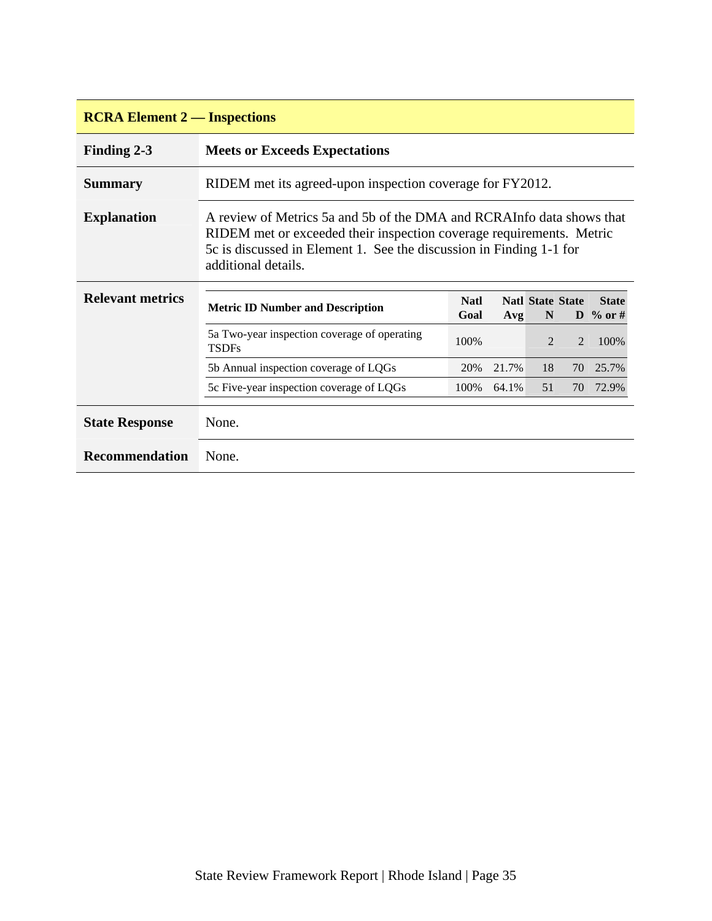| RCRA Element 2 — Inspections | |
|---|---|
| **Finding 2-3** | **Meets or Exceeds Expectations** |
| **Summary** | RIDEM met its agreed-upon inspection coverage for FY2012. |
| **Explanation** | A review of Metrics 5a and 5b of the DMA and RCRAInfo data shows that RIDEM met or exceeded their inspection coverage requirements. Metric 5c is discussed in Element 1. See the discussion in Finding 1-1 for additional details. |
| **Relevant metrics** | See table below |
| **State Response** | None. |
| **Recommendation** | None. |

**Relevant metrics**

| Metric ID Number and Description | Natl Goal | Natl Avg | State N | State D | State % or # |
|---|---|---|---|---|---|
| 5a Two-year inspection coverage of operating TSDFs | 100% | | 2 | 2 | 100% |
| 5b Annual inspection coverage of LQGs | 20% | 21.7% | 18 | 70 | 25.7% |
| 5c Five-year inspection coverage of LQGs | 100% | 64.1% | 51 | 70 | 72.9% |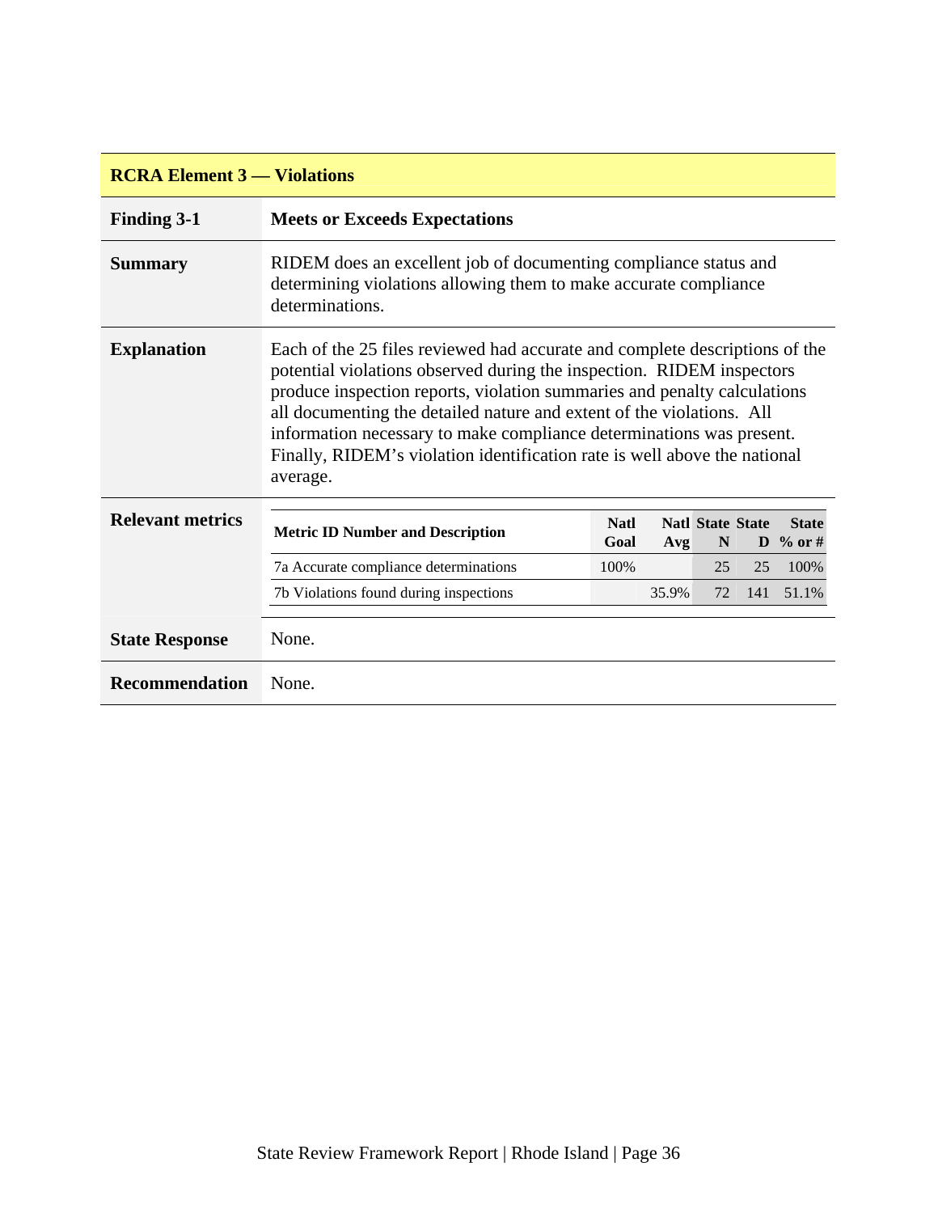## RCRA Element 3 — Violations

| | |
|---|---|
| **Finding 3-1** | **Meets or Exceeds Expectations** |
| **Summary** | RIDEM does an excellent job of documenting compliance status and determining violations allowing them to make accurate compliance determinations. |
| **Explanation** | Each of the 25 files reviewed had accurate and complete descriptions of the potential violations observed during the inspection. RIDEM inspectors produce inspection reports, violation summaries and penalty calculations all documenting the detailed nature and extent of the violations. All information necessary to make compliance determinations was present. Finally, RIDEM's violation identification rate is well above the national average. |
| **Relevant metrics** | (see table below) |
| **State Response** | None. |
| **Recommendation** | None. |

**Relevant metrics**

| Metric ID Number and Description | Natl Goal | Natl Avg | State N | State D | State % or # |
|---|---|---|---|---|---|
| 7a Accurate compliance determinations | 100% | | 25 | 25 | 100% |
| 7b Violations found during inspections | | 35.9% | 72 | 141 | 51.1% |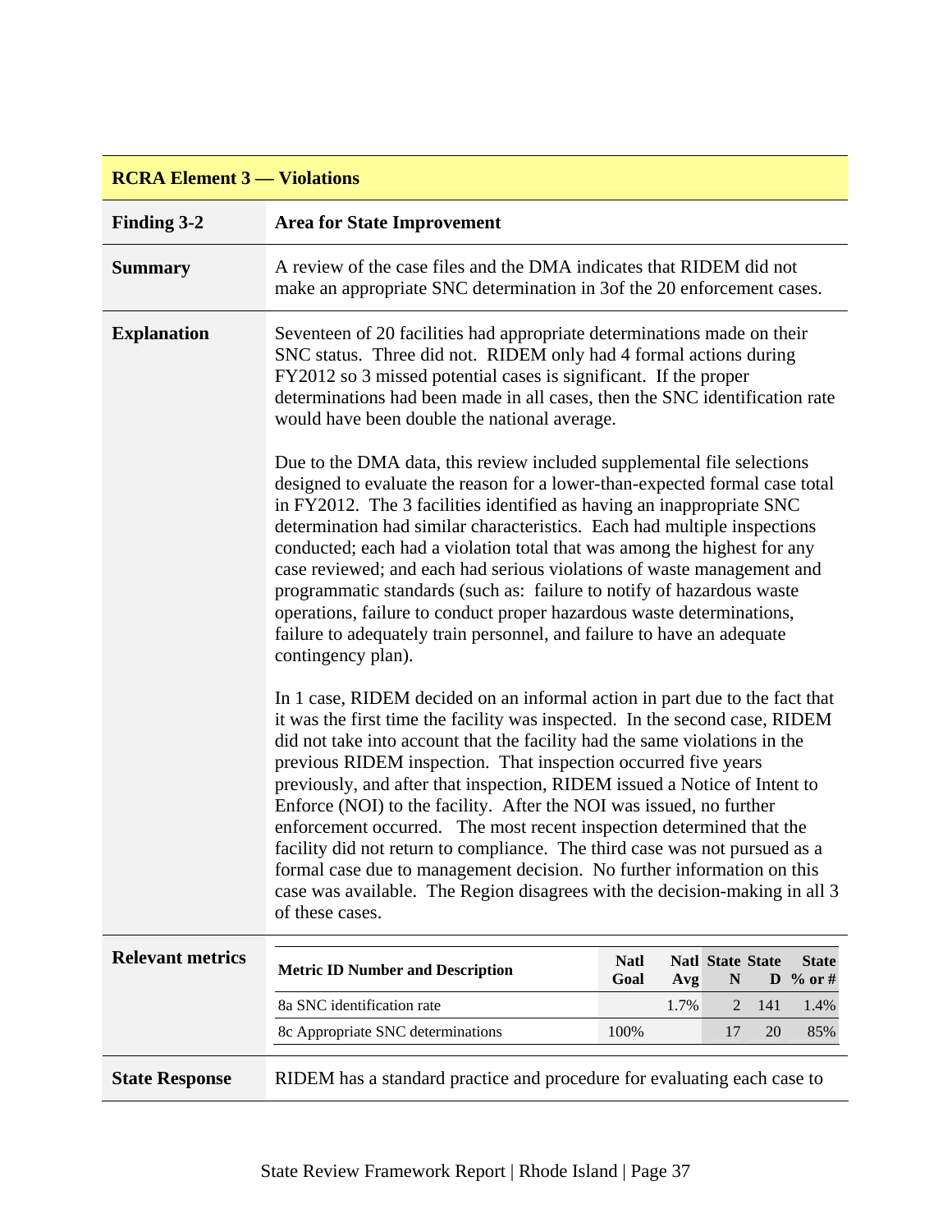## RCRA Element 3 — Violations

| | |
|---|---|
| **Finding 3-2** | **Area for State Improvement** |
| **Summary** | A review of the case files and the DMA indicates that RIDEM did not make an appropriate SNC determination in 3of the 20 enforcement cases. |
| **Explanation** | Seventeen of 20 facilities had appropriate determinations made on their SNC status. Three did not. RIDEM only had 4 formal actions during FY2012 so 3 missed potential cases is significant. If the proper determinations had been made in all cases, then the SNC identification rate would have been double the national average.<br><br>Due to the DMA data, this review included supplemental file selections designed to evaluate the reason for a lower-than-expected formal case total in FY2012. The 3 facilities identified as having an inappropriate SNC determination had similar characteristics. Each had multiple inspections conducted; each had a violation total that was among the highest for any case reviewed; and each had serious violations of waste management and programmatic standards (such as: failure to notify of hazardous waste operations, failure to conduct proper hazardous waste determinations, failure to adequately train personnel, and failure to have an adequate contingency plan).<br><br>In 1 case, RIDEM decided on an informal action in part due to the fact that it was the first time the facility was inspected. In the second case, RIDEM did not take into account that the facility had the same violations in the previous RIDEM inspection. That inspection occurred five years previously, and after that inspection, RIDEM issued a Notice of Intent to Enforce (NOI) to the facility. After the NOI was issued, no further enforcement occurred. The most recent inspection determined that the facility did not return to compliance. The third case was not pursued as a formal case due to management decision. No further information on this case was available. The Region disagrees with the decision-making in all 3 of these cases. |

**Relevant metrics**

| Metric ID Number and Description | Natl Goal | Natl Avg | State N | State D | State % or # |
|---|---|---|---|---|---|
| 8a SNC identification rate | | 1.7% | 2 | 141 | 1.4% |
| 8c Appropriate SNC determinations | 100% | | 17 | 20 | 85% |

**State Response** RIDEM has a standard practice and procedure for evaluating each case to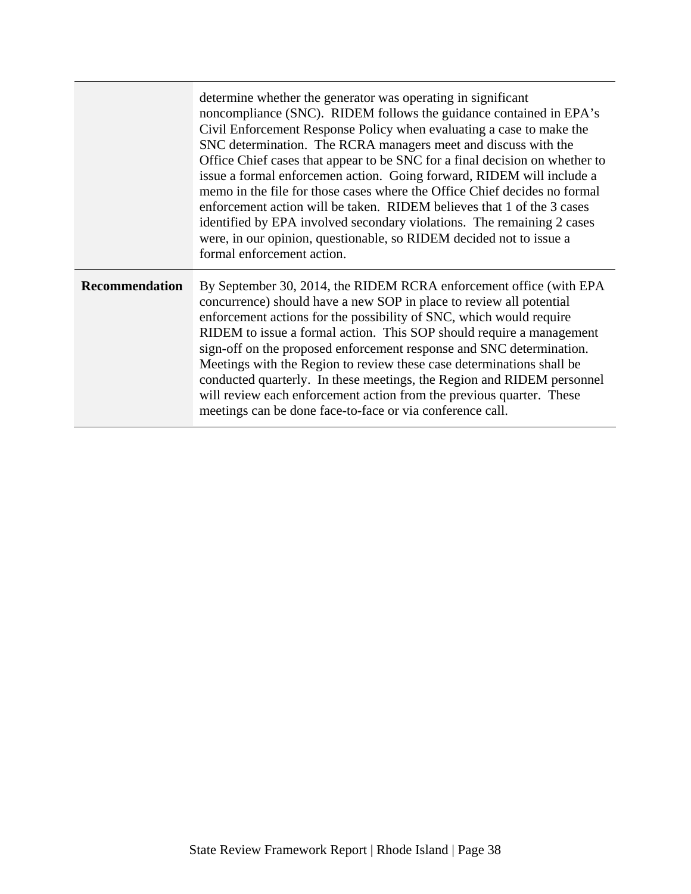| | |
|---|---|
| | determine whether the generator was operating in significant noncompliance (SNC). RIDEM follows the guidance contained in EPA's Civil Enforcement Response Policy when evaluating a case to make the SNC determination. The RCRA managers meet and discuss with the Office Chief cases that appear to be SNC for a final decision on whether to issue a formal enforcemen action. Going forward, RIDEM will include a memo in the file for those cases where the Office Chief decides no formal enforcement action will be taken. RIDEM believes that 1 of the 3 cases identified by EPA involved secondary violations. The remaining 2 cases were, in our opinion, questionable, so RIDEM decided not to issue a formal enforcement action. |
| **Recommendation** | By September 30, 2014, the RIDEM RCRA enforcement office (with EPA concurrence) should have a new SOP in place to review all potential enforcement actions for the possibility of SNC, which would require RIDEM to issue a formal action. This SOP should require a management sign-off on the proposed enforcement response and SNC determination. Meetings with the Region to review these case determinations shall be conducted quarterly. In these meetings, the Region and RIDEM personnel will review each enforcement action from the previous quarter. These meetings can be done face-to-face or via conference call. |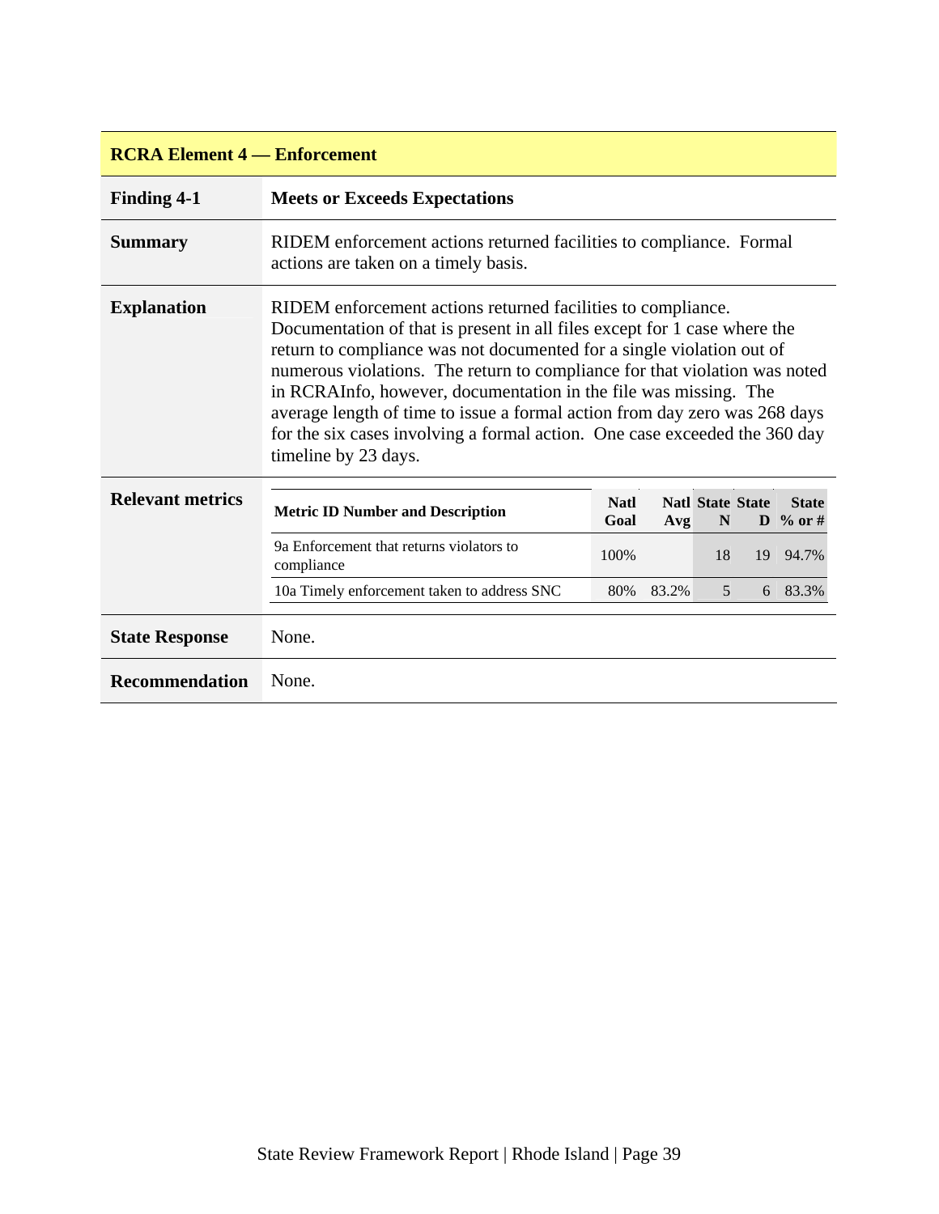## RCRA Element 4 — Enforcement

| | |
|---|---|
| **Finding 4-1** | **Meets or Exceeds Expectations** |
| **Summary** | RIDEM enforcement actions returned facilities to compliance. Formal actions are taken on a timely basis. |
| **Explanation** | RIDEM enforcement actions returned facilities to compliance. Documentation of that is present in all files except for 1 case where the return to compliance was not documented for a single violation out of numerous violations. The return to compliance for that violation was noted in RCRAInfo, however, documentation in the file was missing. The average length of time to issue a formal action from day zero was 268 days for the six cases involving a formal action. One case exceeded the 360 day timeline by 23 days. |

**Relevant metrics**

| Metric ID Number and Description | Natl Goal | Natl Avg | State N | State D | State % or # |
|---|---|---|---|---|---|
| 9a Enforcement that returns violators to compliance | 100% | | 18 | 19 | 94.7% |
| 10a Timely enforcement taken to address SNC | 80% | 83.2% | 5 | 6 | 83.3% |

| | |
|---|---|
| **State Response** | None. |
| **Recommendation** | None. |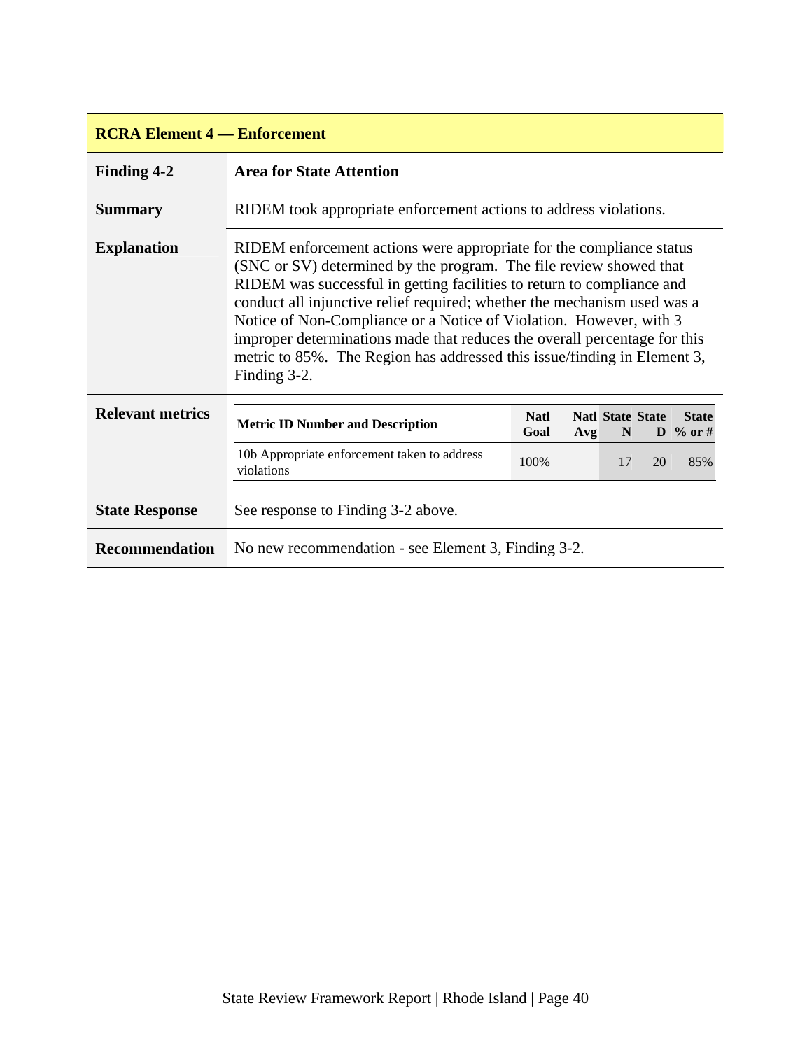| RCRA Element 4 — Enforcement | |
|---|---|
| **Finding 4-2** | **Area for State Attention** |
| **Summary** | RIDEM took appropriate enforcement actions to address violations. |
| **Explanation** | RIDEM enforcement actions were appropriate for the compliance status (SNC or SV) determined by the program. The file review showed that RIDEM was successful in getting facilities to return to compliance and conduct all injunctive relief required; whether the mechanism used was a Notice of Non-Compliance or a Notice of Violation. However, with 3 improper determinations made that reduces the overall percentage for this metric to 85%. The Region has addressed this issue/finding in Element 3, Finding 3-2. |
| **Relevant metrics** | (see table below) |
| **State Response** | See response to Finding 3-2 above. |
| **Recommendation** | No new recommendation - see Element 3, Finding 3-2. |

**Relevant metrics:**

| Metric ID Number and Description | Natl Goal | Natl Avg | State N | State D | State % or # |
|---|---|---|---|---|---|
| 10b Appropriate enforcement taken to address violations | 100% | | 17 | 20 | 85% |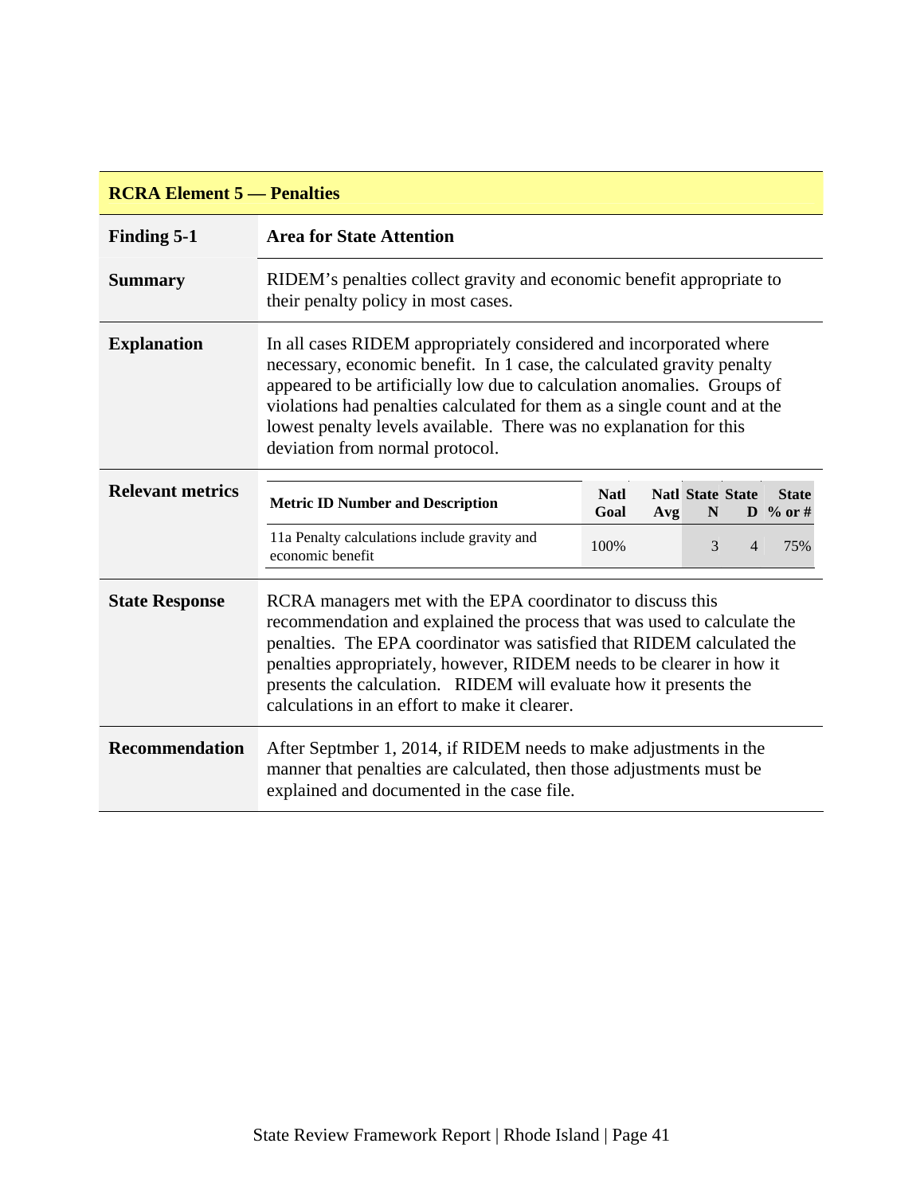| RCRA Element 5 — Penalties | |
|---|---|
| **Finding 5-1** | **Area for State Attention** |
| **Summary** | RIDEM's penalties collect gravity and economic benefit appropriate to their penalty policy in most cases. |
| **Explanation** | In all cases RIDEM appropriately considered and incorporated where necessary, economic benefit. In 1 case, the calculated gravity penalty appeared to be artificially low due to calculation anomalies. Groups of violations had penalties calculated for them as a single count and at the lowest penalty levels available. There was no explanation for this deviation from normal protocol. |
| **Relevant metrics** | (see table below) |
| **State Response** | RCRA managers met with the EPA coordinator to discuss this recommendation and explained the process that was used to calculate the penalties. The EPA coordinator was satisfied that RIDEM calculated the penalties appropriately, however, RIDEM needs to be clearer in how it presents the calculation. RIDEM will evaluate how it presents the calculations in an effort to make it clearer. |
| **Recommendation** | After Septmber 1, 2014, if RIDEM needs to make adjustments in the manner that penalties are calculated, then those adjustments must be explained and documented in the case file. |

**Relevant metrics**

| Metric ID Number and Description | Natl Goal | Natl Avg | State N | State D | State % or # |
|---|---|---|---|---|---|
| 11a Penalty calculations include gravity and economic benefit | 100% | | 3 | 4 | 75% |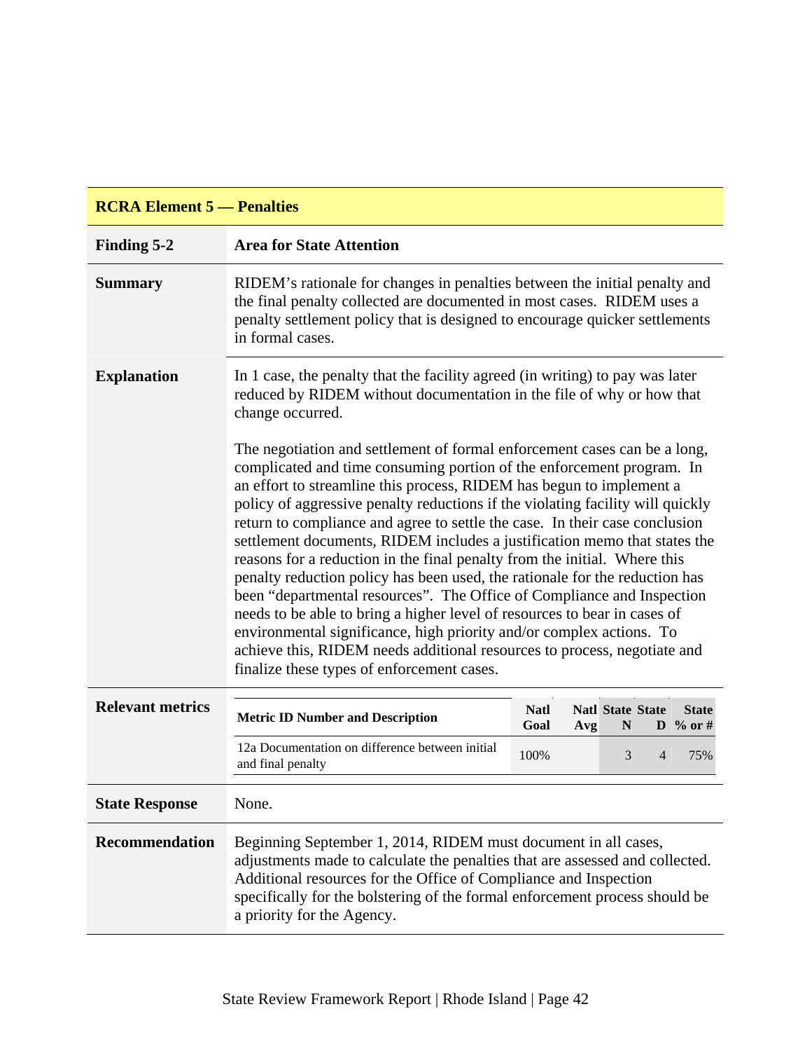## RCRA Element 5 — Penalties

| | |
|---|---|
| **Finding 5-2** | **Area for State Attention** |
| **Summary** | RIDEM's rationale for changes in penalties between the initial penalty and the final penalty collected are documented in most cases. RIDEM uses a penalty settlement policy that is designed to encourage quicker settlements in formal cases. |
| **Explanation** | In 1 case, the penalty that the facility agreed (in writing) to pay was later reduced by RIDEM without documentation in the file of why or how that change occurred.<br><br>The negotiation and settlement of formal enforcement cases can be a long, complicated and time consuming portion of the enforcement program. In an effort to streamline this process, RIDEM has begun to implement a policy of aggressive penalty reductions if the violating facility will quickly return to compliance and agree to settle the case. In their case conclusion settlement documents, RIDEM includes a justification memo that states the reasons for a reduction in the final penalty from the initial. Where this penalty reduction policy has been used, the rationale for the reduction has been "departmental resources". The Office of Compliance and Inspection needs to be able to bring a higher level of resources to bear in cases of environmental significance, high priority and/or complex actions. To achieve this, RIDEM needs additional resources to process, negotiate and finalize these types of enforcement cases. |
| **Relevant metrics** | (see table below) |
| **State Response** | None. |
| **Recommendation** | Beginning September 1, 2014, RIDEM must document in all cases, adjustments made to calculate the penalties that are assessed and collected. Additional resources for the Office of Compliance and Inspection specifically for the bolstering of the formal enforcement process should be a priority for the Agency. |

**Relevant metrics**

| Metric ID Number and Description | Natl Goal | Natl Avg | State N | State D | State % or # |
|---|---|---|---|---|---|
| 12a Documentation on difference between initial and final penalty | 100% | | 3 | 4 | 75% |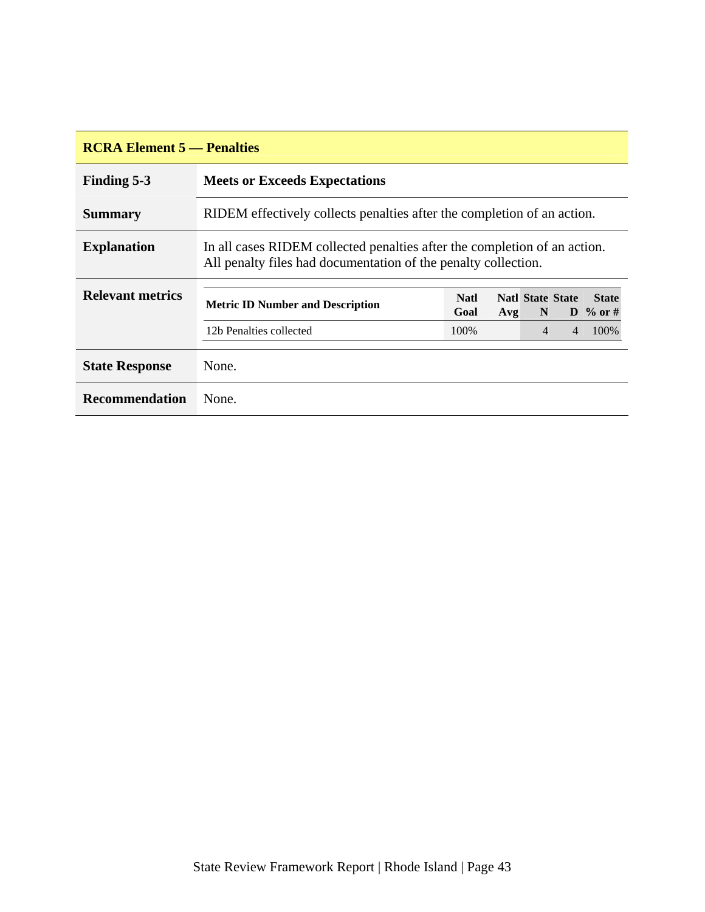## RCRA Element 5 — Penalties

| | |
|---|---|
| **Finding 5-3** | **Meets or Exceeds Expectations** |
| **Summary** | RIDEM effectively collects penalties after the completion of an action. |
| **Explanation** | In all cases RIDEM collected penalties after the completion of an action. All penalty files had documentation of the penalty collection. |
| **Relevant metrics** | See table below |
| **State Response** | None. |
| **Recommendation** | None. |

**Relevant metrics:**

| Metric ID Number and Description | Natl Goal | Natl Avg | State N | State D | State % or # |
|---|---|---|---|---|---|
| 12b Penalties collected | 100% | | 4 | 4 | 100% |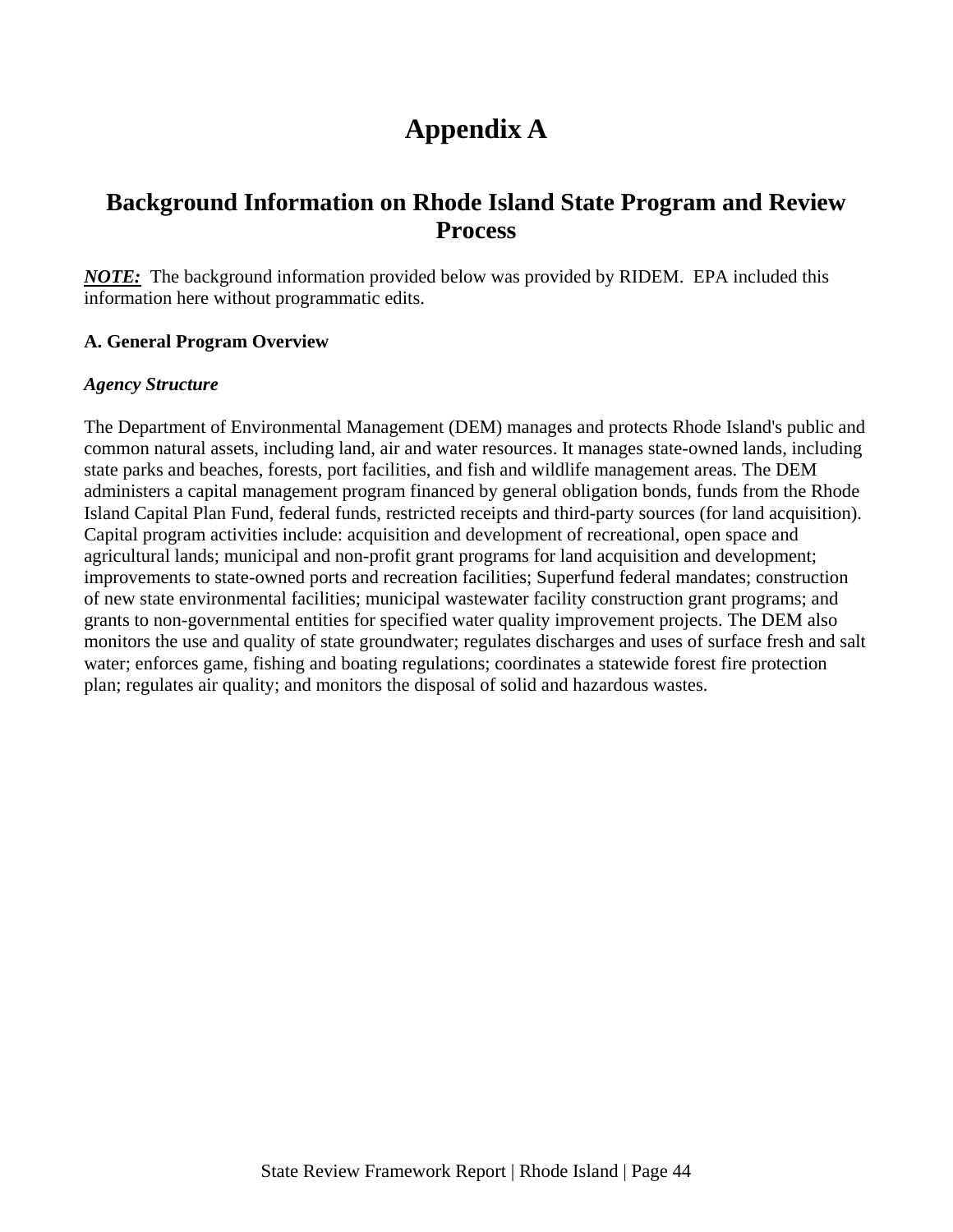# Appendix A

## Background Information on Rhode Island State Program and Review Process

***NOTE:*** The background information provided below was provided by RIDEM. EPA included this information here without programmatic edits.

**A. General Program Overview**

***Agency Structure***

The Department of Environmental Management (DEM) manages and protects Rhode Island's public and common natural assets, including land, air and water resources. It manages state-owned lands, including state parks and beaches, forests, port facilities, and fish and wildlife management areas. The DEM administers a capital management program financed by general obligation bonds, funds from the Rhode Island Capital Plan Fund, federal funds, restricted receipts and third-party sources (for land acquisition). Capital program activities include: acquisition and development of recreational, open space and agricultural lands; municipal and non-profit grant programs for land acquisition and development; improvements to state-owned ports and recreation facilities; Superfund federal mandates; construction of new state environmental facilities; municipal wastewater facility construction grant programs; and grants to non-governmental entities for specified water quality improvement projects. The DEM also monitors the use and quality of state groundwater; regulates discharges and uses of surface fresh and salt water; enforces game, fishing and boating regulations; coordinates a statewide forest fire protection plan; regulates air quality; and monitors the disposal of solid and hazardous wastes.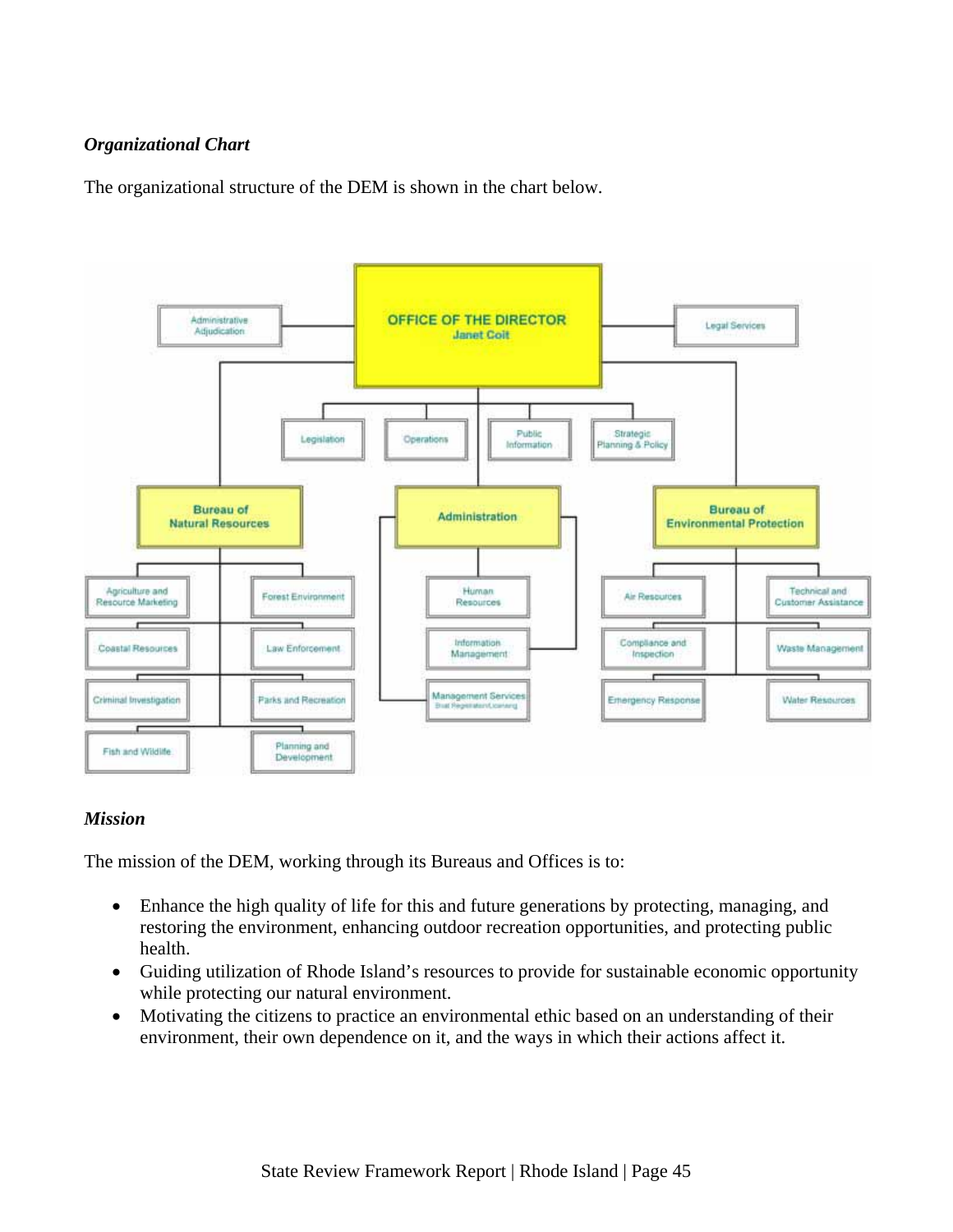### *Organizational Chart*

The organizational structure of the DEM is shown in the chart below.

- **OFFICE OF THE DIRECTOR** – Janet Coit
  - Administrative Adjudication
  - Legal Services
  - Legislation
  - Operations
  - Public Information
  - Strategic Planning & Policy
  - **Bureau of Natural Resources**
    - Agriculture and Resource Marketing
    - Forest Environment
    - Coastal Resources
    - Law Enforcement
    - Criminal Investigation
    - Parks and Recreation
    - Fish and Wildlife
    - Planning and Development
  - **Administration**
    - Human Resources
    - Information Management
    - Management Services (Boat Registration/Licensing)
  - **Bureau of Environmental Protection**
    - Air Resources
    - Technical and Customer Assistance
    - Compliance and Inspection
    - Waste Management
    - Emergency Response
    - Water Resources

### *Mission*

The mission of the DEM, working through its Bureaus and Offices is to:

- Enhance the high quality of life for this and future generations by protecting, managing, and restoring the environment, enhancing outdoor recreation opportunities, and protecting public health.
- Guiding utilization of Rhode Island's resources to provide for sustainable economic opportunity while protecting our natural environment.
- Motivating the citizens to practice an environmental ethic based on an understanding of their environment, their own dependence on it, and the ways in which their actions affect it.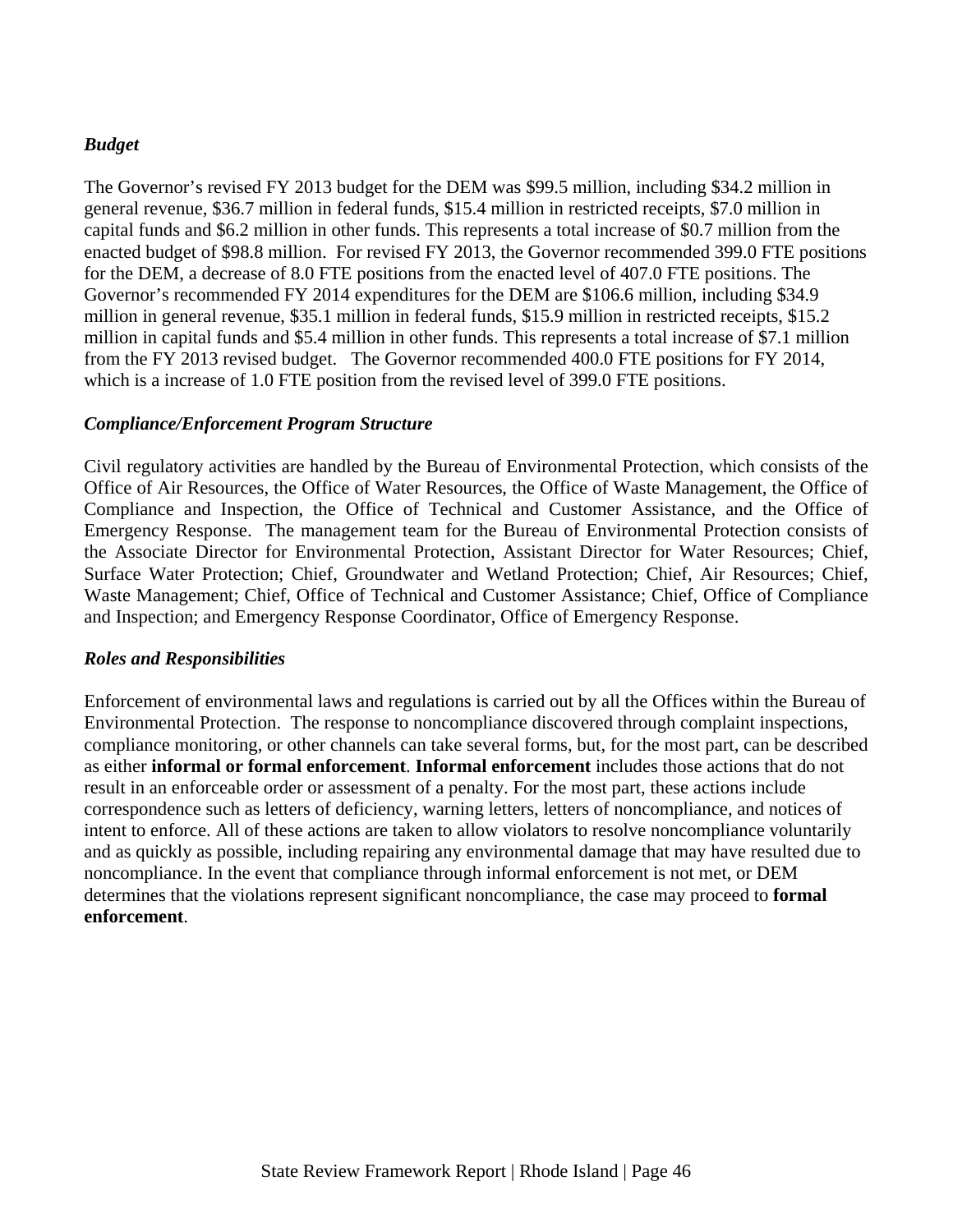***Budget***

The Governor's revised FY 2013 budget for the DEM was $99.5 million, including $34.2 million in general revenue, $36.7 million in federal funds, $15.4 million in restricted receipts, $7.0 million in capital funds and $6.2 million in other funds. This represents a total increase of $0.7 million from the enacted budget of $98.8 million. For revised FY 2013, the Governor recommended 399.0 FTE positions for the DEM, a decrease of 8.0 FTE positions from the enacted level of 407.0 FTE positions. The Governor's recommended FY 2014 expenditures for the DEM are $106.6 million, including $34.9 million in general revenue, $35.1 million in federal funds, $15.9 million in restricted receipts, $15.2 million in capital funds and $5.4 million in other funds. This represents a total increase of $7.1 million from the FY 2013 revised budget. The Governor recommended 400.0 FTE positions for FY 2014, which is a increase of 1.0 FTE position from the revised level of 399.0 FTE positions.

***Compliance/Enforcement Program Structure***

Civil regulatory activities are handled by the Bureau of Environmental Protection, which consists of the Office of Air Resources, the Office of Water Resources, the Office of Waste Management, the Office of Compliance and Inspection, the Office of Technical and Customer Assistance, and the Office of Emergency Response. The management team for the Bureau of Environmental Protection consists of the Associate Director for Environmental Protection, Assistant Director for Water Resources; Chief, Surface Water Protection; Chief, Groundwater and Wetland Protection; Chief, Air Resources; Chief, Waste Management; Chief, Office of Technical and Customer Assistance; Chief, Office of Compliance and Inspection; and Emergency Response Coordinator, Office of Emergency Response.

***Roles and Responsibilities***

Enforcement of environmental laws and regulations is carried out by all the Offices within the Bureau of Environmental Protection. The response to noncompliance discovered through complaint inspections, compliance monitoring, or other channels can take several forms, but, for the most part, can be described as either **informal or formal enforcement**. **Informal enforcement** includes those actions that do not result in an enforceable order or assessment of a penalty. For the most part, these actions include correspondence such as letters of deficiency, warning letters, letters of noncompliance, and notices of intent to enforce. All of these actions are taken to allow violators to resolve noncompliance voluntarily and as quickly as possible, including repairing any environmental damage that may have resulted due to noncompliance. In the event that compliance through informal enforcement is not met, or DEM determines that the violations represent significant noncompliance, the case may proceed to **formal enforcement**.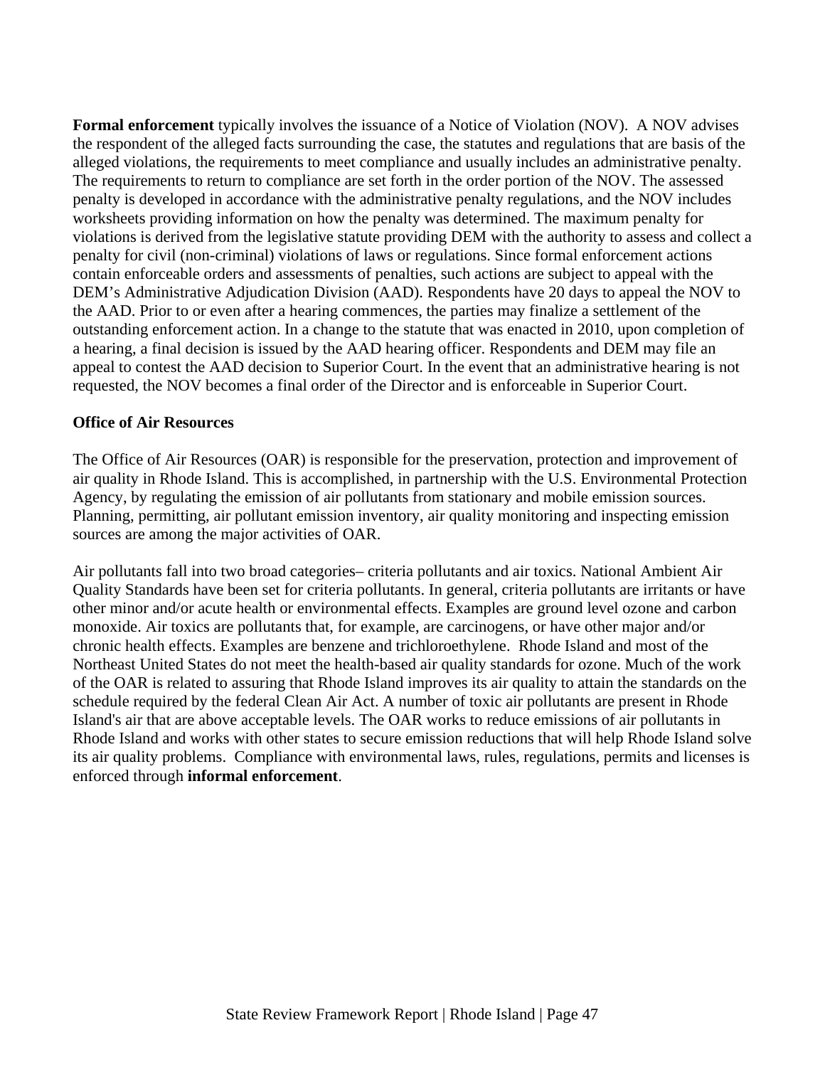**Formal enforcement** typically involves the issuance of a Notice of Violation (NOV). A NOV advises the respondent of the alleged facts surrounding the case, the statutes and regulations that are basis of the alleged violations, the requirements to meet compliance and usually includes an administrative penalty. The requirements to return to compliance are set forth in the order portion of the NOV. The assessed penalty is developed in accordance with the administrative penalty regulations, and the NOV includes worksheets providing information on how the penalty was determined. The maximum penalty for violations is derived from the legislative statute providing DEM with the authority to assess and collect a penalty for civil (non-criminal) violations of laws or regulations. Since formal enforcement actions contain enforceable orders and assessments of penalties, such actions are subject to appeal with the DEM's Administrative Adjudication Division (AAD). Respondents have 20 days to appeal the NOV to the AAD. Prior to or even after a hearing commences, the parties may finalize a settlement of the outstanding enforcement action. In a change to the statute that was enacted in 2010, upon completion of a hearing, a final decision is issued by the AAD hearing officer. Respondents and DEM may file an appeal to contest the AAD decision to Superior Court. In the event that an administrative hearing is not requested, the NOV becomes a final order of the Director and is enforceable in Superior Court.

**Office of Air Resources**

The Office of Air Resources (OAR) is responsible for the preservation, protection and improvement of air quality in Rhode Island. This is accomplished, in partnership with the U.S. Environmental Protection Agency, by regulating the emission of air pollutants from stationary and mobile emission sources. Planning, permitting, air pollutant emission inventory, air quality monitoring and inspecting emission sources are among the major activities of OAR.

Air pollutants fall into two broad categories– criteria pollutants and air toxics. National Ambient Air Quality Standards have been set for criteria pollutants. In general, criteria pollutants are irritants or have other minor and/or acute health or environmental effects. Examples are ground level ozone and carbon monoxide. Air toxics are pollutants that, for example, are carcinogens, or have other major and/or chronic health effects. Examples are benzene and trichloroethylene. Rhode Island and most of the Northeast United States do not meet the health-based air quality standards for ozone. Much of the work of the OAR is related to assuring that Rhode Island improves its air quality to attain the standards on the schedule required by the federal Clean Air Act. A number of toxic air pollutants are present in Rhode Island's air that are above acceptable levels. The OAR works to reduce emissions of air pollutants in Rhode Island and works with other states to secure emission reductions that will help Rhode Island solve its air quality problems. Compliance with environmental laws, rules, regulations, permits and licenses is enforced through **informal enforcement**.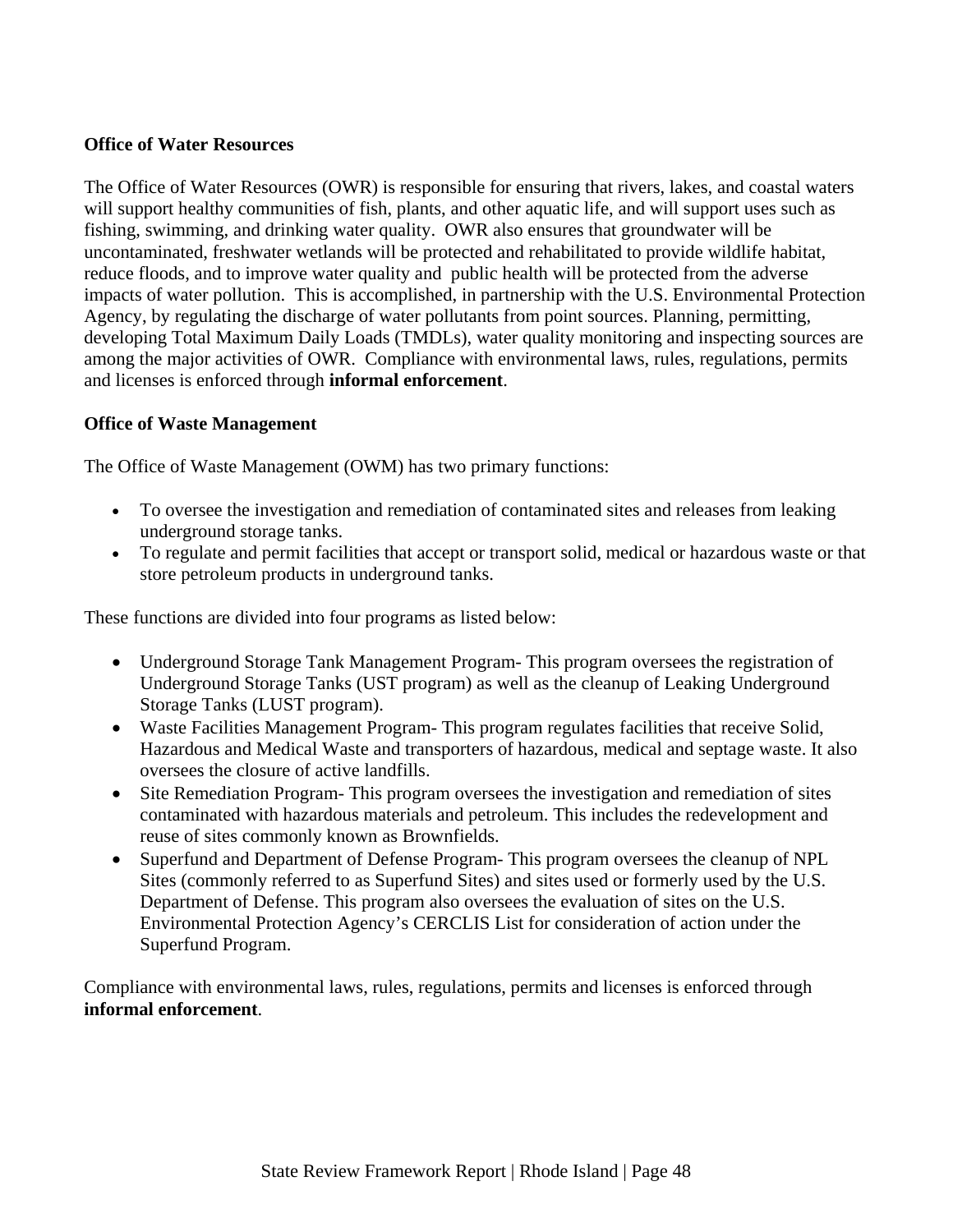**Office of Water Resources**

The Office of Water Resources (OWR) is responsible for ensuring that rivers, lakes, and coastal waters will support healthy communities of fish, plants, and other aquatic life, and will support uses such as fishing, swimming, and drinking water quality. OWR also ensures that groundwater will be uncontaminated, freshwater wetlands will be protected and rehabilitated to provide wildlife habitat, reduce floods, and to improve water quality and public health will be protected from the adverse impacts of water pollution. This is accomplished, in partnership with the U.S. Environmental Protection Agency, by regulating the discharge of water pollutants from point sources. Planning, permitting, developing Total Maximum Daily Loads (TMDLs), water quality monitoring and inspecting sources are among the major activities of OWR. Compliance with environmental laws, rules, regulations, permits and licenses is enforced through **informal enforcement**.

**Office of Waste Management**

The Office of Waste Management (OWM) has two primary functions:

- To oversee the investigation and remediation of contaminated sites and releases from leaking underground storage tanks.
- To regulate and permit facilities that accept or transport solid, medical or hazardous waste or that store petroleum products in underground tanks.

These functions are divided into four programs as listed below:

- Underground Storage Tank Management Program- This program oversees the registration of Underground Storage Tanks (UST program) as well as the cleanup of Leaking Underground Storage Tanks (LUST program).
- Waste Facilities Management Program- This program regulates facilities that receive Solid, Hazardous and Medical Waste and transporters of hazardous, medical and septage waste. It also oversees the closure of active landfills.
- Site Remediation Program- This program oversees the investigation and remediation of sites contaminated with hazardous materials and petroleum. This includes the redevelopment and reuse of sites commonly known as Brownfields.
- Superfund and Department of Defense Program- This program oversees the cleanup of NPL Sites (commonly referred to as Superfund Sites) and sites used or formerly used by the U.S. Department of Defense. This program also oversees the evaluation of sites on the U.S. Environmental Protection Agency's CERCLIS List for consideration of action under the Superfund Program.

Compliance with environmental laws, rules, regulations, permits and licenses is enforced through **informal enforcement**.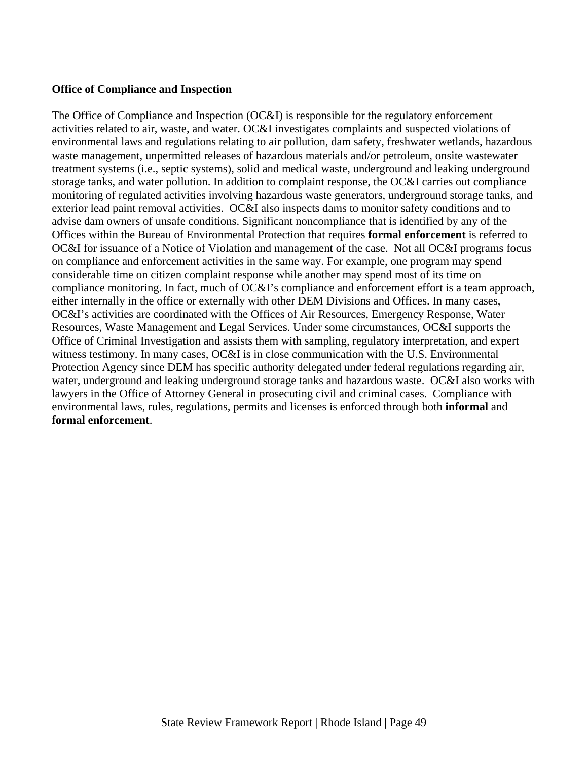**Office of Compliance and Inspection**

The Office of Compliance and Inspection (OC&I) is responsible for the regulatory enforcement activities related to air, waste, and water. OC&I investigates complaints and suspected violations of environmental laws and regulations relating to air pollution, dam safety, freshwater wetlands, hazardous waste management, unpermitted releases of hazardous materials and/or petroleum, onsite wastewater treatment systems (i.e., septic systems), solid and medical waste, underground and leaking underground storage tanks, and water pollution. In addition to complaint response, the OC&I carries out compliance monitoring of regulated activities involving hazardous waste generators, underground storage tanks, and exterior lead paint removal activities. OC&I also inspects dams to monitor safety conditions and to advise dam owners of unsafe conditions. Significant noncompliance that is identified by any of the Offices within the Bureau of Environmental Protection that requires **formal enforcement** is referred to OC&I for issuance of a Notice of Violation and management of the case. Not all OC&I programs focus on compliance and enforcement activities in the same way. For example, one program may spend considerable time on citizen complaint response while another may spend most of its time on compliance monitoring. In fact, much of OC&I's compliance and enforcement effort is a team approach, either internally in the office or externally with other DEM Divisions and Offices. In many cases, OC&I's activities are coordinated with the Offices of Air Resources, Emergency Response, Water Resources, Waste Management and Legal Services. Under some circumstances, OC&I supports the Office of Criminal Investigation and assists them with sampling, regulatory interpretation, and expert witness testimony. In many cases, OC&I is in close communication with the U.S. Environmental Protection Agency since DEM has specific authority delegated under federal regulations regarding air, water, underground and leaking underground storage tanks and hazardous waste. OC&I also works with lawyers in the Office of Attorney General in prosecuting civil and criminal cases. Compliance with environmental laws, rules, regulations, permits and licenses is enforced through both **informal** and **formal enforcement**.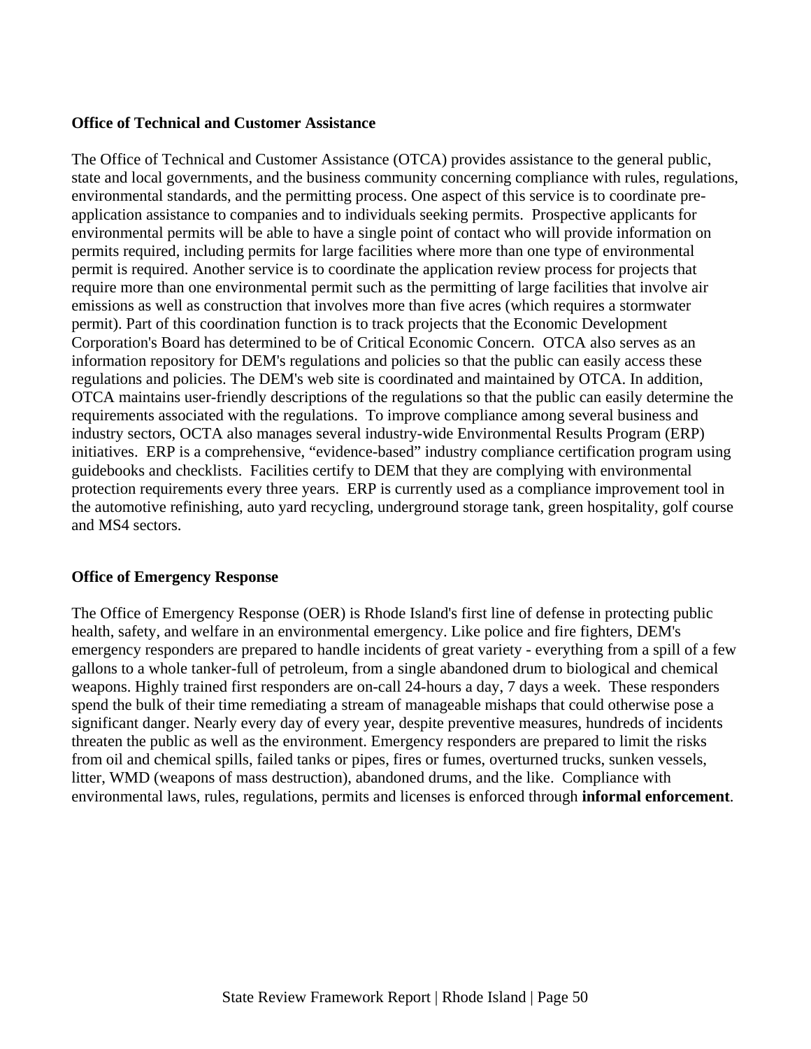**Office of Technical and Customer Assistance**

The Office of Technical and Customer Assistance (OTCA) provides assistance to the general public, state and local governments, and the business community concerning compliance with rules, regulations, environmental standards, and the permitting process. One aspect of this service is to coordinate pre-application assistance to companies and to individuals seeking permits. Prospective applicants for environmental permits will be able to have a single point of contact who will provide information on permits required, including permits for large facilities where more than one type of environmental permit is required. Another service is to coordinate the application review process for projects that require more than one environmental permit such as the permitting of large facilities that involve air emissions as well as construction that involves more than five acres (which requires a stormwater permit). Part of this coordination function is to track projects that the Economic Development Corporation's Board has determined to be of Critical Economic Concern. OTCA also serves as an information repository for DEM's regulations and policies so that the public can easily access these regulations and policies. The DEM's web site is coordinated and maintained by OTCA. In addition, OTCA maintains user-friendly descriptions of the regulations so that the public can easily determine the requirements associated with the regulations. To improve compliance among several business and industry sectors, OCTA also manages several industry-wide Environmental Results Program (ERP) initiatives. ERP is a comprehensive, "evidence-based" industry compliance certification program using guidebooks and checklists. Facilities certify to DEM that they are complying with environmental protection requirements every three years. ERP is currently used as a compliance improvement tool in the automotive refinishing, auto yard recycling, underground storage tank, green hospitality, golf course and MS4 sectors.

**Office of Emergency Response**

The Office of Emergency Response (OER) is Rhode Island's first line of defense in protecting public health, safety, and welfare in an environmental emergency. Like police and fire fighters, DEM's emergency responders are prepared to handle incidents of great variety - everything from a spill of a few gallons to a whole tanker-full of petroleum, from a single abandoned drum to biological and chemical weapons. Highly trained first responders are on-call 24-hours a day, 7 days a week. These responders spend the bulk of their time remediating a stream of manageable mishaps that could otherwise pose a significant danger. Nearly every day of every year, despite preventive measures, hundreds of incidents threaten the public as well as the environment. Emergency responders are prepared to limit the risks from oil and chemical spills, failed tanks or pipes, fires or fumes, overturned trucks, sunken vessels, litter, WMD (weapons of mass destruction), abandoned drums, and the like. Compliance with environmental laws, rules, regulations, permits and licenses is enforced through **informal enforcement**.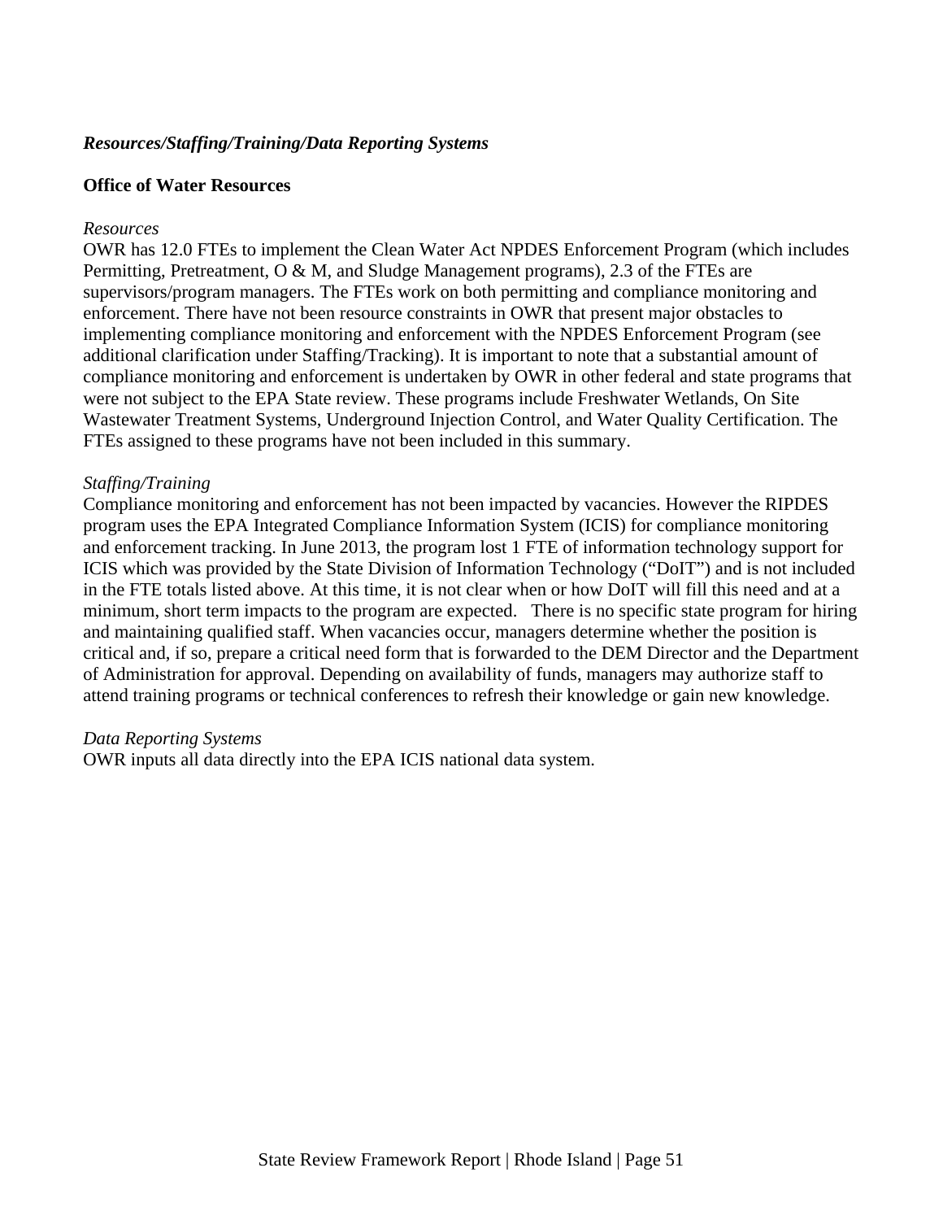***Resources/Staffing/Training/Data Reporting Systems***

**Office of Water Resources**

*Resources*

OWR has 12.0 FTEs to implement the Clean Water Act NPDES Enforcement Program (which includes Permitting, Pretreatment, O & M, and Sludge Management programs), 2.3 of the FTEs are supervisors/program managers. The FTEs work on both permitting and compliance monitoring and enforcement. There have not been resource constraints in OWR that present major obstacles to implementing compliance monitoring and enforcement with the NPDES Enforcement Program (see additional clarification under Staffing/Tracking). It is important to note that a substantial amount of compliance monitoring and enforcement is undertaken by OWR in other federal and state programs that were not subject to the EPA State review. These programs include Freshwater Wetlands, On Site Wastewater Treatment Systems, Underground Injection Control, and Water Quality Certification. The FTEs assigned to these programs have not been included in this summary.

*Staffing/Training*

Compliance monitoring and enforcement has not been impacted by vacancies. However the RIPDES program uses the EPA Integrated Compliance Information System (ICIS) for compliance monitoring and enforcement tracking. In June 2013, the program lost 1 FTE of information technology support for ICIS which was provided by the State Division of Information Technology ("DoIT") and is not included in the FTE totals listed above. At this time, it is not clear when or how DoIT will fill this need and at a minimum, short term impacts to the program are expected. There is no specific state program for hiring and maintaining qualified staff. When vacancies occur, managers determine whether the position is critical and, if so, prepare a critical need form that is forwarded to the DEM Director and the Department of Administration for approval. Depending on availability of funds, managers may authorize staff to attend training programs or technical conferences to refresh their knowledge or gain new knowledge.

*Data Reporting Systems*

OWR inputs all data directly into the EPA ICIS national data system.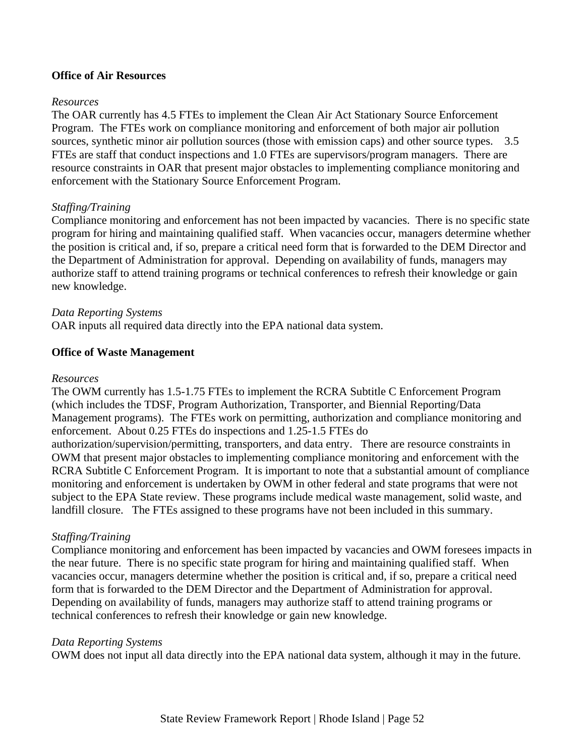**Office of Air Resources**

*Resources*

The OAR currently has 4.5 FTEs to implement the Clean Air Act Stationary Source Enforcement Program. The FTEs work on compliance monitoring and enforcement of both major air pollution sources, synthetic minor air pollution sources (those with emission caps) and other source types. 3.5 FTEs are staff that conduct inspections and 1.0 FTEs are supervisors/program managers. There are resource constraints in OAR that present major obstacles to implementing compliance monitoring and enforcement with the Stationary Source Enforcement Program.

*Staffing/Training*

Compliance monitoring and enforcement has not been impacted by vacancies. There is no specific state program for hiring and maintaining qualified staff. When vacancies occur, managers determine whether the position is critical and, if so, prepare a critical need form that is forwarded to the DEM Director and the Department of Administration for approval. Depending on availability of funds, managers may authorize staff to attend training programs or technical conferences to refresh their knowledge or gain new knowledge.

*Data Reporting Systems*

OAR inputs all required data directly into the EPA national data system.

**Office of Waste Management**

*Resources*

The OWM currently has 1.5-1.75 FTEs to implement the RCRA Subtitle C Enforcement Program (which includes the TDSF, Program Authorization, Transporter, and Biennial Reporting/Data Management programs). The FTEs work on permitting, authorization and compliance monitoring and enforcement. About 0.25 FTEs do inspections and 1.25-1.5 FTEs do authorization/supervision/permitting, transporters, and data entry. There are resource constraints in OWM that present major obstacles to implementing compliance monitoring and enforcement with the RCRA Subtitle C Enforcement Program. It is important to note that a substantial amount of compliance monitoring and enforcement is undertaken by OWM in other federal and state programs that were not subject to the EPA State review. These programs include medical waste management, solid waste, and landfill closure. The FTEs assigned to these programs have not been included in this summary.

*Staffing/Training*

Compliance monitoring and enforcement has been impacted by vacancies and OWM foresees impacts in the near future. There is no specific state program for hiring and maintaining qualified staff. When vacancies occur, managers determine whether the position is critical and, if so, prepare a critical need form that is forwarded to the DEM Director and the Department of Administration for approval. Depending on availability of funds, managers may authorize staff to attend training programs or technical conferences to refresh their knowledge or gain new knowledge.

*Data Reporting Systems*

OWM does not input all data directly into the EPA national data system, although it may in the future.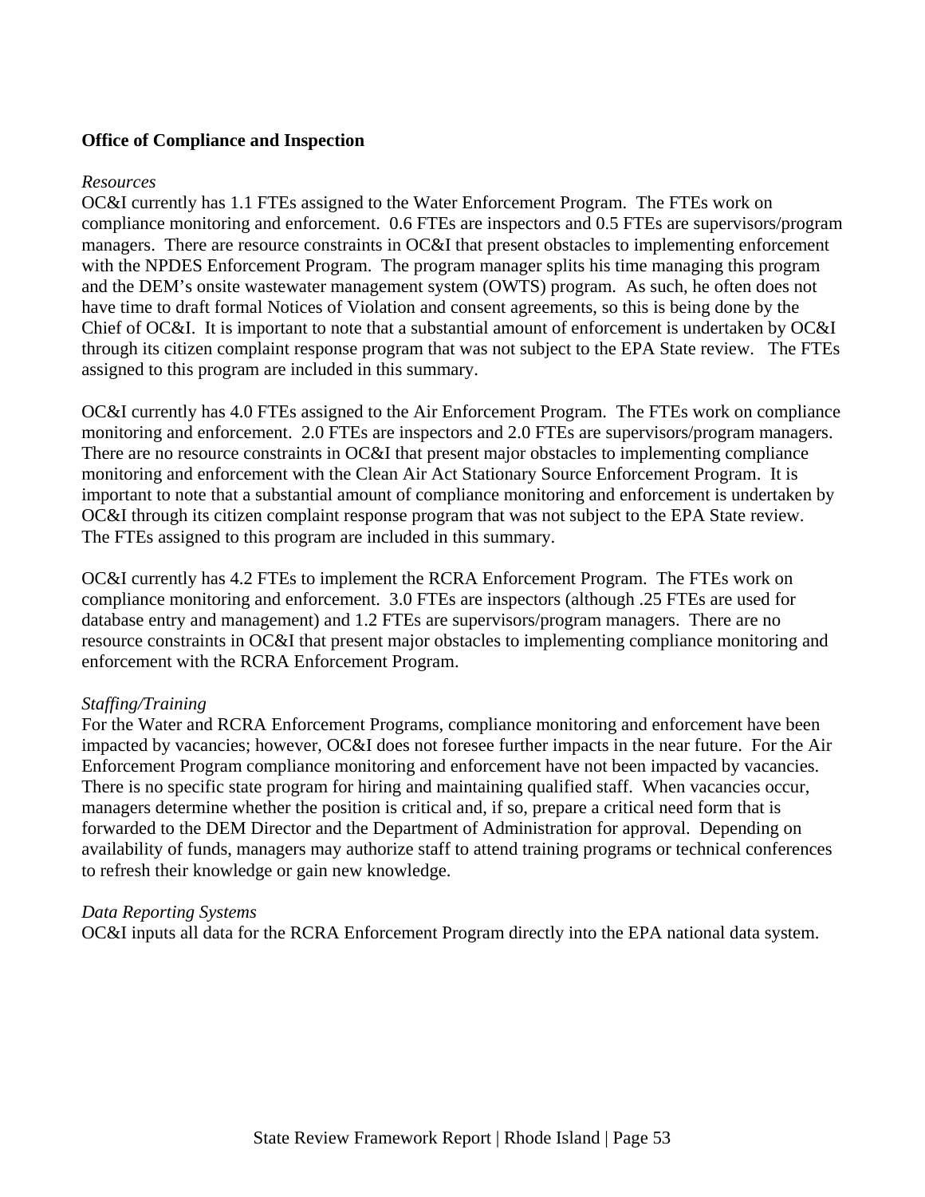**Office of Compliance and Inspection**

*Resources*

OC&I currently has 1.1 FTEs assigned to the Water Enforcement Program. The FTEs work on compliance monitoring and enforcement. 0.6 FTEs are inspectors and 0.5 FTEs are supervisors/program managers. There are resource constraints in OC&I that present obstacles to implementing enforcement with the NPDES Enforcement Program. The program manager splits his time managing this program and the DEM's onsite wastewater management system (OWTS) program. As such, he often does not have time to draft formal Notices of Violation and consent agreements, so this is being done by the Chief of OC&I. It is important to note that a substantial amount of enforcement is undertaken by OC&I through its citizen complaint response program that was not subject to the EPA State review. The FTEs assigned to this program are included in this summary.

OC&I currently has 4.0 FTEs assigned to the Air Enforcement Program. The FTEs work on compliance monitoring and enforcement. 2.0 FTEs are inspectors and 2.0 FTEs are supervisors/program managers. There are no resource constraints in OC&I that present major obstacles to implementing compliance monitoring and enforcement with the Clean Air Act Stationary Source Enforcement Program. It is important to note that a substantial amount of compliance monitoring and enforcement is undertaken by OC&I through its citizen complaint response program that was not subject to the EPA State review. The FTEs assigned to this program are included in this summary.

OC&I currently has 4.2 FTEs to implement the RCRA Enforcement Program. The FTEs work on compliance monitoring and enforcement. 3.0 FTEs are inspectors (although .25 FTEs are used for database entry and management) and 1.2 FTEs are supervisors/program managers. There are no resource constraints in OC&I that present major obstacles to implementing compliance monitoring and enforcement with the RCRA Enforcement Program.

*Staffing/Training*

For the Water and RCRA Enforcement Programs, compliance monitoring and enforcement have been impacted by vacancies; however, OC&I does not foresee further impacts in the near future. For the Air Enforcement Program compliance monitoring and enforcement have not been impacted by vacancies. There is no specific state program for hiring and maintaining qualified staff. When vacancies occur, managers determine whether the position is critical and, if so, prepare a critical need form that is forwarded to the DEM Director and the Department of Administration for approval. Depending on availability of funds, managers may authorize staff to attend training programs or technical conferences to refresh their knowledge or gain new knowledge.

*Data Reporting Systems*

OC&I inputs all data for the RCRA Enforcement Program directly into the EPA national data system.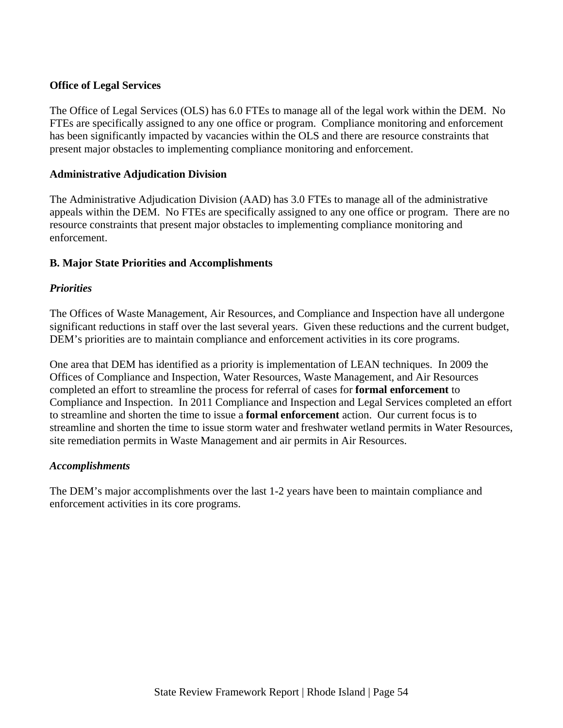**Office of Legal Services**

The Office of Legal Services (OLS) has 6.0 FTEs to manage all of the legal work within the DEM. No FTEs are specifically assigned to any one office or program. Compliance monitoring and enforcement has been significantly impacted by vacancies within the OLS and there are resource constraints that present major obstacles to implementing compliance monitoring and enforcement.

**Administrative Adjudication Division**

The Administrative Adjudication Division (AAD) has 3.0 FTEs to manage all of the administrative appeals within the DEM. No FTEs are specifically assigned to any one office or program. There are no resource constraints that present major obstacles to implementing compliance monitoring and enforcement.

## B. Major State Priorities and Accomplishments

***Priorities***

The Offices of Waste Management, Air Resources, and Compliance and Inspection have all undergone significant reductions in staff over the last several years. Given these reductions and the current budget, DEM's priorities are to maintain compliance and enforcement activities in its core programs.

One area that DEM has identified as a priority is implementation of LEAN techniques. In 2009 the Offices of Compliance and Inspection, Water Resources, Waste Management, and Air Resources completed an effort to streamline the process for referral of cases for **formal enforcement** to Compliance and Inspection. In 2011 Compliance and Inspection and Legal Services completed an effort to streamline and shorten the time to issue a **formal enforcement** action. Our current focus is to streamline and shorten the time to issue storm water and freshwater wetland permits in Water Resources, site remediation permits in Waste Management and air permits in Air Resources.

***Accomplishments***

The DEM's major accomplishments over the last 1-2 years have been to maintain compliance and enforcement activities in its core programs.